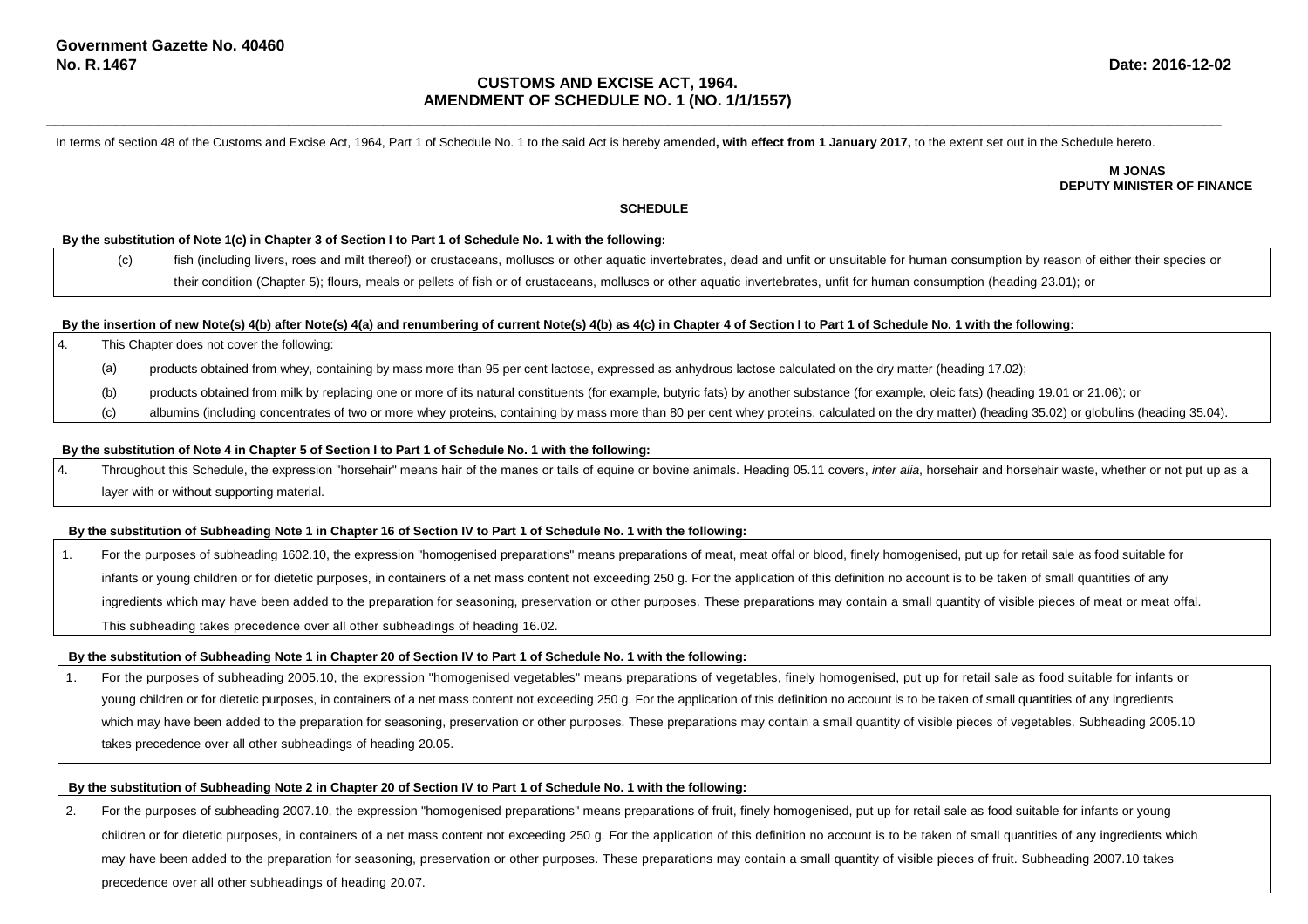**Government Gazette No. 40460**
**No. R. 1467** **Date: 2016-12-02**

# CUSTOMS AND EXCISE ACT, 1964.
## AMENDMENT OF SCHEDULE NO. 1 (NO. 1/1/1557)

In terms of section 48 of the Customs and Excise Act, 1964, Part 1 of Schedule No. 1 to the said Act is hereby amended**, with effect from 1 January 2017,** to the extent set out in the Schedule hereto.

**M JONAS**
**DEPUTY MINISTER OF FINANCE**

**SCHEDULE**

**By the substitution of Note 1(c) in Chapter 3 of Section I to Part 1 of Schedule No. 1 with the following:**

(c) fish (including livers, roes and milt thereof) or crustaceans, molluscs or other aquatic invertebrates, dead and unfit or unsuitable for human consumption by reason of either their species or their condition (Chapter 5); flours, meals or pellets of fish or of crustaceans, molluscs or other aquatic invertebrates, unfit for human consumption (heading 23.01); or

**By the insertion of new Note(s) 4(b) after Note(s) 4(a) and renumbering of current Note(s) 4(b) as 4(c) in Chapter 4 of Section I to Part 1 of Schedule No. 1 with the following:**

4. This Chapter does not cover the following:

(a) products obtained from whey, containing by mass more than 95 per cent lactose, expressed as anhydrous lactose calculated on the dry matter (heading 17.02);

(b) products obtained from milk by replacing one or more of its natural constituents (for example, butyric fats) by another substance (for example, oleic fats) (heading 19.01 or 21.06); or

(c) albumins (including concentrates of two or more whey proteins, containing by mass more than 80 per cent whey proteins, calculated on the dry matter) (heading 35.02) or globulins (heading 35.04).

**By the substitution of Note 4 in Chapter 5 of Section I to Part 1 of Schedule No. 1 with the following:**

4. Throughout this Schedule, the expression "horsehair" means hair of the manes or tails of equine or bovine animals. Heading 05.11 covers, *inter alia*, horsehair and horsehair waste, whether or not put up as a layer with or without supporting material.

**By the substitution of Subheading Note 1 in Chapter 16 of Section IV to Part 1 of Schedule No. 1 with the following:**

1. For the purposes of subheading 1602.10, the expression "homogenised preparations" means preparations of meat, meat offal or blood, finely homogenised, put up for retail sale as food suitable for infants or young children or for dietetic purposes, in containers of a net mass content not exceeding 250 g. For the application of this definition no account is to be taken of small quantities of any ingredients which may have been added to the preparation for seasoning, preservation or other purposes. These preparations may contain a small quantity of visible pieces of meat or meat offal. This subheading takes precedence over all other subheadings of heading 16.02.

**By the substitution of Subheading Note 1 in Chapter 20 of Section IV to Part 1 of Schedule No. 1 with the following:**

1. For the purposes of subheading 2005.10, the expression "homogenised vegetables" means preparations of vegetables, finely homogenised, put up for retail sale as food suitable for infants or young children or for dietetic purposes, in containers of a net mass content not exceeding 250 g. For the application of this definition no account is to be taken of small quantities of any ingredients which may have been added to the preparation for seasoning, preservation or other purposes. These preparations may contain a small quantity of visible pieces of vegetables. Subheading 2005.10 takes precedence over all other subheadings of heading 20.05.

**By the substitution of Subheading Note 2 in Chapter 20 of Section IV to Part 1 of Schedule No. 1 with the following:**

2. For the purposes of subheading 2007.10, the expression "homogenised preparations" means preparations of fruit, finely homogenised, put up for retail sale as food suitable for infants or young children or for dietetic purposes, in containers of a net mass content not exceeding 250 g. For the application of this definition no account is to be taken of small quantities of any ingredients which may have been added to the preparation for seasoning, preservation or other purposes. These preparations may contain a small quantity of visible pieces of fruit. Subheading 2007.10 takes precedence over all other subheadings of heading 20.07.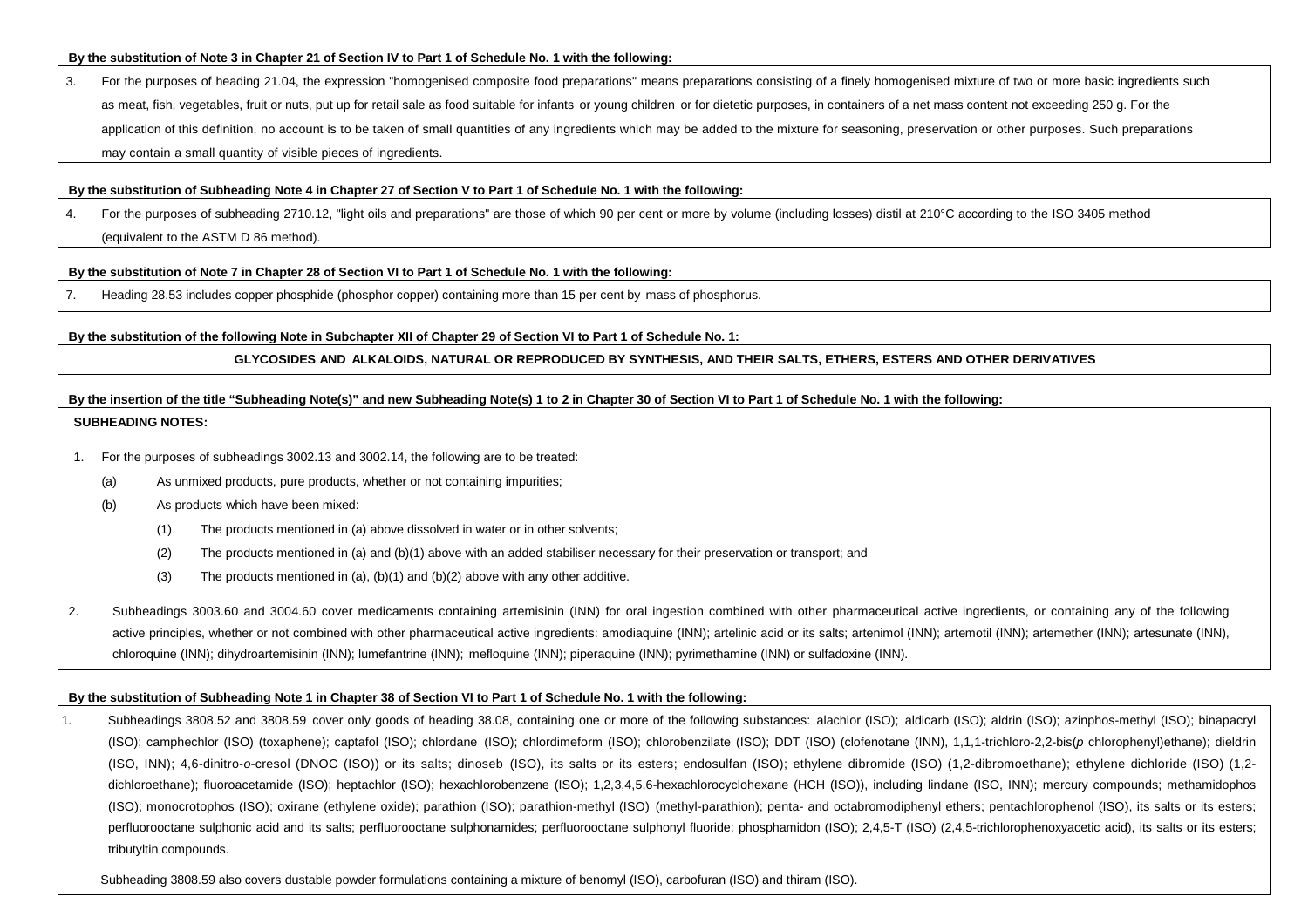**By the substitution of Note 3 in Chapter 21 of Section IV to Part 1 of Schedule No. 1 with the following:**

3. For the purposes of heading 21.04, the expression "homogenised composite food preparations" means preparations consisting of a finely homogenised mixture of two or more basic ingredients such as meat, fish, vegetables, fruit or nuts, put up for retail sale as food suitable for infants or young children or for dietetic purposes, in containers of a net mass content not exceeding 250 g. For the application of this definition, no account is to be taken of small quantities of any ingredients which may be added to the mixture for seasoning, preservation or other purposes. Such preparations may contain a small quantity of visible pieces of ingredients.

**By the substitution of Subheading Note 4 in Chapter 27 of Section V to Part 1 of Schedule No. 1 with the following:**

4. For the purposes of subheading 2710.12, "light oils and preparations" are those of which 90 per cent or more by volume (including losses) distil at 210°C according to the ISO 3405 method (equivalent to the ASTM D 86 method).

**By the substitution of Note 7 in Chapter 28 of Section VI to Part 1 of Schedule No. 1 with the following:**

7. Heading 28.53 includes copper phosphide (phosphor copper) containing more than 15 per cent by mass of phosphorus.

**By the substitution of the following Note in Subchapter XII of Chapter 29 of Section VI to Part 1 of Schedule No. 1:**

**GLYCOSIDES AND ALKALOIDS, NATURAL OR REPRODUCED BY SYNTHESIS, AND THEIR SALTS, ETHERS, ESTERS AND OTHER DERIVATIVES**

**By the insertion of the title "Subheading Note(s)" and new Subheading Note(s) 1 to 2 in Chapter 30 of Section VI to Part 1 of Schedule No. 1 with the following:**

**SUBHEADING NOTES:**

1. For the purposes of subheadings 3002.13 and 3002.14, the following are to be treated:
   - (a) As unmixed products, pure products, whether or not containing impurities;
   - (b) As products which have been mixed:
     - (1) The products mentioned in (a) above dissolved in water or in other solvents;
     - (2) The products mentioned in (a) and (b)(1) above with an added stabiliser necessary for their preservation or transport; and
     - (3) The products mentioned in (a), (b)(1) and (b)(2) above with any other additive.

2. Subheadings 3003.60 and 3004.60 cover medicaments containing artemisinin (INN) for oral ingestion combined with other pharmaceutical active ingredients, or containing any of the following active principles, whether or not combined with other pharmaceutical active ingredients: amodiaquine (INN); artelinic acid or its salts; artenimol (INN); artemotil (INN); artemether (INN); artesunate (INN), chloroquine (INN); dihydroartemisinin (INN); lumefantrine (INN); mefloquine (INN); piperaquine (INN); pyrimethamine (INN) or sulfadoxine (INN).

**By the substitution of Subheading Note 1 in Chapter 38 of Section VI to Part 1 of Schedule No. 1 with the following:**

1. Subheadings 3808.52 and 3808.59 cover only goods of heading 38.08, containing one or more of the following substances: alachlor (ISO); aldicarb (ISO); aldrin (ISO); azinphos-methyl (ISO); binapacryl (ISO); camphechlor (ISO) (toxaphene); captafol (ISO); chlordane (ISO); chlordimeform (ISO); chlorobenzilate (ISO); DDT (ISO) (clofenotane (INN), 1,1,1-trichloro-2,2-bis(*p* chlorophenyl)ethane); dieldrin (ISO, INN); 4,6-dinitro-*o*-cresol (DNOC (ISO)) or its salts; dinoseb (ISO), its salts or its esters; endosulfan (ISO); ethylene dibromide (ISO) (1,2-dibromoethane); ethylene dichloride (ISO) (1,2-dichloroethane); fluoroacetamide (ISO); heptachlor (ISO); hexachlorobenzene (ISO); 1,2,3,4,5,6-hexachlorocyclohexane (HCH (ISO)), including lindane (ISO, INN); mercury compounds; methamidophos (ISO); monocrotophos (ISO); oxirane (ethylene oxide); parathion (ISO); parathion-methyl (ISO) (methyl-parathion); penta- and octabromodiphenyl ethers; pentachlorophenol (ISO), its salts or its esters; perfluorooctane sulphonic acid and its salts; perfluorooctane sulphonamides; perfluorooctane sulphonyl fluoride; phosphamidon (ISO); 2,4,5-T (ISO) (2,4,5-trichlorophenoxyacetic acid), its salts or its esters; tributyltin compounds.

   Subheading 3808.59 also covers dustable powder formulations containing a mixture of benomyl (ISO), carbofuran (ISO) and thiram (ISO).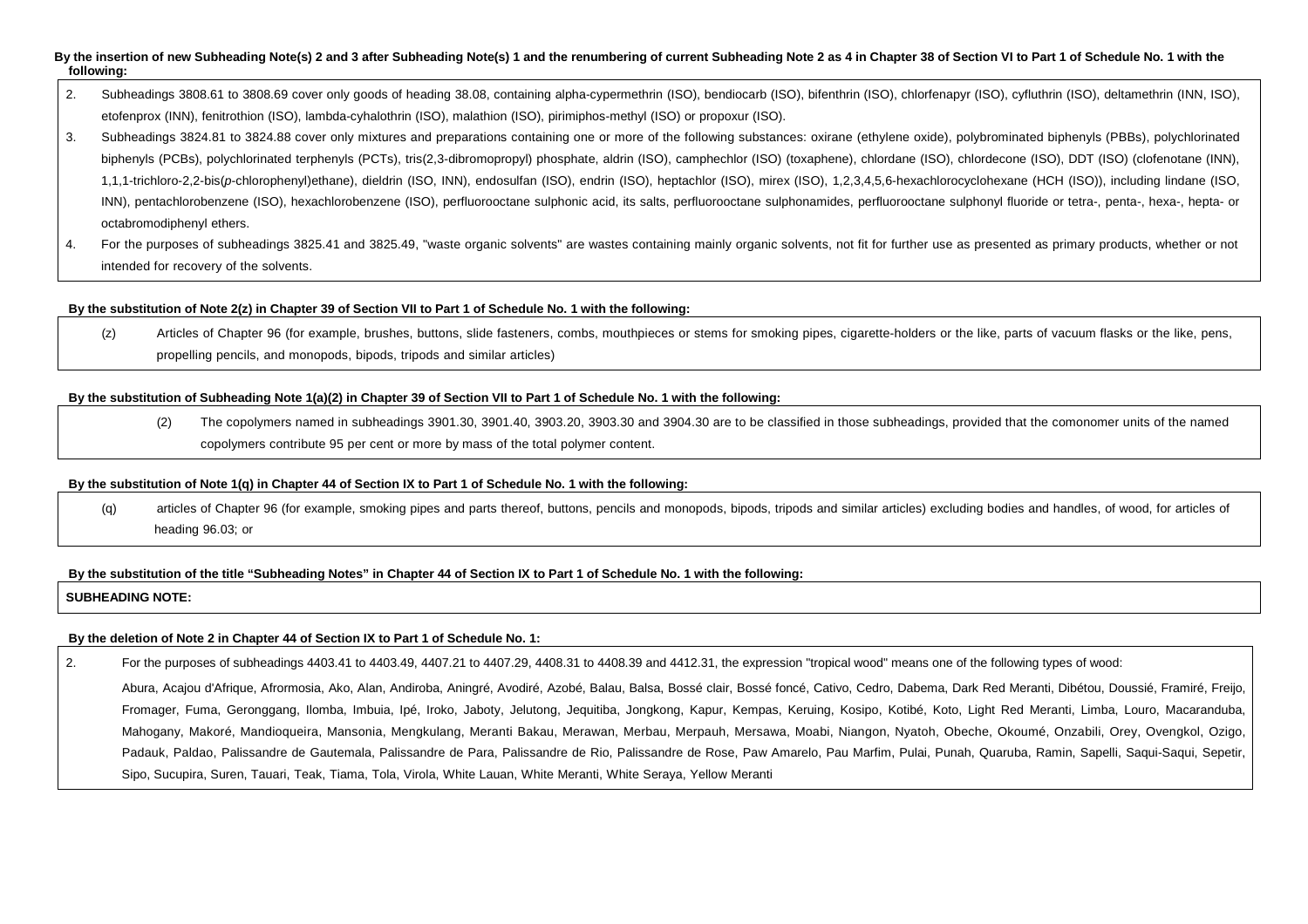**By the insertion of new Subheading Note(s) 2 and 3 after Subheading Note(s) 1 and the renumbering of current Subheading Note 2 as 4 in Chapter 38 of Section VI to Part 1 of Schedule No. 1 with the following:**

2. Subheadings 3808.61 to 3808.69 cover only goods of heading 38.08, containing alpha-cypermethrin (ISO), bendiocarb (ISO), bifenthrin (ISO), chlorfenapyr (ISO), cyfluthrin (ISO), deltamethrin (INN, ISO), etofenprox (INN), fenitrothion (ISO), lambda-cyhalothrin (ISO), malathion (ISO), pirimiphos-methyl (ISO) or propoxur (ISO).
3. Subheadings 3824.81 to 3824.88 cover only mixtures and preparations containing one or more of the following substances: oxirane (ethylene oxide), polybrominated biphenyls (PBBs), polychlorinated biphenyls (PCBs), polychlorinated terphenyls (PCTs), tris(2,3-dibromopropyl) phosphate, aldrin (ISO), camphechlor (ISO) (toxaphene), chlordane (ISO), chlordecone (ISO), DDT (ISO) (clofenotane (INN), 1,1,1-trichloro-2,2-bis(*p*-chlorophenyl)ethane), dieldrin (ISO, INN), endosulfan (ISO), endrin (ISO), heptachlor (ISO), mirex (ISO), 1,2,3,4,5,6-hexachlorocyclohexane (HCH (ISO)), including lindane (ISO, INN), pentachlorobenzene (ISO), hexachlorobenzene (ISO), perfluorooctane sulphonic acid, its salts, perfluorooctane sulphonamides, perfluorooctane sulphonyl fluoride or tetra-, penta-, hexa-, hepta- or octabromodiphenyl ethers.
4. For the purposes of subheadings 3825.41 and 3825.49, "waste organic solvents" are wastes containing mainly organic solvents, not fit for further use as presented as primary products, whether or not intended for recovery of the solvents.

**By the substitution of Note 2(z) in Chapter 39 of Section VII to Part 1 of Schedule No. 1 with the following:**

(z) Articles of Chapter 96 (for example, brushes, buttons, slide fasteners, combs, mouthpieces or stems for smoking pipes, cigarette-holders or the like, parts of vacuum flasks or the like, pens, propelling pencils, and monopods, bipods, tripods and similar articles)

**By the substitution of Subheading Note 1(a)(2) in Chapter 39 of Section VII to Part 1 of Schedule No. 1 with the following:**

(2) The copolymers named in subheadings 3901.30, 3901.40, 3903.20, 3903.30 and 3904.30 are to be classified in those subheadings, provided that the comonomer units of the named copolymers contribute 95 per cent or more by mass of the total polymer content.

**By the substitution of Note 1(q) in Chapter 44 of Section IX to Part 1 of Schedule No. 1 with the following:**

(q) articles of Chapter 96 (for example, smoking pipes and parts thereof, buttons, pencils and monopods, bipods, tripods and similar articles) excluding bodies and handles, of wood, for articles of heading 96.03; or

**By the substitution of the title "Subheading Notes" in Chapter 44 of Section IX to Part 1 of Schedule No. 1 with the following:**

**SUBHEADING NOTE:**

**By the deletion of Note 2 in Chapter 44 of Section IX to Part 1 of Schedule No. 1:**

2. For the purposes of subheadings 4403.41 to 4403.49, 4407.21 to 4407.29, 4408.31 to 4408.39 and 4412.31, the expression "tropical wood" means one of the following types of wood:

   Abura, Acajou d'Afrique, Afrormosia, Ako, Alan, Andiroba, Aningré, Avodiré, Azobé, Balau, Balsa, Bossé clair, Bossé foncé, Cativo, Cedro, Dabema, Dark Red Meranti, Dibétou, Doussié, Framiré, Freijo, Fromager, Fuma, Geronggang, Ilomba, Imbuia, Ipé, Iroko, Jaboty, Jelutong, Jequitiba, Jongkong, Kapur, Kempas, Keruing, Kosipo, Kotibé, Koto, Light Red Meranti, Limba, Louro, Macaranduba, Mahogany, Makoré, Mandioqueira, Mansonia, Mengkulang, Meranti Bakau, Merawan, Merbau, Merpauh, Mersawa, Moabi, Niangon, Nyatoh, Obeche, Okoumé, Onzabili, Orey, Ovengkol, Ozigo, Padauk, Paldao, Palissandre de Gautemala, Palissandre de Para, Palissandre de Rio, Palissandre de Rose, Paw Amarelo, Pau Marfim, Pulai, Punah, Quaruba, Ramin, Sapelli, Saqui-Saqui, Sepetir, Sipo, Sucupira, Suren, Tauari, Teak, Tiama, Tola, Virola, White Lauan, White Meranti, White Seraya, Yellow Meranti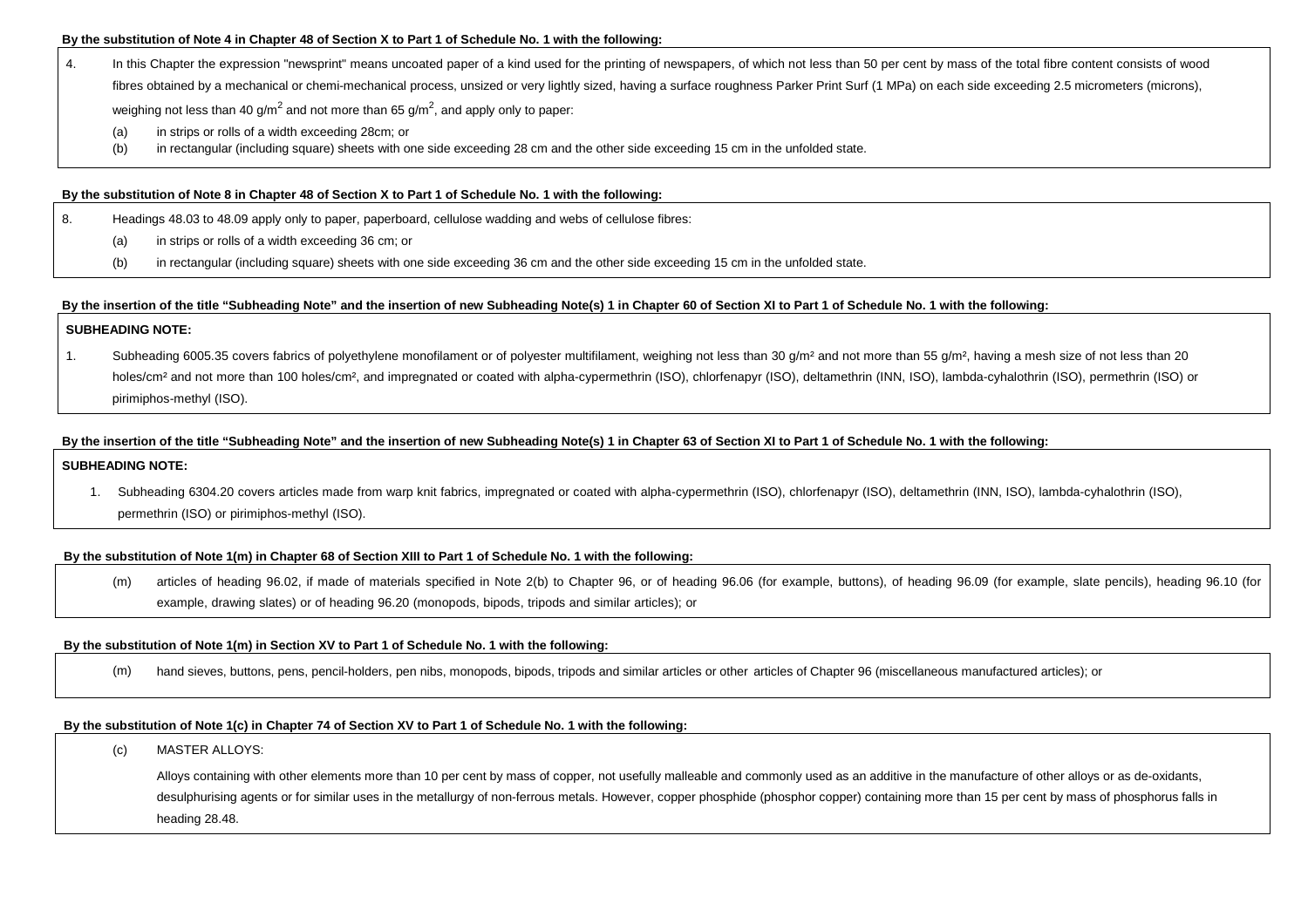**By the substitution of Note 4 in Chapter 48 of Section X to Part 1 of Schedule No. 1 with the following:**

4. In this Chapter the expression "newsprint" means uncoated paper of a kind used for the printing of newspapers, of which not less than 50 per cent by mass of the total fibre content consists of wood fibres obtained by a mechanical or chemi-mechanical process, unsized or very lightly sized, having a surface roughness Parker Print Surf (1 MPa) on each side exceeding 2.5 micrometers (microns), weighing not less than 40 g/m$^2$ and not more than 65 g/m$^2$, and apply only to paper:

   (a) in strips or rolls of a width exceeding 28cm; or

   (b) in rectangular (including square) sheets with one side exceeding 28 cm and the other side exceeding 15 cm in the unfolded state.

**By the substitution of Note 8 in Chapter 48 of Section X to Part 1 of Schedule No. 1 with the following:**

8. Headings 48.03 to 48.09 apply only to paper, paperboard, cellulose wadding and webs of cellulose fibres:

   (a) in strips or rolls of a width exceeding 36 cm; or

   (b) in rectangular (including square) sheets with one side exceeding 36 cm and the other side exceeding 15 cm in the unfolded state.

**By the insertion of the title "Subheading Note" and the insertion of new Subheading Note(s) 1 in Chapter 60 of Section XI to Part 1 of Schedule No. 1 with the following:**

**SUBHEADING NOTE:**

1. Subheading 6005.35 covers fabrics of polyethylene monofilament or of polyester multifilament, weighing not less than 30 g/m$^2$ and not more than 55 g/m$^2$, having a mesh size of not less than 20 holes/cm$^2$ and not more than 100 holes/cm$^2$, and impregnated or coated with alpha-cypermethrin (ISO), chlorfenapyr (ISO), deltamethrin (INN, ISO), lambda-cyhalothrin (ISO), permethrin (ISO) or pirimiphos-methyl (ISO).

**By the insertion of the title "Subheading Note" and the insertion of new Subheading Note(s) 1 in Chapter 63 of Section XI to Part 1 of Schedule No. 1 with the following:**

**SUBHEADING NOTE:**

1. Subheading 6304.20 covers articles made from warp knit fabrics, impregnated or coated with alpha-cypermethrin (ISO), chlorfenapyr (ISO), deltamethrin (INN, ISO), lambda-cyhalothrin (ISO), permethrin (ISO) or pirimiphos-methyl (ISO).

**By the substitution of Note 1(m) in Chapter 68 of Section XIII to Part 1 of Schedule No. 1 with the following:**

(m) articles of heading 96.02, if made of materials specified in Note 2(b) to Chapter 96, or of heading 96.06 (for example, buttons), of heading 96.09 (for example, slate pencils), heading 96.10 (for example, drawing slates) or of heading 96.20 (monopods, bipods, tripods and similar articles); or

**By the substitution of Note 1(m) in Section XV to Part 1 of Schedule No. 1 with the following:**

(m) hand sieves, buttons, pens, pencil-holders, pen nibs, monopods, bipods, tripods and similar articles or other articles of Chapter 96 (miscellaneous manufactured articles); or

**By the substitution of Note 1(c) in Chapter 74 of Section XV to Part 1 of Schedule No. 1 with the following:**

(c) MASTER ALLOYS:

Alloys containing with other elements more than 10 per cent by mass of copper, not usefully malleable and commonly used as an additive in the manufacture of other alloys or as de-oxidants, desulphurising agents or for similar uses in the metallurgy of non-ferrous metals. However, copper phosphide (phosphor copper) containing more than 15 per cent by mass of phosphorus falls in heading 28.48.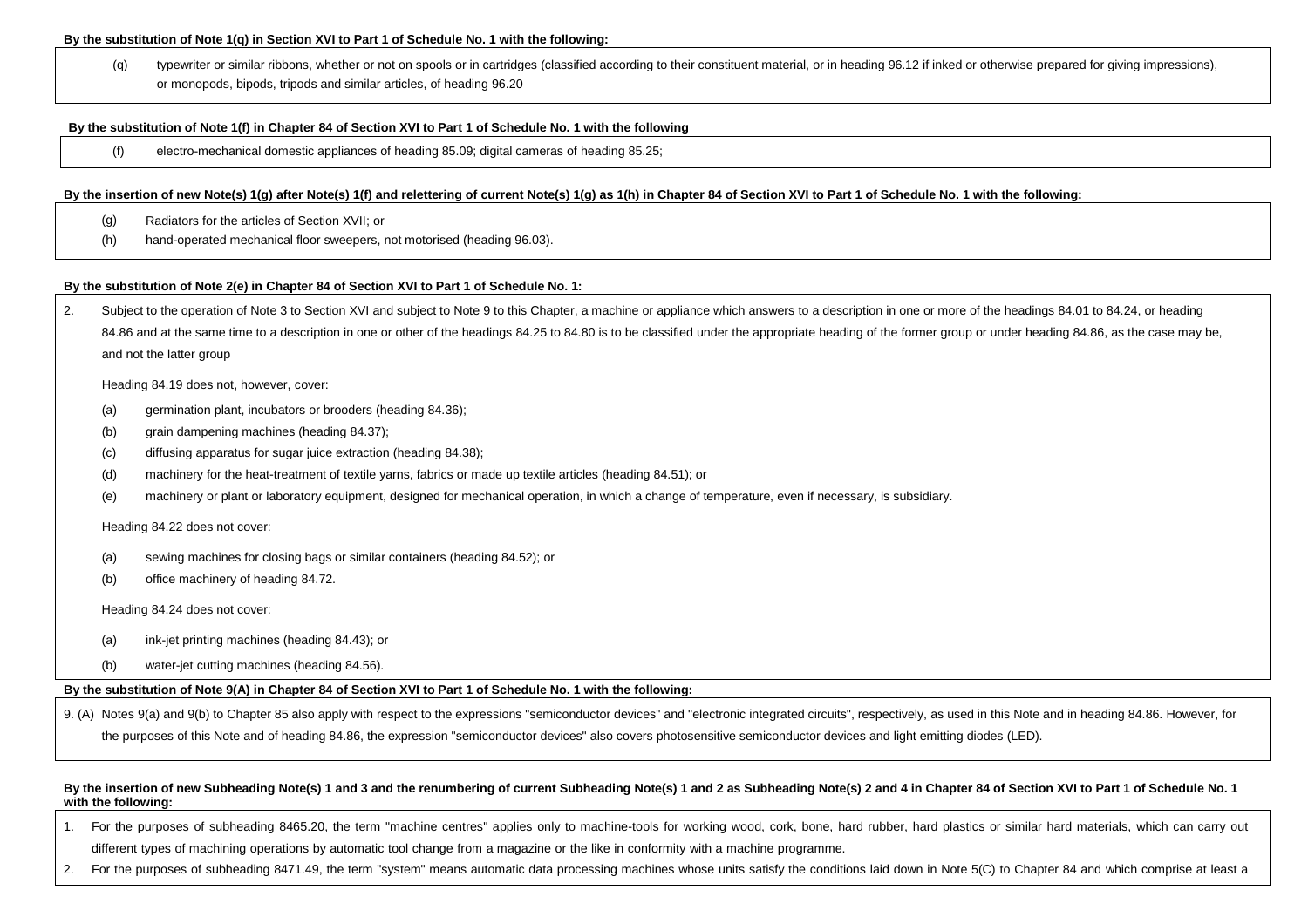**By the substitution of Note 1(q) in Section XVI to Part 1 of Schedule No. 1 with the following:**

(q) typewriter or similar ribbons, whether or not on spools or in cartridges (classified according to their constituent material, or in heading 96.12 if inked or otherwise prepared for giving impressions), or monopods, bipods, tripods and similar articles, of heading 96.20

**By the substitution of Note 1(f) in Chapter 84 of Section XVI to Part 1 of Schedule No. 1 with the following**

(f) electro-mechanical domestic appliances of heading 85.09; digital cameras of heading 85.25;

**By the insertion of new Note(s) 1(g) after Note(s) 1(f) and relettering of current Note(s) 1(g) as 1(h) in Chapter 84 of Section XVI to Part 1 of Schedule No. 1 with the following:**

(g) Radiators for the articles of Section XVII; or

(h) hand-operated mechanical floor sweepers, not motorised (heading 96.03).

**By the substitution of Note 2(e) in Chapter 84 of Section XVI to Part 1 of Schedule No. 1:**

2. Subject to the operation of Note 3 to Section XVI and subject to Note 9 to this Chapter, a machine or appliance which answers to a description in one or more of the headings 84.01 to 84.24, or heading 84.86 and at the same time to a description in one or other of the headings 84.25 to 84.80 is to be classified under the appropriate heading of the former group or under heading 84.86, as the case may be, and not the latter group

Heading 84.19 does not, however, cover:

(a) germination plant, incubators or brooders (heading 84.36);

(b) grain dampening machines (heading 84.37);

(c) diffusing apparatus for sugar juice extraction (heading 84.38);

(d) machinery for the heat-treatment of textile yarns, fabrics or made up textile articles (heading 84.51); or

(e) machinery or plant or laboratory equipment, designed for mechanical operation, in which a change of temperature, even if necessary, is subsidiary.

Heading 84.22 does not cover:

(a) sewing machines for closing bags or similar containers (heading 84.52); or

(b) office machinery of heading 84.72.

Heading 84.24 does not cover:

(a) ink-jet printing machines (heading 84.43); or

(b) water-jet cutting machines (heading 84.56).

**By the substitution of Note 9(A) in Chapter 84 of Section XVI to Part 1 of Schedule No. 1 with the following:**

9. (A) Notes 9(a) and 9(b) to Chapter 85 also apply with respect to the expressions "semiconductor devices" and "electronic integrated circuits", respectively, as used in this Note and in heading 84.86. However, for the purposes of this Note and of heading 84.86, the expression "semiconductor devices" also covers photosensitive semiconductor devices and light emitting diodes (LED).

**By the insertion of new Subheading Note(s) 1 and 3 and the renumbering of current Subheading Note(s) 1 and 2 as Subheading Note(s) 2 and 4 in Chapter 84 of Section XVI to Part 1 of Schedule No. 1 with the following:**

1. For the purposes of subheading 8465.20, the term "machine centres" applies only to machine-tools for working wood, cork, bone, hard rubber, hard plastics or similar hard materials, which can carry out different types of machining operations by automatic tool change from a magazine or the like in conformity with a machine programme.

2. For the purposes of subheading 8471.49, the term "system" means automatic data processing machines whose units satisfy the conditions laid down in Note 5(C) to Chapter 84 and which comprise at least a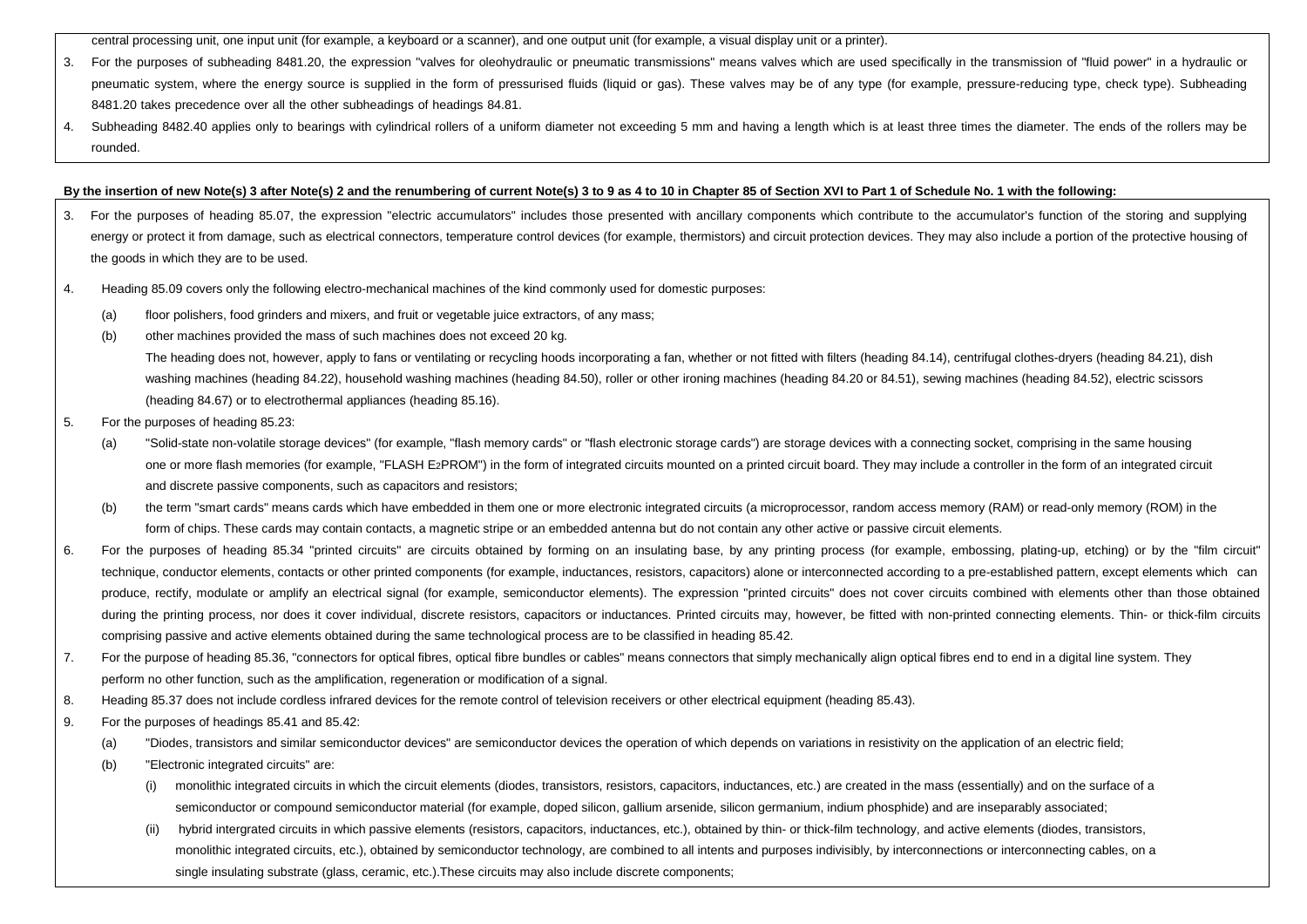central processing unit, one input unit (for example, a keyboard or a scanner), and one output unit (for example, a visual display unit or a printer).

3. For the purposes of subheading 8481.20, the expression "valves for oleohydraulic or pneumatic transmissions" means valves which are used specifically in the transmission of "fluid power" in a hydraulic or pneumatic system, where the energy source is supplied in the form of pressurised fluids (liquid or gas). These valves may be of any type (for example, pressure-reducing type, check type). Subheading 8481.20 takes precedence over all the other subheadings of headings 84.81.
4. Subheading 8482.40 applies only to bearings with cylindrical rollers of a uniform diameter not exceeding 5 mm and having a length which is at least three times the diameter. The ends of the rollers may be rounded.

**By the insertion of new Note(s) 3 after Note(s) 2 and the renumbering of current Note(s) 3 to 9 as 4 to 10 in Chapter 85 of Section XVI to Part 1 of Schedule No. 1 with the following:**

3. For the purposes of heading 85.07, the expression "electric accumulators" includes those presented with ancillary components which contribute to the accumulator's function of the storing and supplying energy or protect it from damage, such as electrical connectors, temperature control devices (for example, thermistors) and circuit protection devices. They may also include a portion of the protective housing of the goods in which they are to be used.
4. Heading 85.09 covers only the following electro-mechanical machines of the kind commonly used for domestic purposes:
   (a) floor polishers, food grinders and mixers, and fruit or vegetable juice extractors, of any mass;
   (b) other machines provided the mass of such machines does not exceed 20 kg.
   The heading does not, however, apply to fans or ventilating or recycling hoods incorporating a fan, whether or not fitted with filters (heading 84.14), centrifugal clothes-dryers (heading 84.21), dish washing machines (heading 84.22), household washing machines (heading 84.50), roller or other ironing machines (heading 84.20 or 84.51), sewing machines (heading 84.52), electric scissors (heading 84.67) or to electrothermal appliances (heading 85.16).
5. For the purposes of heading 85.23:
   (a) "Solid-state non-volatile storage devices" (for example, "flash memory cards" or "flash electronic storage cards") are storage devices with a connecting socket, comprising in the same housing one or more flash memories (for example, "FLASH $E_2$PROM") in the form of integrated circuits mounted on a printed circuit board. They may include a controller in the form of an integrated circuit and discrete passive components, such as capacitors and resistors;
   (b) the term "smart cards" means cards which have embedded in them one or more electronic integrated circuits (a microprocessor, random access memory (RAM) or read-only memory (ROM) in the form of chips. These cards may contain contacts, a magnetic stripe or an embedded antenna but do not contain any other active or passive circuit elements.
6. For the purposes of heading 85.34 "printed circuits" are circuits obtained by forming on an insulating base, by any printing process (for example, embossing, plating-up, etching) or by the "film circuit" technique, conductor elements, contacts or other printed components (for example, inductances, resistors, capacitors) alone or interconnected according to a pre-established pattern, except elements which can produce, rectify, modulate or amplify an electrical signal (for example, semiconductor elements). The expression "printed circuits" does not cover circuits combined with elements other than those obtained during the printing process, nor does it cover individual, discrete resistors, capacitors or inductances. Printed circuits may, however, be fitted with non-printed connecting elements. Thin- or thick-film circuits comprising passive and active elements obtained during the same technological process are to be classified in heading 85.42.
7. For the purpose of heading 85.36, "connectors for optical fibres, optical fibre bundles or cables" means connectors that simply mechanically align optical fibres end to end in a digital line system. They perform no other function, such as the amplification, regeneration or modification of a signal.
8. Heading 85.37 does not include cordless infrared devices for the remote control of television receivers or other electrical equipment (heading 85.43).
9. For the purposes of headings 85.41 and 85.42:
   (a) "Diodes, transistors and similar semiconductor devices" are semiconductor devices the operation of which depends on variations in resistivity on the application of an electric field;
   (b) "Electronic integrated circuits" are:
      (i) monolithic integrated circuits in which the circuit elements (diodes, transistors, resistors, capacitors, inductances, etc.) are created in the mass (essentially) and on the surface of a semiconductor or compound semiconductor material (for example, doped silicon, gallium arsenide, silicon germanium, indium phosphide) and are inseparably associated;
      (ii) hybrid intergrated circuits in which passive elements (resistors, capacitors, inductances, etc.), obtained by thin- or thick-film technology, and active elements (diodes, transistors, monolithic integrated circuits, etc.), obtained by semiconductor technology, are combined to all intents and purposes indivisibly, by interconnections or interconnecting cables, on a single insulating substrate (glass, ceramic, etc.).These circuits may also include discrete components;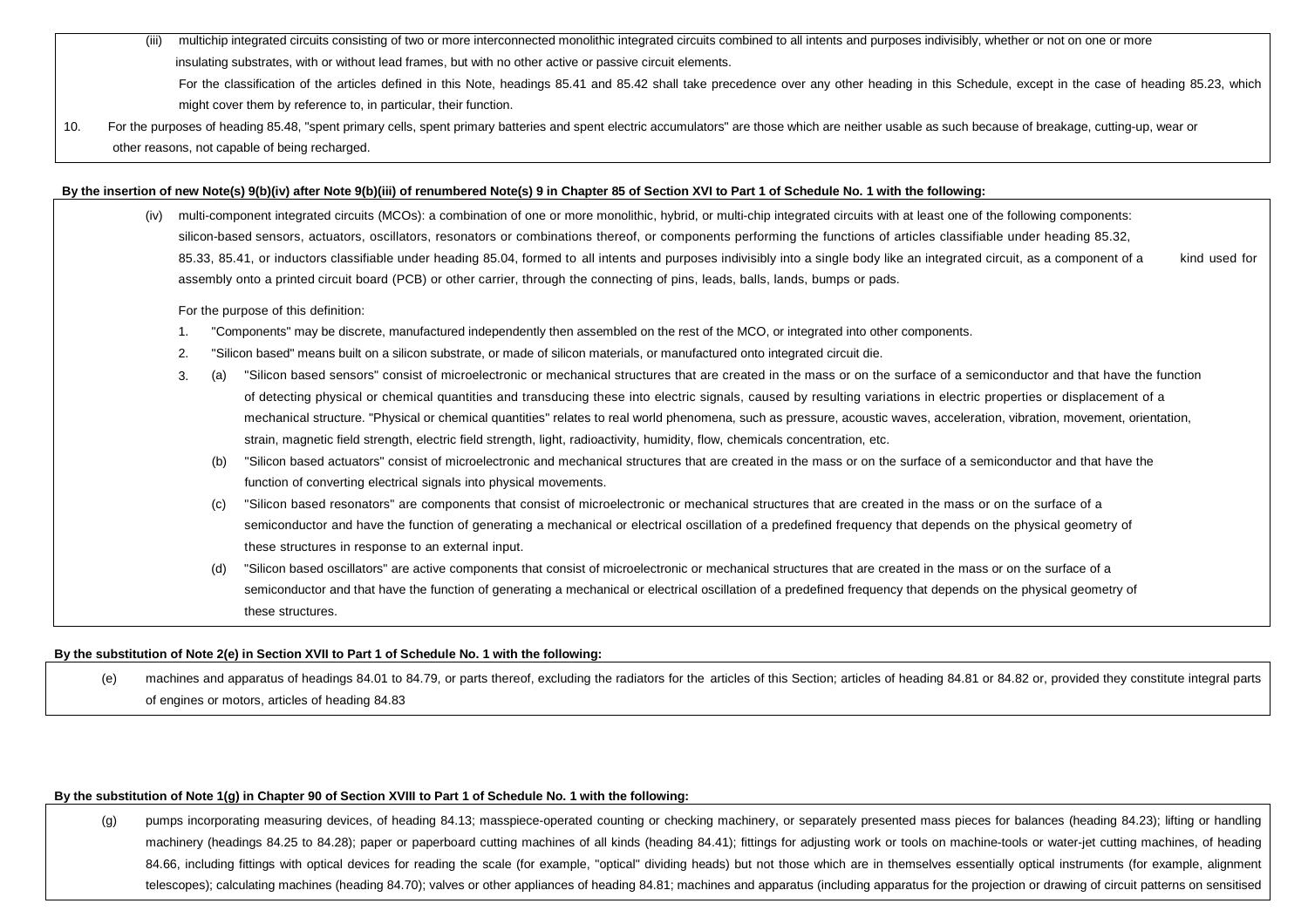(iii) multichip integrated circuits consisting of two or more interconnected monolithic integrated circuits combined to all intents and purposes indivisibly, whether or not on one or more insulating substrates, with or without lead frames, but with no other active or passive circuit elements.

For the classification of the articles defined in this Note, headings 85.41 and 85.42 shall take precedence over any other heading in this Schedule, except in the case of heading 85.23, which might cover them by reference to, in particular, their function.

10. For the purposes of heading 85.48, "spent primary cells, spent primary batteries and spent electric accumulators" are those which are neither usable as such because of breakage, cutting-up, wear or other reasons, not capable of being recharged.

**By the insertion of new Note(s) 9(b)(iv) after Note 9(b)(iii) of renumbered Note(s) 9 in Chapter 85 of Section XVI to Part 1 of Schedule No. 1 with the following:**

(iv) multi-component integrated circuits (MCOs): a combination of one or more monolithic, hybrid, or multi-chip integrated circuits with at least one of the following components: silicon-based sensors, actuators, oscillators, resonators or combinations thereof, or components performing the functions of articles classifiable under heading 85.32, 85.33, 85.41, or inductors classifiable under heading 85.04, formed to all intents and purposes indivisibly into a single body like an integrated circuit, as a component of a kind used for assembly onto a printed circuit board (PCB) or other carrier, through the connecting of pins, leads, balls, lands, bumps or pads.

For the purpose of this definition:

1. "Components" may be discrete, manufactured independently then assembled on the rest of the MCO, or integrated into other components.
2. "Silicon based" means built on a silicon substrate, or made of silicon materials, or manufactured onto integrated circuit die.
3. (a) "Silicon based sensors" consist of microelectronic or mechanical structures that are created in the mass or on the surface of a semiconductor and that have the function of detecting physical or chemical quantities and transducing these into electric signals, caused by resulting variations in electric properties or displacement of a mechanical structure. "Physical or chemical quantities" relates to real world phenomena, such as pressure, acoustic waves, acceleration, vibration, movement, orientation, strain, magnetic field strength, electric field strength, light, radioactivity, humidity, flow, chemicals concentration, etc.

   (b) "Silicon based actuators" consist of microelectronic and mechanical structures that are created in the mass or on the surface of a semiconductor and that have the function of converting electrical signals into physical movements.

   (c) "Silicon based resonators" are components that consist of microelectronic or mechanical structures that are created in the mass or on the surface of a semiconductor and have the function of generating a mechanical or electrical oscillation of a predefined frequency that depends on the physical geometry of these structures in response to an external input.

   (d) "Silicon based oscillators" are active components that consist of microelectronic or mechanical structures that are created in the mass or on the surface of a semiconductor and that have the function of generating a mechanical or electrical oscillation of a predefined frequency that depends on the physical geometry of these structures.

**By the substitution of Note 2(e) in Section XVII to Part 1 of Schedule No. 1 with the following:**

(e) machines and apparatus of headings 84.01 to 84.79, or parts thereof, excluding the radiators for the articles of this Section; articles of heading 84.81 or 84.82 or, provided they constitute integral parts of engines or motors, articles of heading 84.83

**By the substitution of Note 1(g) in Chapter 90 of Section XVIII to Part 1 of Schedule No. 1 with the following:**

(g) pumps incorporating measuring devices, of heading 84.13; masspiece-operated counting or checking machinery, or separately presented mass pieces for balances (heading 84.23); lifting or handling machinery (headings 84.25 to 84.28); paper or paperboard cutting machines of all kinds (heading 84.41); fittings for adjusting work or tools on machine-tools or water-jet cutting machines, of heading 84.66, including fittings with optical devices for reading the scale (for example, "optical" dividing heads) but not those which are in themselves essentially optical instruments (for example, alignment telescopes); calculating machines (heading 84.70); valves or other appliances of heading 84.81; machines and apparatus (including apparatus for the projection or drawing of circuit patterns on sensitised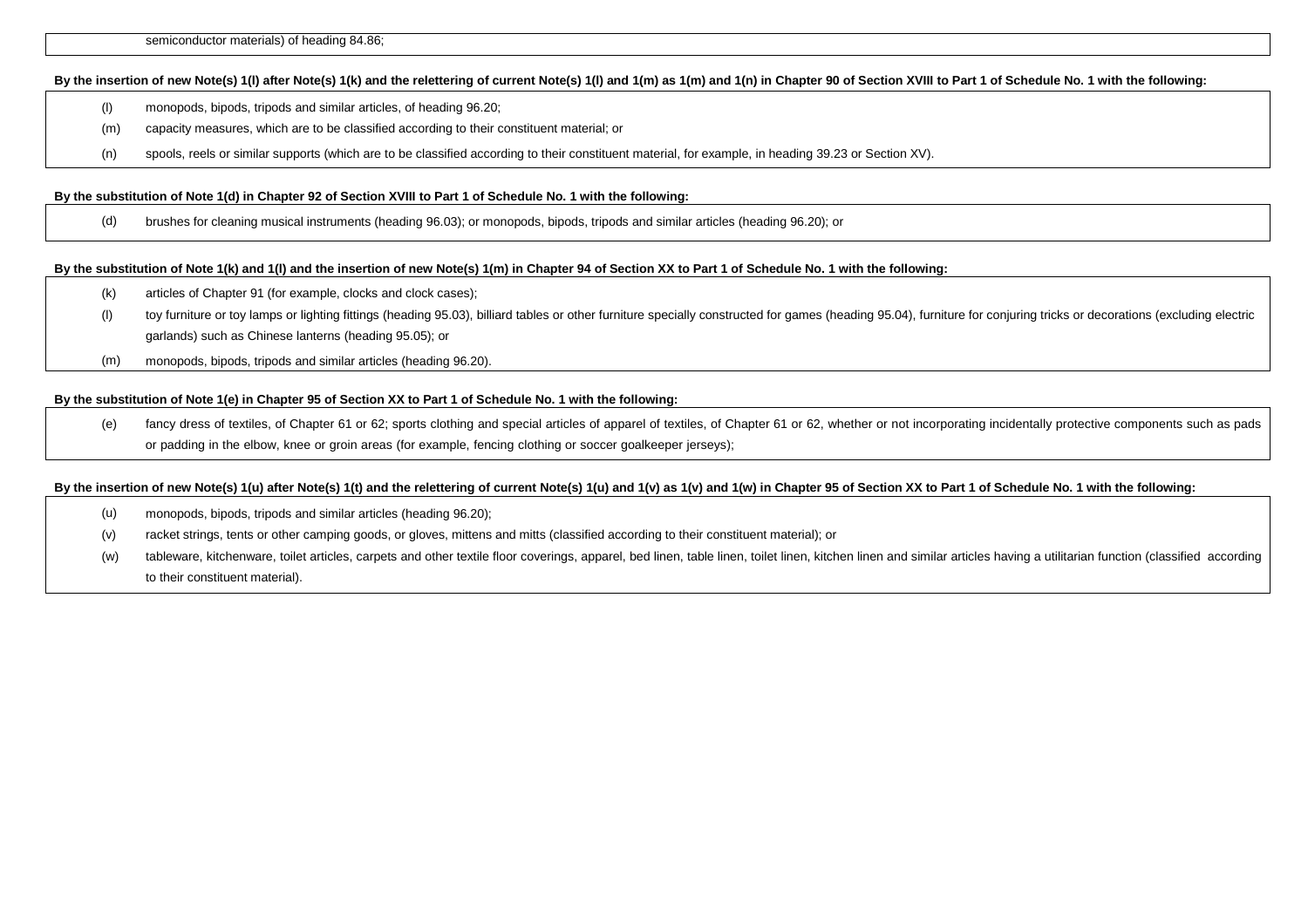semiconductor materials) of heading 84.86;

**By the insertion of new Note(s) 1(l) after Note(s) 1(k) and the relettering of current Note(s) 1(l) and 1(m) as 1(m) and 1(n) in Chapter 90 of Section XVIII to Part 1 of Schedule No. 1 with the following:**

(l) monopods, bipods, tripods and similar articles, of heading 96.20;

(m) capacity measures, which are to be classified according to their constituent material; or

(n) spools, reels or similar supports (which are to be classified according to their constituent material, for example, in heading 39.23 or Section XV).

**By the substitution of Note 1(d) in Chapter 92 of Section XVIII to Part 1 of Schedule No. 1 with the following:**

(d) brushes for cleaning musical instruments (heading 96.03); or monopods, bipods, tripods and similar articles (heading 96.20); or

**By the substitution of Note 1(k) and 1(l) and the insertion of new Note(s) 1(m) in Chapter 94 of Section XX to Part 1 of Schedule No. 1 with the following:**

(k) articles of Chapter 91 (for example, clocks and clock cases);

(l) toy furniture or toy lamps or lighting fittings (heading 95.03), billiard tables or other furniture specially constructed for games (heading 95.04), furniture for conjuring tricks or decorations (excluding electric garlands) such as Chinese lanterns (heading 95.05); or

(m) monopods, bipods, tripods and similar articles (heading 96.20).

**By the substitution of Note 1(e) in Chapter 95 of Section XX to Part 1 of Schedule No. 1 with the following:**

(e) fancy dress of textiles, of Chapter 61 or 62; sports clothing and special articles of apparel of textiles, of Chapter 61 or 62, whether or not incorporating incidentally protective components such as pads or padding in the elbow, knee or groin areas (for example, fencing clothing or soccer goalkeeper jerseys);

**By the insertion of new Note(s) 1(u) after Note(s) 1(t) and the relettering of current Note(s) 1(u) and 1(v) as 1(v) and 1(w) in Chapter 95 of Section XX to Part 1 of Schedule No. 1 with the following:**

(u) monopods, bipods, tripods and similar articles (heading 96.20);

(v) racket strings, tents or other camping goods, or gloves, mittens and mitts (classified according to their constituent material); or

(w) tableware, kitchenware, toilet articles, carpets and other textile floor coverings, apparel, bed linen, table linen, toilet linen, kitchen linen and similar articles having a utilitarian function (classified according to their constituent material).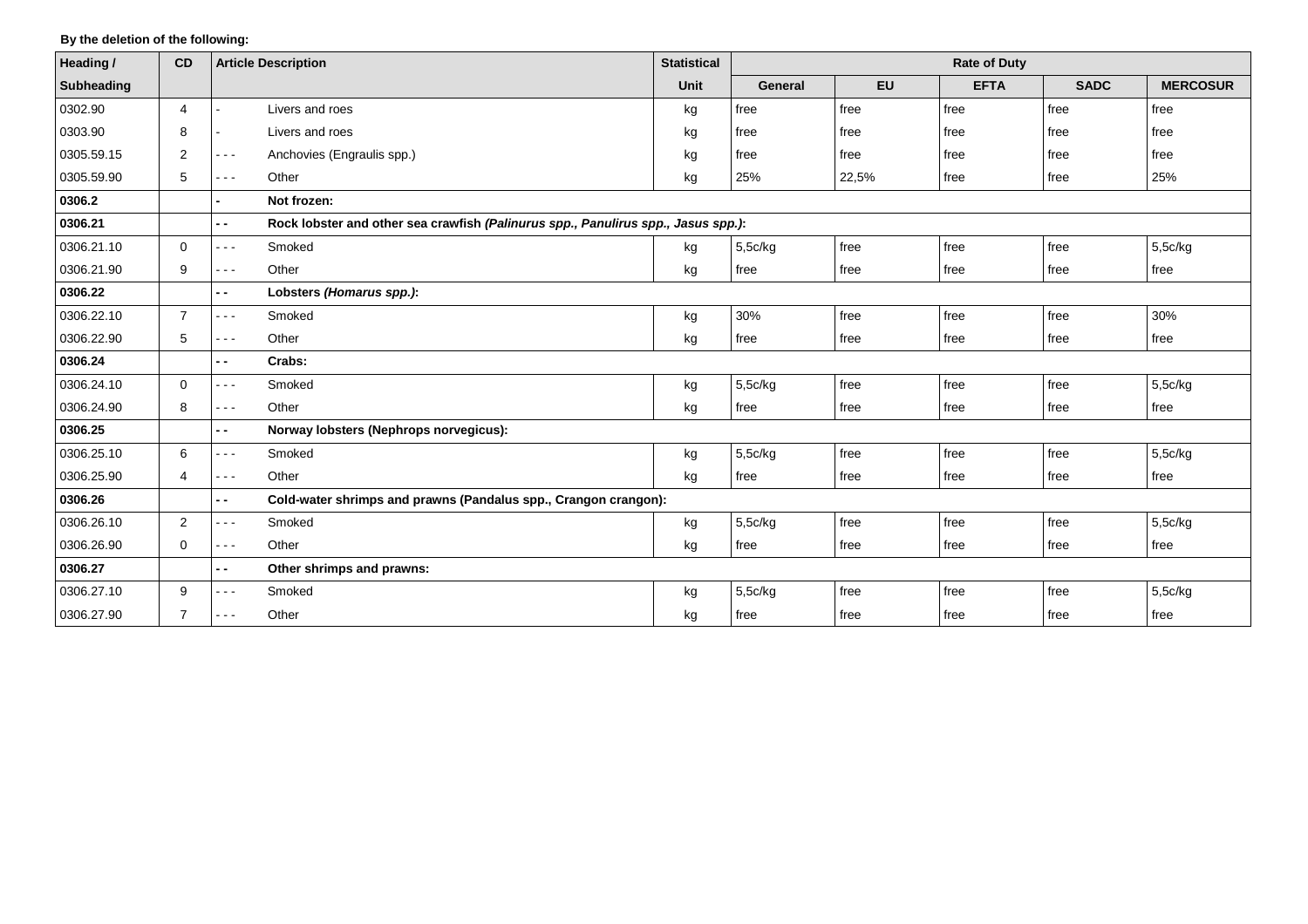**By the deletion of the following:**

| Heading / Subheading | CD | Article Description | | Statistical Unit | Rate of Duty | | | | |
|---|---|---|---|---|---|---|---|---|---|
| | | | | | General | EU | EFTA | SADC | MERCOSUR |
| 0302.90 | 4 | - | Livers and roes | kg | free | free | free | free | free |
| 0303.90 | 8 | - | Livers and roes | kg | free | free | free | free | free |
| 0305.59.15 | 2 | - - - | Anchovies (Engraulis spp.) | kg | free | free | free | free | free |
| 0305.59.90 | 5 | - - - | Other | kg | 25% | 22,5% | free | free | 25% |
| **0306.2** | | **-** | **Not frozen:** | | | | | | |
| **0306.21** | | **- -** | **Rock lobster and other sea crawfish *(Palinurus spp., Panulirus spp., Jasus spp.)*:** | | | | | | |
| 0306.21.10 | 0 | - - - | Smoked | kg | 5,5c/kg | free | free | free | 5,5c/kg |
| 0306.21.90 | 9 | - - - | Other | kg | free | free | free | free | free |
| **0306.22** | | **- -** | **Lobsters *(Homarus spp.)*:** | | | | | | |
| 0306.22.10 | 7 | - - - | Smoked | kg | 30% | free | free | free | 30% |
| 0306.22.90 | 5 | - - - | Other | kg | free | free | free | free | free |
| **0306.24** | | **- -** | **Crabs:** | | | | | | |
| 0306.24.10 | 0 | - - - | Smoked | kg | 5,5c/kg | free | free | free | 5,5c/kg |
| 0306.24.90 | 8 | - - - | Other | kg | free | free | free | free | free |
| **0306.25** | | **- -** | **Norway lobsters (Nephrops norvegicus):** | | | | | | |
| 0306.25.10 | 6 | - - - | Smoked | kg | 5,5c/kg | free | free | free | 5,5c/kg |
| 0306.25.90 | 4 | - - - | Other | kg | free | free | free | free | free |
| **0306.26** | | **- -** | **Cold-water shrimps and prawns (Pandalus spp., Crangon crangon):** | | | | | | |
| 0306.26.10 | 2 | - - - | Smoked | kg | 5,5c/kg | free | free | free | 5,5c/kg |
| 0306.26.90 | 0 | - - - | Other | kg | free | free | free | free | free |
| **0306.27** | | **- -** | **Other shrimps and prawns:** | | | | | | |
| 0306.27.10 | 9 | - - - | Smoked | kg | 5,5c/kg | free | free | free | 5,5c/kg |
| 0306.27.90 | 7 | - - - | Other | kg | free | free | free | free | free |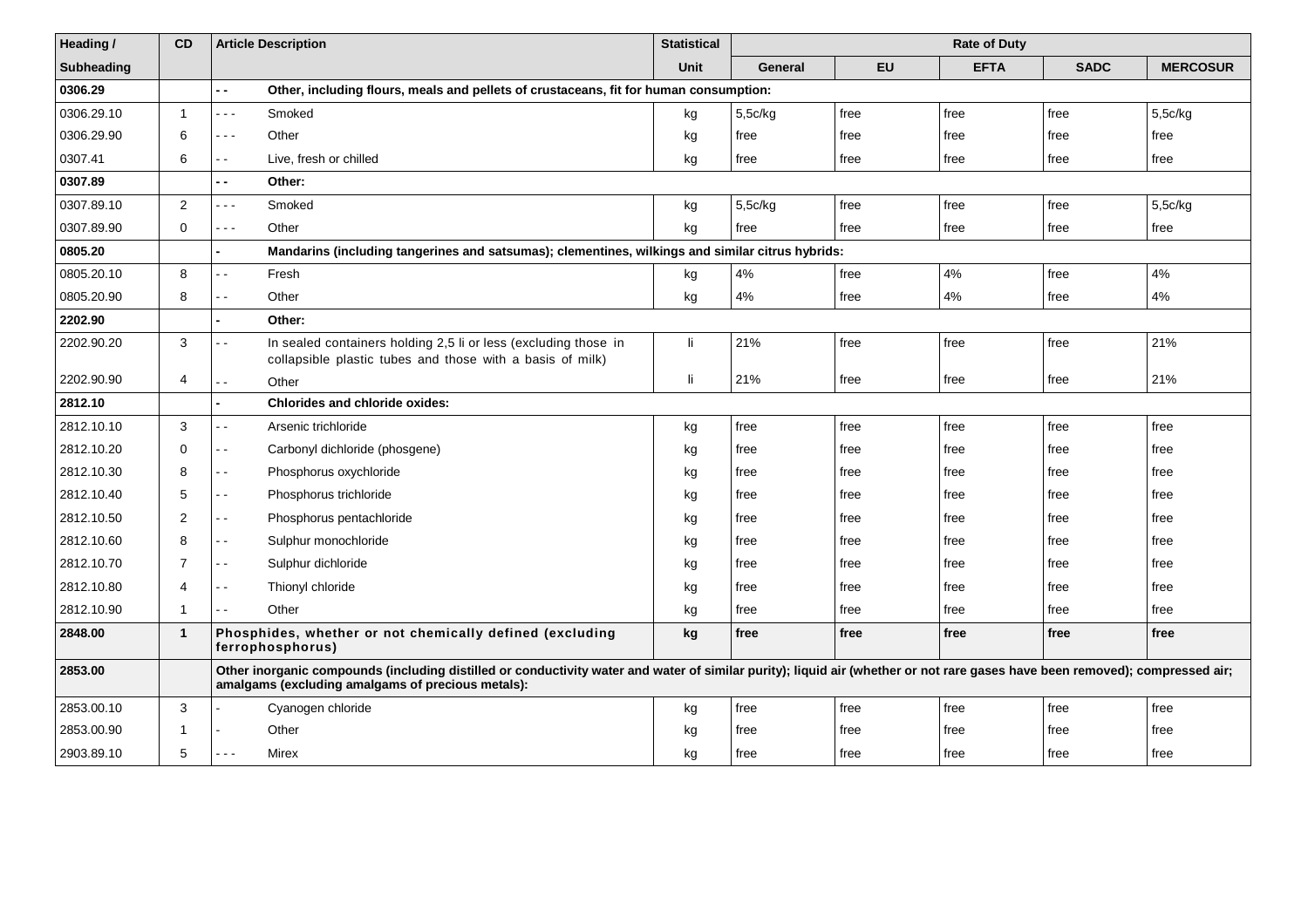| Heading / Subheading | CD | Article Description | Statistical Unit | Rate of Duty | | | | |
|---|---|---|---|---|---|---|---|---|
| | | | | General | EU | EFTA | SADC | MERCOSUR |
| **0306.29** | | **- - Other, including flours, meals and pellets of crustaceans, fit for human consumption:** | | | | | | |
| 0306.29.10 | 1 | - - - Smoked | kg | 5,5c/kg | free | free | free | 5,5c/kg |
| 0306.29.90 | 6 | - - - Other | kg | free | free | free | free | free |
| 0307.41 | 6 | - - Live, fresh or chilled | kg | free | free | free | free | free |
| **0307.89** | | **- - Other:** | | | | | | |
| 0307.89.10 | 2 | - - - Smoked | kg | 5,5c/kg | free | free | free | 5,5c/kg |
| 0307.89.90 | 0 | - - - Other | kg | free | free | free | free | free |
| **0805.20** | | **- Mandarins (including tangerines and satsumas); clementines, wilkings and similar citrus hybrids:** | | | | | | |
| 0805.20.10 | 8 | - - Fresh | kg | 4% | free | 4% | free | 4% |
| 0805.20.90 | 8 | - - Other | kg | 4% | free | 4% | free | 4% |
| **2202.90** | | **- Other:** | | | | | | |
| 2202.90.20 | 3 | - - In sealed containers holding 2,5 li or less (excluding those in collapsible plastic tubes and those with a basis of milk) | li | 21% | free | free | free | 21% |
| 2202.90.90 | 4 | - - Other | li | 21% | free | free | free | 21% |
| **2812.10** | | **- Chlorides and chloride oxides:** | | | | | | |
| 2812.10.10 | 3 | - - Arsenic trichloride | kg | free | free | free | free | free |
| 2812.10.20 | 0 | - - Carbonyl dichloride (phosgene) | kg | free | free | free | free | free |
| 2812.10.30 | 8 | - - Phosphorus oxychloride | kg | free | free | free | free | free |
| 2812.10.40 | 5 | - - Phosphorus trichloride | kg | free | free | free | free | free |
| 2812.10.50 | 2 | - - Phosphorus pentachloride | kg | free | free | free | free | free |
| 2812.10.60 | 8 | - - Sulphur monochloride | kg | free | free | free | free | free |
| 2812.10.70 | 7 | - - Sulphur dichloride | kg | free | free | free | free | free |
| 2812.10.80 | 4 | - - Thionyl chloride | kg | free | free | free | free | free |
| 2812.10.90 | 1 | - - Other | kg | free | free | free | free | free |
| **2848.00** | **1** | **Phosphides, whether or not chemically defined (excluding ferrophosphorus)** | **kg** | **free** | **free** | **free** | **free** | **free** |
| **2853.00** | | **Other inorganic compounds (including distilled or conductivity water and water of similar purity); liquid air (whether or not rare gases have been removed); compressed air; amalgams (excluding amalgams of precious metals):** | | | | | | |
| 2853.00.10 | 3 | - Cyanogen chloride | kg | free | free | free | free | free |
| 2853.00.90 | 1 | - Other | kg | free | free | free | free | free |
| 2903.89.10 | 5 | - - - Mirex | kg | free | free | free | free | free |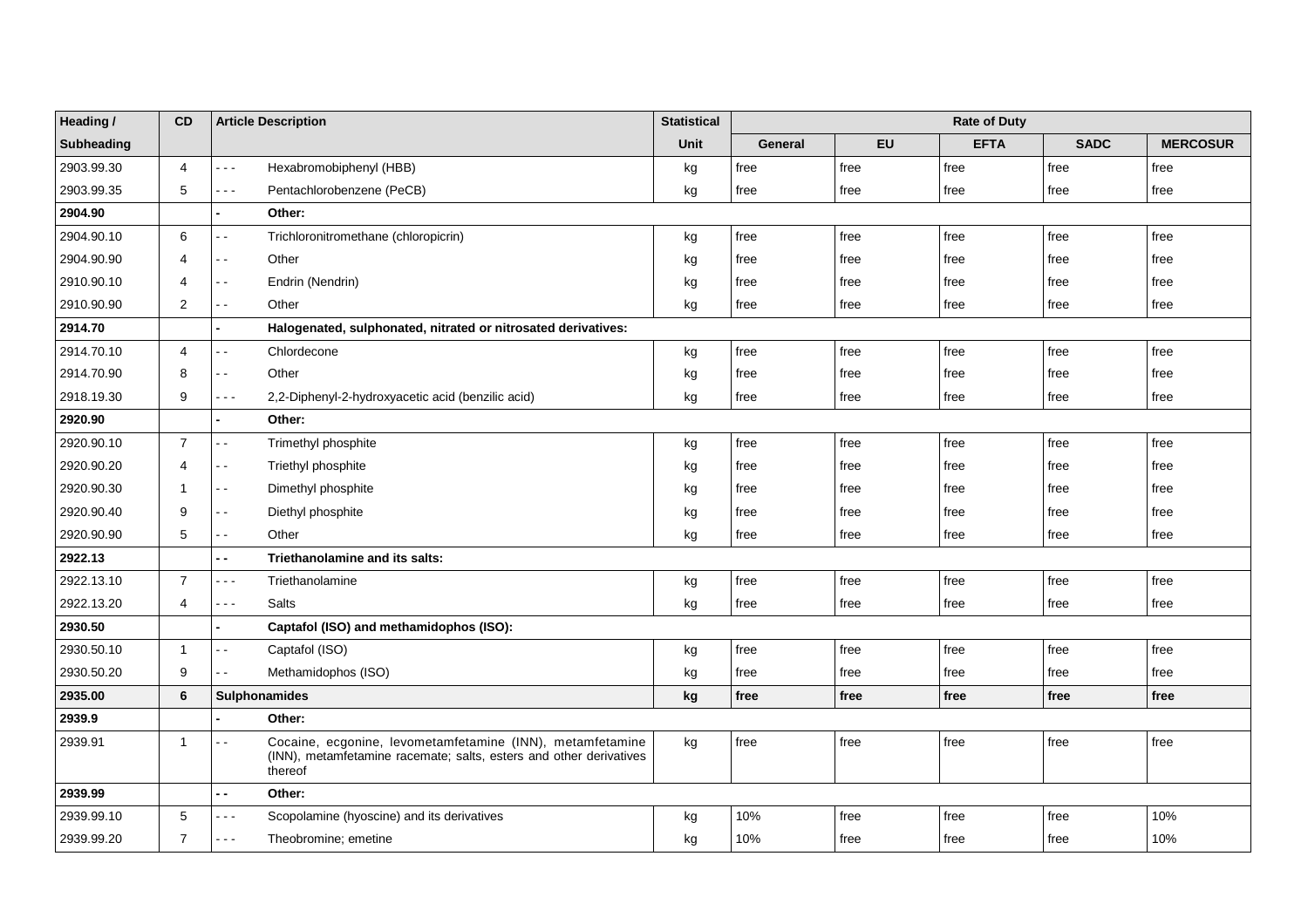| Heading / Subheading | CD | Article Description | | Statistical Unit | Rate of Duty | | | | |
|---|---|---|---|---|---|---|---|---|---|
| | | | | | General | EU | EFTA | SADC | MERCOSUR |
| 2903.99.30 | 4 | - - - | Hexabromobiphenyl (HBB) | kg | free | free | free | free | free |
| 2903.99.35 | 5 | - - - | Pentachlorobenzene (PeCB) | kg | free | free | free | free | free |
| **2904.90** | | **-** | **Other:** | | | | | | |
| 2904.90.10 | 6 | - - | Trichloronitromethane (chloropicrin) | kg | free | free | free | free | free |
| 2904.90.90 | 4 | - - | Other | kg | free | free | free | free | free |
| 2910.90.10 | 4 | - - | Endrin (Nendrin) | kg | free | free | free | free | free |
| 2910.90.90 | 2 | - - | Other | kg | free | free | free | free | free |
| **2914.70** | | **-** | **Halogenated, sulphonated, nitrated or nitrosated derivatives:** | | | | | | |
| 2914.70.10 | 4 | - - | Chlordecone | kg | free | free | free | free | free |
| 2914.70.90 | 8 | - - | Other | kg | free | free | free | free | free |
| 2918.19.30 | 9 | - - - | 2,2-Diphenyl-2-hydroxyacetic acid (benzilic acid) | kg | free | free | free | free | free |
| **2920.90** | | **-** | **Other:** | | | | | | |
| 2920.90.10 | 7 | - - | Trimethyl phosphite | kg | free | free | free | free | free |
| 2920.90.20 | 4 | - - | Triethyl phosphite | kg | free | free | free | free | free |
| 2920.90.30 | 1 | - - | Dimethyl phosphite | kg | free | free | free | free | free |
| 2920.90.40 | 9 | - - | Diethyl phosphite | kg | free | free | free | free | free |
| 2920.90.90 | 5 | - - | Other | kg | free | free | free | free | free |
| **2922.13** | | **- -** | **Triethanolamine and its salts:** | | | | | | |
| 2922.13.10 | 7 | - - - | Triethanolamine | kg | free | free | free | free | free |
| 2922.13.20 | 4 | - - - | Salts | kg | free | free | free | free | free |
| **2930.50** | | **-** | **Captafol (ISO) and methamidophos (ISO):** | | | | | | |
| 2930.50.10 | 1 | - - | Captafol (ISO) | kg | free | free | free | free | free |
| 2930.50.20 | 9 | - - | Methamidophos (ISO) | kg | free | free | free | free | free |
| **2935.00** | **6** | **Sulphonamides** | | **kg** | **free** | **free** | **free** | **free** | **free** |
| **2939.9** | | **-** | **Other:** | | | | | | |
| 2939.91 | 1 | - - | Cocaine, ecgonine, levometamfetamine (INN), metamfetamine (INN), metamfetamine racemate; salts, esters and other derivatives thereof | kg | free | free | free | free | free |
| **2939.99** | | **- -** | **Other:** | | | | | | |
| 2939.99.10 | 5 | - - - | Scopolamine (hyoscine) and its derivatives | kg | 10% | free | free | free | 10% |
| 2939.99.20 | 7 | - - - | Theobromine; emetine | kg | 10% | free | free | free | 10% |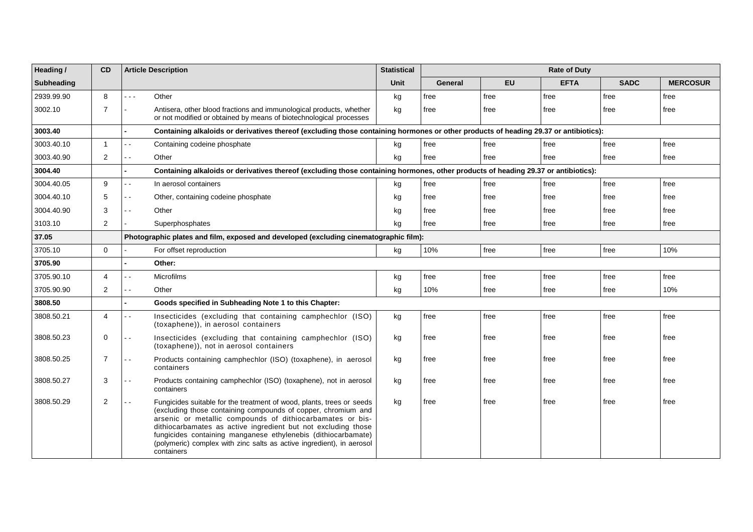| Heading / Subheading | CD | Article Description | Statistical Unit | Rate of Duty | | | | |
|---|---|---|---|---|---|---|---|---|
| | | | | General | EU | EFTA | SADC | MERCOSUR |
| 2939.99.90 | 8 | - - - Other | kg | free | free | free | free | free |
| 3002.10 | 7 | - Antisera, other blood fractions and immunological products, whether or not modified or obtained by means of biotechnological processes | kg | free | free | free | free | free |
| **3003.40** | | **- Containing alkaloids or derivatives thereof (excluding those containing hormones or other products of heading 29.37 or antibiotics):** | | | | | | |
| 3003.40.10 | 1 | - - Containing codeine phosphate | kg | free | free | free | free | free |
| 3003.40.90 | 2 | - - Other | kg | free | free | free | free | free |
| **3004.40** | | **- Containing alkaloids or derivatives thereof (excluding those containing hormones, other products of heading 29.37 or antibiotics):** | | | | | | |
| 3004.40.05 | 9 | - - In aerosol containers | kg | free | free | free | free | free |
| 3004.40.10 | 5 | - - Other, containing codeine phosphate | kg | free | free | free | free | free |
| 3004.40.90 | 3 | - - Other | kg | free | free | free | free | free |
| 3103.10 | 2 | - Superphosphates | kg | free | free | free | free | free |
| **37.05** | | **Photographic plates and film, exposed and developed (excluding cinematographic film):** | | | | | | |
| 3705.10 | 0 | - For offset reproduction | kg | 10% | free | free | free | 10% |
| **3705.90** | | **- Other:** | | | | | | |
| 3705.90.10 | 4 | - - Microfilms | kg | free | free | free | free | free |
| 3705.90.90 | 2 | - - Other | kg | 10% | free | free | free | 10% |
| **3808.50** | | **- Goods specified in Subheading Note 1 to this Chapter:** | | | | | | |
| 3808.50.21 | 4 | - - Insecticides (excluding that containing camphechlor (ISO) (toxaphene)), in aerosol containers | kg | free | free | free | free | free |
| 3808.50.23 | 0 | - - Insecticides (excluding that containing camphechlor (ISO) (toxaphene)), not in aerosol containers | kg | free | free | free | free | free |
| 3808.50.25 | 7 | - - Products containing camphechlor (ISO) (toxaphene), in aerosol containers | kg | free | free | free | free | free |
| 3808.50.27 | 3 | - - Products containing camphechlor (ISO) (toxaphene), not in aerosol containers | kg | free | free | free | free | free |
| 3808.50.29 | 2 | - - Fungicides suitable for the treatment of wood, plants, trees or seeds (excluding those containing compounds of copper, chromium and arsenic or metallic compounds of dithiocarbamates or bis-dithiocarbamates as active ingredient but not excluding those fungicides containing manganese ethylenebis (dithiocarbamate) (polymeric) complex with zinc salts as active ingredient), in aerosol containers | kg | free | free | free | free | free |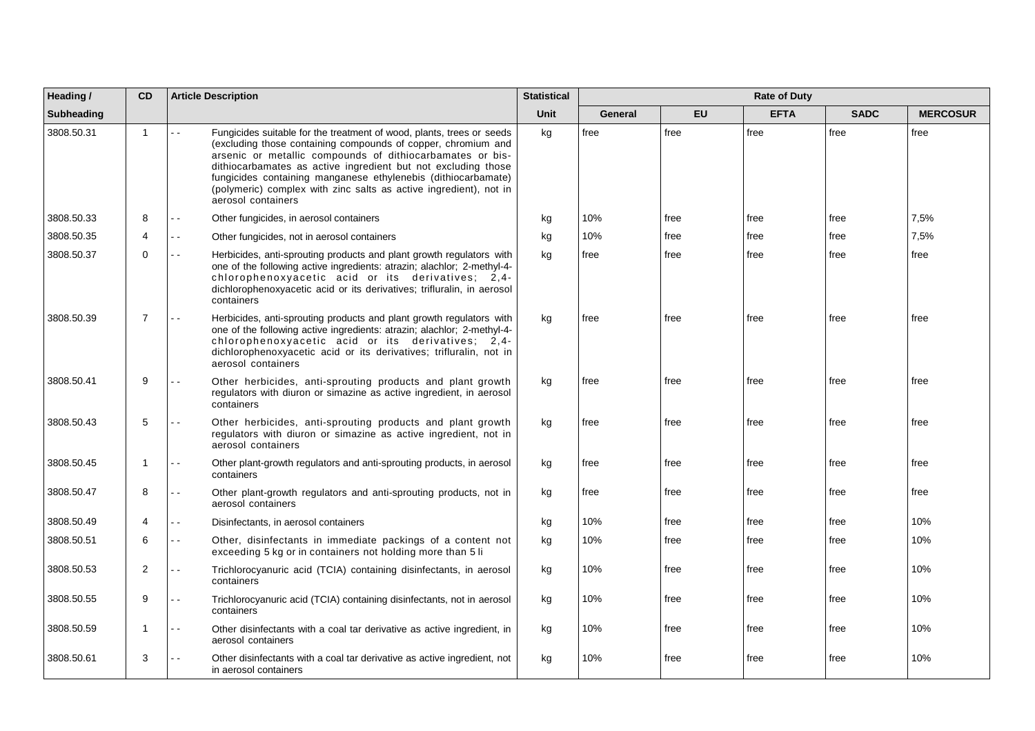| Heading / | CD | Article Description | Statistical | Rate of Duty | | | | |
|---|---|---|---|---|---|---|---|---|
| Subheading | | | Unit | General | EU | EFTA | SADC | MERCOSUR |
| 3808.50.31 | 1 | - - Fungicides suitable for the treatment of wood, plants, trees or seeds (excluding those containing compounds of copper, chromium and arsenic or metallic compounds of dithiocarbamates or bis-dithiocarbamates as active ingredient but not excluding those fungicides containing manganese ethylenebis (dithiocarbamate) (polymeric) complex with zinc salts as active ingredient), not in aerosol containers | kg | free | free | free | free | free |
| 3808.50.33 | 8 | - - Other fungicides, in aerosol containers | kg | 10% | free | free | free | 7,5% |
| 3808.50.35 | 4 | - - Other fungicides, not in aerosol containers | kg | 10% | free | free | free | 7,5% |
| 3808.50.37 | 0 | - - Herbicides, anti-sprouting products and plant growth regulators with one of the following active ingredients: atrazin; alachlor; 2-methyl-4-chlorophenoxyacetic acid or its derivatives; 2,4-dichlorophenoxyacetic acid or its derivatives; trifluralin, in aerosol containers | kg | free | free | free | free | free |
| 3808.50.39 | 7 | - - Herbicides, anti-sprouting products and plant growth regulators with one of the following active ingredients: atrazin; alachlor; 2-methyl-4-chlorophenoxyacetic acid or its derivatives; 2,4-dichlorophenoxyacetic acid or its derivatives; trifluralin, not in aerosol containers | kg | free | free | free | free | free |
| 3808.50.41 | 9 | - - Other herbicides, anti-sprouting products and plant growth regulators with diuron or simazine as active ingredient, in aerosol containers | kg | free | free | free | free | free |
| 3808.50.43 | 5 | - - Other herbicides, anti-sprouting products and plant growth regulators with diuron or simazine as active ingredient, not in aerosol containers | kg | free | free | free | free | free |
| 3808.50.45 | 1 | - - Other plant-growth regulators and anti-sprouting products, in aerosol containers | kg | free | free | free | free | free |
| 3808.50.47 | 8 | - - Other plant-growth regulators and anti-sprouting products, not in aerosol containers | kg | free | free | free | free | free |
| 3808.50.49 | 4 | - - Disinfectants, in aerosol containers | kg | 10% | free | free | free | 10% |
| 3808.50.51 | 6 | - - Other, disinfectants in immediate packings of a content not exceeding 5 kg or in containers not holding more than 5 li | kg | 10% | free | free | free | 10% |
| 3808.50.53 | 2 | - - Trichlorocyanuric acid (TCIA) containing disinfectants, in aerosol containers | kg | 10% | free | free | free | 10% |
| 3808.50.55 | 9 | - - Trichlorocyanuric acid (TCIA) containing disinfectants, not in aerosol containers | kg | 10% | free | free | free | 10% |
| 3808.50.59 | 1 | - - Other disinfectants with a coal tar derivative as active ingredient, in aerosol containers | kg | 10% | free | free | free | 10% |
| 3808.50.61 | 3 | - - Other disinfectants with a coal tar derivative as active ingredient, not in aerosol containers | kg | 10% | free | free | free | 10% |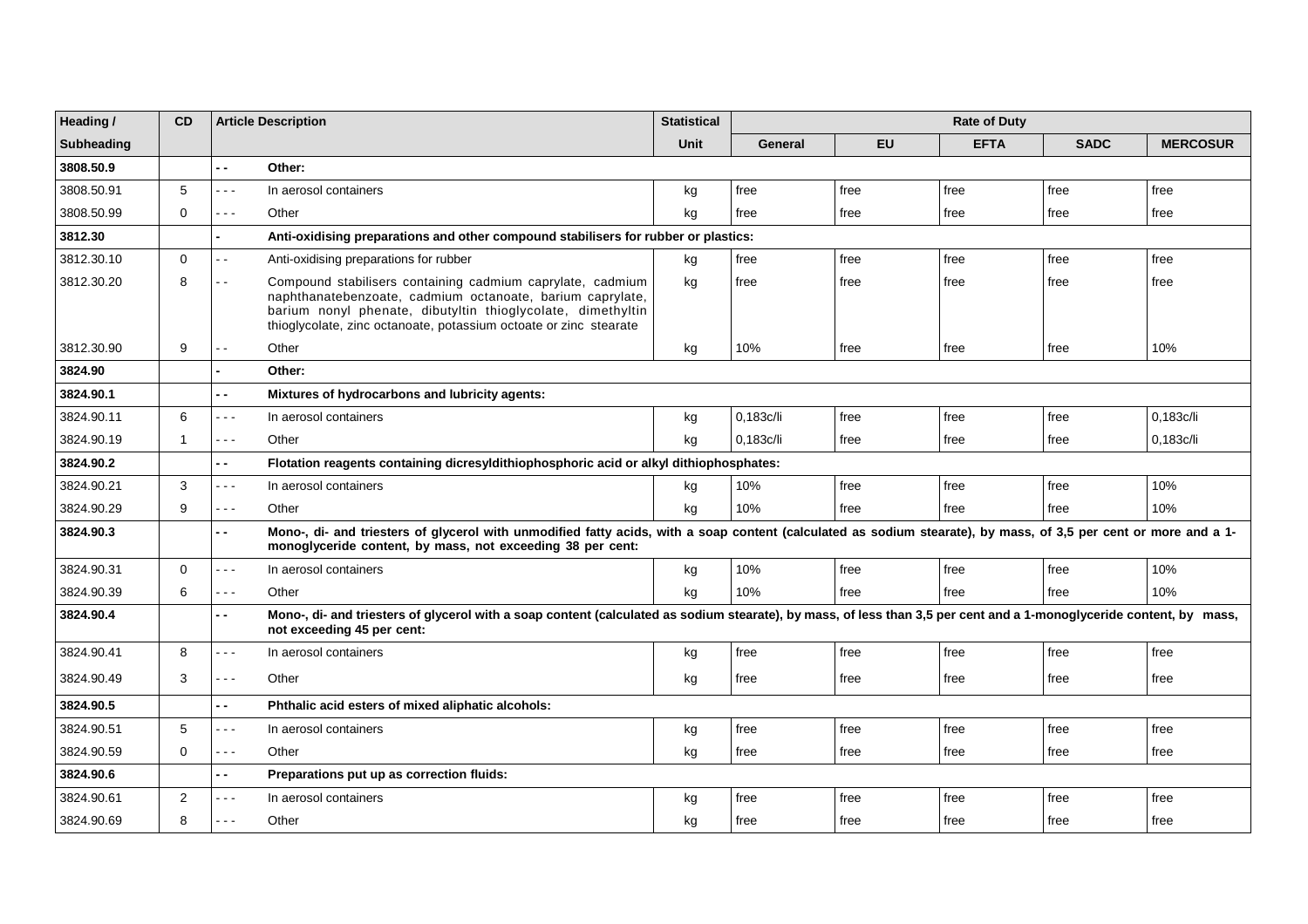| Heading / Subheading | CD | Article Description | | Statistical Unit | Rate of Duty | | | | |
|---|---|---|---|---|---|---|---|---|---|
| | | | | | General | EU | EFTA | SADC | MERCOSUR |
| **3808.50.9** | | **- -** | **Other:** | | | | | | |
| 3808.50.91 | 5 | - - - | In aerosol containers | kg | free | free | free | free | free |
| 3808.50.99 | 0 | - - - | Other | kg | free | free | free | free | free |
| **3812.30** | | **-** | **Anti-oxidising preparations and other compound stabilisers for rubber or plastics:** | | | | | | |
| 3812.30.10 | 0 | - - | Anti-oxidising preparations for rubber | kg | free | free | free | free | free |
| 3812.30.20 | 8 | - - | Compound stabilisers containing cadmium caprylate, cadmium naphthanatebenzoate, cadmium octanoate, barium caprylate, barium nonyl phenate, dibutyltin thioglycolate, dimethyltin thioglycolate, zinc octanoate, potassium octoate or zinc stearate | kg | free | free | free | free | free |
| 3812.30.90 | 9 | - - | Other | kg | 10% | free | free | free | 10% |
| **3824.90** | | **-** | **Other:** | | | | | | |
| **3824.90.1** | | **- -** | **Mixtures of hydrocarbons and lubricity agents:** | | | | | | |
| 3824.90.11 | 6 | - - - | In aerosol containers | kg | 0,183c/li | free | free | free | 0,183c/li |
| 3824.90.19 | 1 | - - - | Other | kg | 0,183c/li | free | free | free | 0,183c/li |
| **3824.90.2** | | **- -** | **Flotation reagents containing dicresyldithiophosphoric acid or alkyl dithiophosphates:** | | | | | | |
| 3824.90.21 | 3 | - - - | In aerosol containers | kg | 10% | free | free | free | 10% |
| 3824.90.29 | 9 | - - - | Other | kg | 10% | free | free | free | 10% |
| **3824.90.3** | | **- -** | **Mono-, di- and triesters of glycerol with unmodified fatty acids, with a soap content (calculated as sodium stearate), by mass, of 3,5 per cent or more and a 1-monoglyceride content, by mass, not exceeding 38 per cent:** | | | | | | |
| 3824.90.31 | 0 | - - - | In aerosol containers | kg | 10% | free | free | free | 10% |
| 3824.90.39 | 6 | - - - | Other | kg | 10% | free | free | free | 10% |
| **3824.90.4** | | **- -** | **Mono-, di- and triesters of glycerol with a soap content (calculated as sodium stearate), by mass, of less than 3,5 per cent and a 1-monoglyceride content, by mass, not exceeding 45 per cent:** | | | | | | |
| 3824.90.41 | 8 | - - - | In aerosol containers | kg | free | free | free | free | free |
| 3824.90.49 | 3 | - - - | Other | kg | free | free | free | free | free |
| **3824.90.5** | | **- -** | **Phthalic acid esters of mixed aliphatic alcohols:** | | | | | | |
| 3824.90.51 | 5 | - - - | In aerosol containers | kg | free | free | free | free | free |
| 3824.90.59 | 0 | - - - | Other | kg | free | free | free | free | free |
| **3824.90.6** | | **- -** | **Preparations put up as correction fluids:** | | | | | | |
| 3824.90.61 | 2 | - - - | In aerosol containers | kg | free | free | free | free | free |
| 3824.90.69 | 8 | - - - | Other | kg | free | free | free | free | free |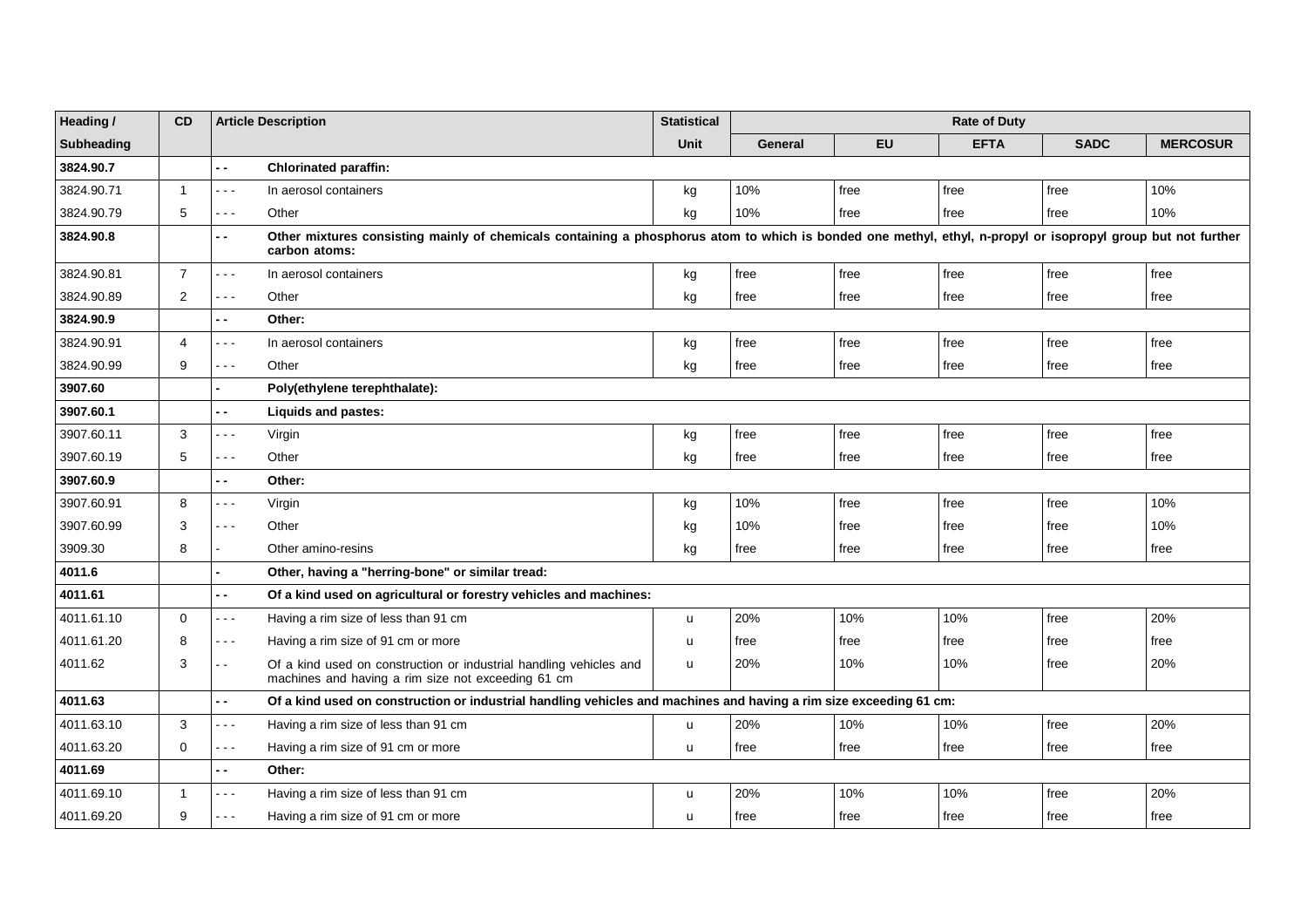| Heading / Subheading | CD | Article Description | | Statistical Unit | Rate of Duty | | | | |
|---|---|---|---|---|---|---|---|---|---|
| | | | | | General | EU | EFTA | SADC | MERCOSUR |
| **3824.90.7** | | **- -** | **Chlorinated paraffin:** | | | | | | |
| 3824.90.71 | 1 | - - - | In aerosol containers | kg | 10% | free | free | free | 10% |
| 3824.90.79 | 5 | - - - | Other | kg | 10% | free | free | free | 10% |
| **3824.90.8** | | **- -** | **Other mixtures consisting mainly of chemicals containing a phosphorus atom to which is bonded one methyl, ethyl, n-propyl or isopropyl group but not further carbon atoms:** | | | | | | |
| 3824.90.81 | 7 | - - - | In aerosol containers | kg | free | free | free | free | free |
| 3824.90.89 | 2 | - - - | Other | kg | free | free | free | free | free |
| **3824.90.9** | | **- -** | **Other:** | | | | | | |
| 3824.90.91 | 4 | - - - | In aerosol containers | kg | free | free | free | free | free |
| 3824.90.99 | 9 | - - - | Other | kg | free | free | free | free | free |
| **3907.60** | | **-** | **Poly(ethylene terephthalate):** | | | | | | |
| **3907.60.1** | | **- -** | **Liquids and pastes:** | | | | | | |
| 3907.60.11 | 3 | - - - | Virgin | kg | free | free | free | free | free |
| 3907.60.19 | 5 | - - - | Other | kg | free | free | free | free | free |
| **3907.60.9** | | **- -** | **Other:** | | | | | | |
| 3907.60.91 | 8 | - - - | Virgin | kg | 10% | free | free | free | 10% |
| 3907.60.99 | 3 | - - - | Other | kg | 10% | free | free | free | 10% |
| 3909.30 | 8 | - | Other amino-resins | kg | free | free | free | free | free |
| **4011.6** | | **-** | **Other, having a "herring-bone" or similar tread:** | | | | | | |
| **4011.61** | | **- -** | **Of a kind used on agricultural or forestry vehicles and machines:** | | | | | | |
| 4011.61.10 | 0 | - - - | Having a rim size of less than 91 cm | u | 20% | 10% | 10% | free | 20% |
| 4011.61.20 | 8 | - - - | Having a rim size of 91 cm or more | u | free | free | free | free | free |
| 4011.62 | 3 | - - | Of a kind used on construction or industrial handling vehicles and machines and having a rim size not exceeding 61 cm | u | 20% | 10% | 10% | free | 20% |
| **4011.63** | | **- -** | **Of a kind used on construction or industrial handling vehicles and machines and having a rim size exceeding 61 cm:** | | | | | | |
| 4011.63.10 | 3 | - - - | Having a rim size of less than 91 cm | u | 20% | 10% | 10% | free | 20% |
| 4011.63.20 | 0 | - - - | Having a rim size of 91 cm or more | u | free | free | free | free | free |
| **4011.69** | | **- -** | **Other:** | | | | | | |
| 4011.69.10 | 1 | - - - | Having a rim size of less than 91 cm | u | 20% | 10% | 10% | free | 20% |
| 4011.69.20 | 9 | - - - | Having a rim size of 91 cm or more | u | free | free | free | free | free |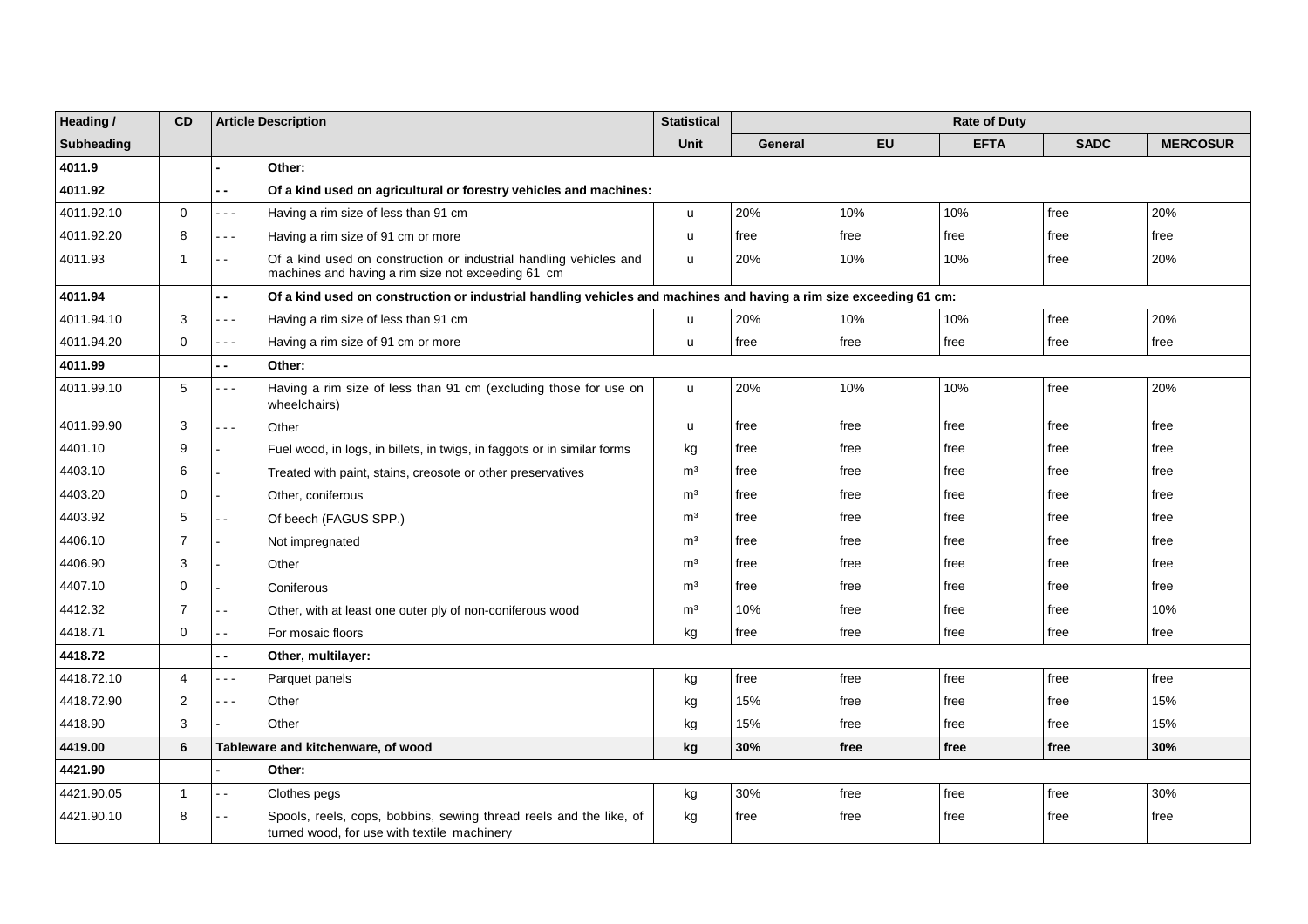| Heading / Subheading | CD | Article Description | | Statistical Unit | Rate of Duty | | | | |
|---|---|---|---|---|---|---|---|---|---|
| | | | | | General | EU | EFTA | SADC | MERCOSUR |
| **4011.9** | | **-** | **Other:** | | | | | | |
| **4011.92** | | **- -** | **Of a kind used on agricultural or forestry vehicles and machines:** | | | | | | |
| 4011.92.10 | 0 | - - - | Having a rim size of less than 91 cm | u | 20% | 10% | 10% | free | 20% |
| 4011.92.20 | 8 | - - - | Having a rim size of 91 cm or more | u | free | free | free | free | free |
| 4011.93 | 1 | - - | Of a kind used on construction or industrial handling vehicles and machines and having a rim size not exceeding 61 cm | u | 20% | 10% | 10% | free | 20% |
| **4011.94** | | **- -** | **Of a kind used on construction or industrial handling vehicles and machines and having a rim size exceeding 61 cm:** | | | | | | |
| 4011.94.10 | 3 | - - - | Having a rim size of less than 91 cm | u | 20% | 10% | 10% | free | 20% |
| 4011.94.20 | 0 | - - - | Having a rim size of 91 cm or more | u | free | free | free | free | free |
| **4011.99** | | **- -** | **Other:** | | | | | | |
| 4011.99.10 | 5 | - - - | Having a rim size of less than 91 cm (excluding those for use on wheelchairs) | u | 20% | 10% | 10% | free | 20% |
| 4011.99.90 | 3 | - - - | Other | u | free | free | free | free | free |
| 4401.10 | 9 | - | Fuel wood, in logs, in billets, in twigs, in faggots or in similar forms | kg | free | free | free | free | free |
| 4403.10 | 6 | - | Treated with paint, stains, creosote or other preservatives | m³ | free | free | free | free | free |
| 4403.20 | 0 | - | Other, coniferous | m³ | free | free | free | free | free |
| 4403.92 | 5 | - - | Of beech (FAGUS SPP.) | m³ | free | free | free | free | free |
| 4406.10 | 7 | - | Not impregnated | m³ | free | free | free | free | free |
| 4406.90 | 3 | - | Other | m³ | free | free | free | free | free |
| 4407.10 | 0 | - | Coniferous | m³ | free | free | free | free | free |
| 4412.32 | 7 | - - | Other, with at least one outer ply of non-coniferous wood | m³ | 10% | free | free | free | 10% |
| 4418.71 | 0 | - - | For mosaic floors | kg | free | free | free | free | free |
| **4418.72** | | **- -** | **Other, multilayer:** | | | | | | |
| 4418.72.10 | 4 | - - - | Parquet panels | kg | free | free | free | free | free |
| 4418.72.90 | 2 | - - - | Other | kg | 15% | free | free | free | 15% |
| 4418.90 | 3 | - | Other | kg | 15% | free | free | free | 15% |
| **4419.00** | **6** | **Tableware and kitchenware, of wood** | | **kg** | **30%** | **free** | **free** | **free** | **30%** |
| **4421.90** | | **-** | **Other:** | | | | | | |
| 4421.90.05 | 1 | - - | Clothes pegs | kg | 30% | free | free | free | 30% |
| 4421.90.10 | 8 | - - | Spools, reels, cops, bobbins, sewing thread reels and the like, of turned wood, for use with textile machinery | kg | free | free | free | free | free |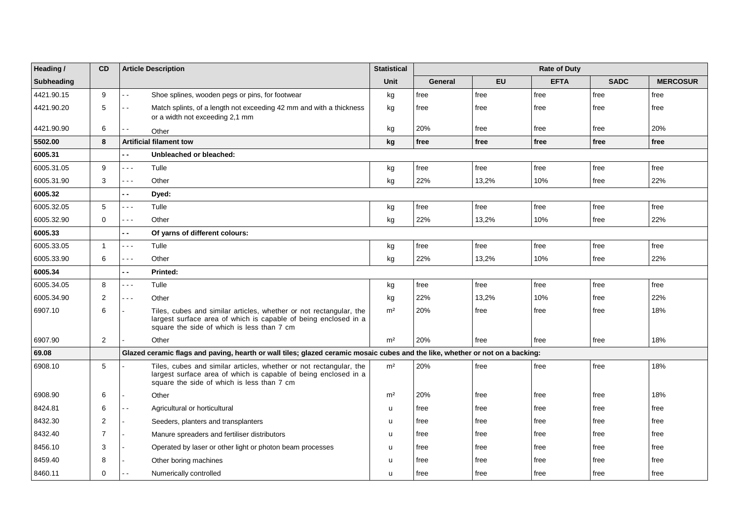| Heading / Subheading | CD | Article Description | | Statistical Unit | Rate of Duty | | | | |
|---|---|---|---|---|---|---|---|---|---|
| | | | | | General | EU | EFTA | SADC | MERCOSUR |
| 4421.90.15 | 9 | - - | Shoe splines, wooden pegs or pins, for footwear | kg | free | free | free | free | free |
| 4421.90.20 | 5 | - - | Match splints, of a length not exceeding 42 mm and with a thickness or a width not exceeding 2,1 mm | kg | free | free | free | free | free |
| 4421.90.90 | 6 | - - | Other | kg | 20% | free | free | free | 20% |
| **5502.00** | **8** | **Artificial filament tow** | | **kg** | **free** | **free** | **free** | **free** | **free** |
| **6005.31** | | **- -** | **Unbleached or bleached:** | | | | | | |
| 6005.31.05 | 9 | - - - | Tulle | kg | free | free | free | free | free |
| 6005.31.90 | 3 | - - - | Other | kg | 22% | 13,2% | 10% | free | 22% |
| **6005.32** | | **- -** | **Dyed:** | | | | | | |
| 6005.32.05 | 5 | - - - | Tulle | kg | free | free | free | free | free |
| 6005.32.90 | 0 | - - - | Other | kg | 22% | 13,2% | 10% | free | 22% |
| **6005.33** | | **- -** | **Of yarns of different colours:** | | | | | | |
| 6005.33.05 | 1 | - - - | Tulle | kg | free | free | free | free | free |
| 6005.33.90 | 6 | - - - | Other | kg | 22% | 13,2% | 10% | free | 22% |
| **6005.34** | | **- -** | **Printed:** | | | | | | |
| 6005.34.05 | 8 | - - - | Tulle | kg | free | free | free | free | free |
| 6005.34.90 | 2 | - - - | Other | kg | 22% | 13,2% | 10% | free | 22% |
| 6907.10 | 6 | - | Tiles, cubes and similar articles, whether or not rectangular, the largest surface area of which is capable of being enclosed in a square the side of which is less than 7 cm | m² | 20% | free | free | free | 18% |
| 6907.90 | 2 | - | Other | m² | 20% | free | free | free | 18% |
| **69.08** | | **Glazed ceramic flags and paving, hearth or wall tiles; glazed ceramic mosaic cubes and the like, whether or not on a backing:** | | | | | | | |
| 6908.10 | 5 | - | Tiles, cubes and similar articles, whether or not rectangular, the largest surface area of which is capable of being enclosed in a square the side of which is less than 7 cm | m² | 20% | free | free | free | 18% |
| 6908.90 | 6 | - | Other | m² | 20% | free | free | free | 18% |
| 8424.81 | 6 | - - | Agricultural or horticultural | u | free | free | free | free | free |
| 8432.30 | 2 | - | Seeders, planters and transplanters | u | free | free | free | free | free |
| 8432.40 | 7 | - | Manure spreaders and fertiliser distributors | u | free | free | free | free | free |
| 8456.10 | 3 | - | Operated by laser or other light or photon beam processes | u | free | free | free | free | free |
| 8459.40 | 8 | - | Other boring machines | u | free | free | free | free | free |
| 8460.11 | 0 | - - | Numerically controlled | u | free | free | free | free | free |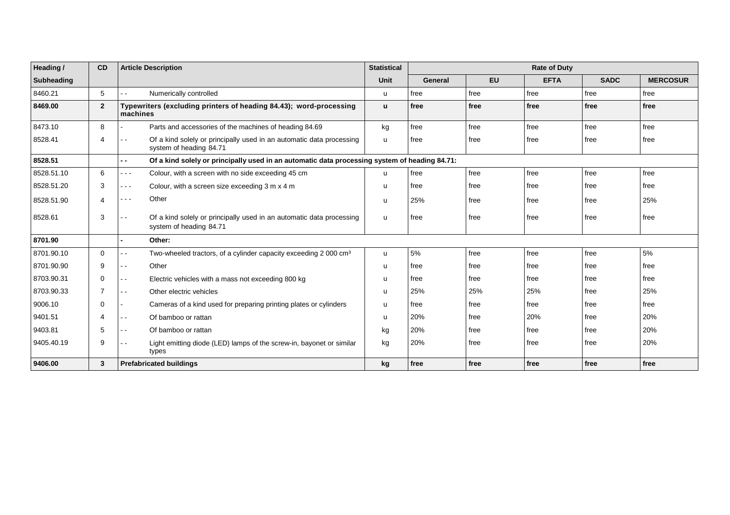| Heading / Subheading | CD | Article Description | | Statistical Unit | Rate of Duty | | | | |
|---|---|---|---|---|---|---|---|---|---|
| | | | | | General | EU | EFTA | SADC | MERCOSUR |
| 8460.21 | 5 | - - | Numerically controlled | u | free | free | free | free | free |
| **8469.00** | **2** | **Typewriters (excluding printers of heading 84.43); word-processing machines** | | **u** | **free** | **free** | **free** | **free** | **free** |
| 8473.10 | 8 | - | Parts and accessories of the machines of heading 84.69 | kg | free | free | free | free | free |
| 8528.41 | 4 | - - | Of a kind solely or principally used in an automatic data processing system of heading 84.71 | u | free | free | free | free | free |
| **8528.51** | | **- -** | **Of a kind solely or principally used in an automatic data processing system of heading 84.71:** | | | | | | |
| 8528.51.10 | 6 | - - - | Colour, with a screen with no side exceeding 45 cm | u | free | free | free | free | free |
| 8528.51.20 | 3 | - - - | Colour, with a screen size exceeding 3 m x 4 m | u | free | free | free | free | free |
| 8528.51.90 | 4 | - - - | Other | u | 25% | free | free | free | 25% |
| 8528.61 | 3 | - - | Of a kind solely or principally used in an automatic data processing system of heading 84.71 | u | free | free | free | free | free |
| **8701.90** | | **-** | **Other:** | | | | | | |
| 8701.90.10 | 0 | - - | Two-wheeled tractors, of a cylinder capacity exceeding 2 000 cm³ | u | 5% | free | free | free | 5% |
| 8701.90.90 | 9 | - - | Other | u | free | free | free | free | free |
| 8703.90.31 | 0 | - - | Electric vehicles with a mass not exceeding 800 kg | u | free | free | free | free | free |
| 8703.90.33 | 7 | - - | Other electric vehicles | u | 25% | 25% | 25% | free | 25% |
| 9006.10 | 0 | - | Cameras of a kind used for preparing printing plates or cylinders | u | free | free | free | free | free |
| 9401.51 | 4 | - - | Of bamboo or rattan | u | 20% | free | 20% | free | 20% |
| 9403.81 | 5 | - - | Of bamboo or rattan | kg | 20% | free | free | free | 20% |
| 9405.40.19 | 9 | - - | Light emitting diode (LED) lamps of the screw-in, bayonet or similar types | kg | 20% | free | free | free | 20% |
| **9406.00** | **3** | **Prefabricated buildings** | | **kg** | **free** | **free** | **free** | **free** | **free** |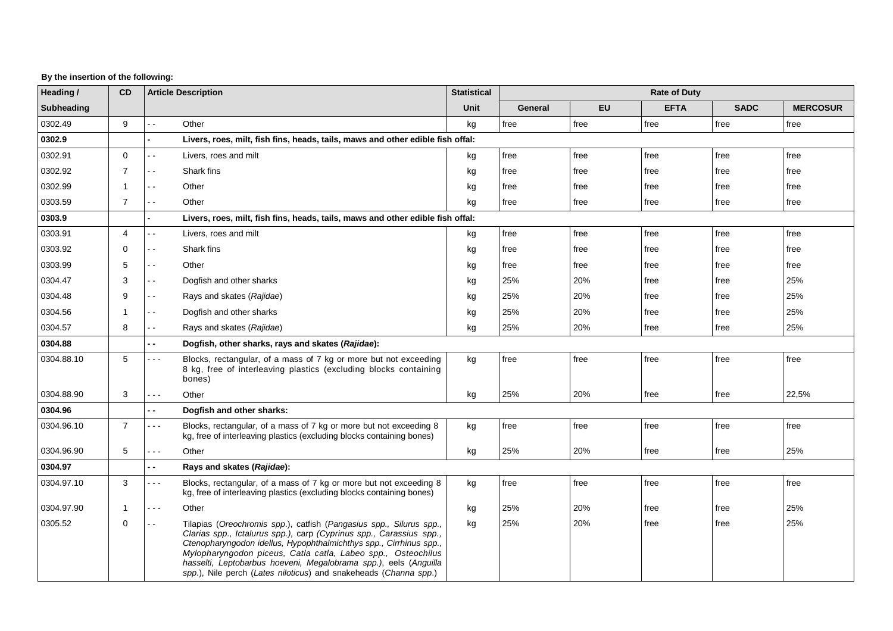**By the insertion of the following:**

| Heading / Subheading | CD | Article Description | | Statistical Unit | Rate of Duty | | | | |
|---|---|---|---|---|---|---|---|---|---|
| | | | | | General | EU | EFTA | SADC | MERCOSUR |
| 0302.49 | 9 | - - | Other | kg | free | free | free | free | free |
| **0302.9** | | **-** | **Livers, roes, milt, fish fins, heads, tails, maws and other edible fish offal:** | | | | | | |
| 0302.91 | 0 | - - | Livers, roes and milt | kg | free | free | free | free | free |
| 0302.92 | 7 | - - | Shark fins | kg | free | free | free | free | free |
| 0302.99 | 1 | - - | Other | kg | free | free | free | free | free |
| 0303.59 | 7 | - - | Other | kg | free | free | free | free | free |
| **0303.9** | | **-** | **Livers, roes, milt, fish fins, heads, tails, maws and other edible fish offal:** | | | | | | |
| 0303.91 | 4 | - - | Livers, roes and milt | kg | free | free | free | free | free |
| 0303.92 | 0 | - - | Shark fins | kg | free | free | free | free | free |
| 0303.99 | 5 | - - | Other | kg | free | free | free | free | free |
| 0304.47 | 3 | - - | Dogfish and other sharks | kg | 25% | 20% | free | free | 25% |
| 0304.48 | 9 | - - | Rays and skates (*Rajidae*) | kg | 25% | 20% | free | free | 25% |
| 0304.56 | 1 | - - | Dogfish and other sharks | kg | 25% | 20% | free | free | 25% |
| 0304.57 | 8 | - - | Rays and skates (*Rajidae*) | kg | 25% | 20% | free | free | 25% |
| **0304.88** | | **- -** | **Dogfish, other sharks, rays and skates (*Rajidae*):** | | | | | | |
| 0304.88.10 | 5 | - - - | Blocks, rectangular, of a mass of 7 kg or more but not exceeding 8 kg, free of interleaving plastics (excluding blocks containing bones) | kg | free | free | free | free | free |
| 0304.88.90 | 3 | - - - | Other | kg | 25% | 20% | free | free | 22,5% |
| **0304.96** | | **- -** | **Dogfish and other sharks:** | | | | | | |
| 0304.96.10 | 7 | - - - | Blocks, rectangular, of a mass of 7 kg or more but not exceeding 8 kg, free of interleaving plastics (excluding blocks containing bones) | kg | free | free | free | free | free |
| 0304.96.90 | 5 | - - - | Other | kg | 25% | 20% | free | free | 25% |
| **0304.97** | | **- -** | **Rays and skates (*Rajidae*):** | | | | | | |
| 0304.97.10 | 3 | - - - | Blocks, rectangular, of a mass of 7 kg or more but not exceeding 8 kg, free of interleaving plastics (excluding blocks containing bones) | kg | free | free | free | free | free |
| 0304.97.90 | 1 | - - - | Other | kg | 25% | 20% | free | free | 25% |
| 0305.52 | 0 | - - | Tilapias (*Oreochromis spp.*), catfish (*Pangasius spp., Silurus spp., Clarias spp., Ictalurus spp.*), carp (*Cyprinus spp., Carassius spp., Ctenopharyngodon idellus, Hypophthalmichthys spp., Cirrhinus spp., Mylopharyngodon piceus, Catla catla, Labeo spp., Osteochilus hasselti, Leptobarbus hoeveni, Megalobrama spp.*), eels (*Anguilla spp.*), Nile perch (*Lates niloticus*) and snakeheads (*Channa spp.*) | kg | 25% | 20% | free | free | 25% |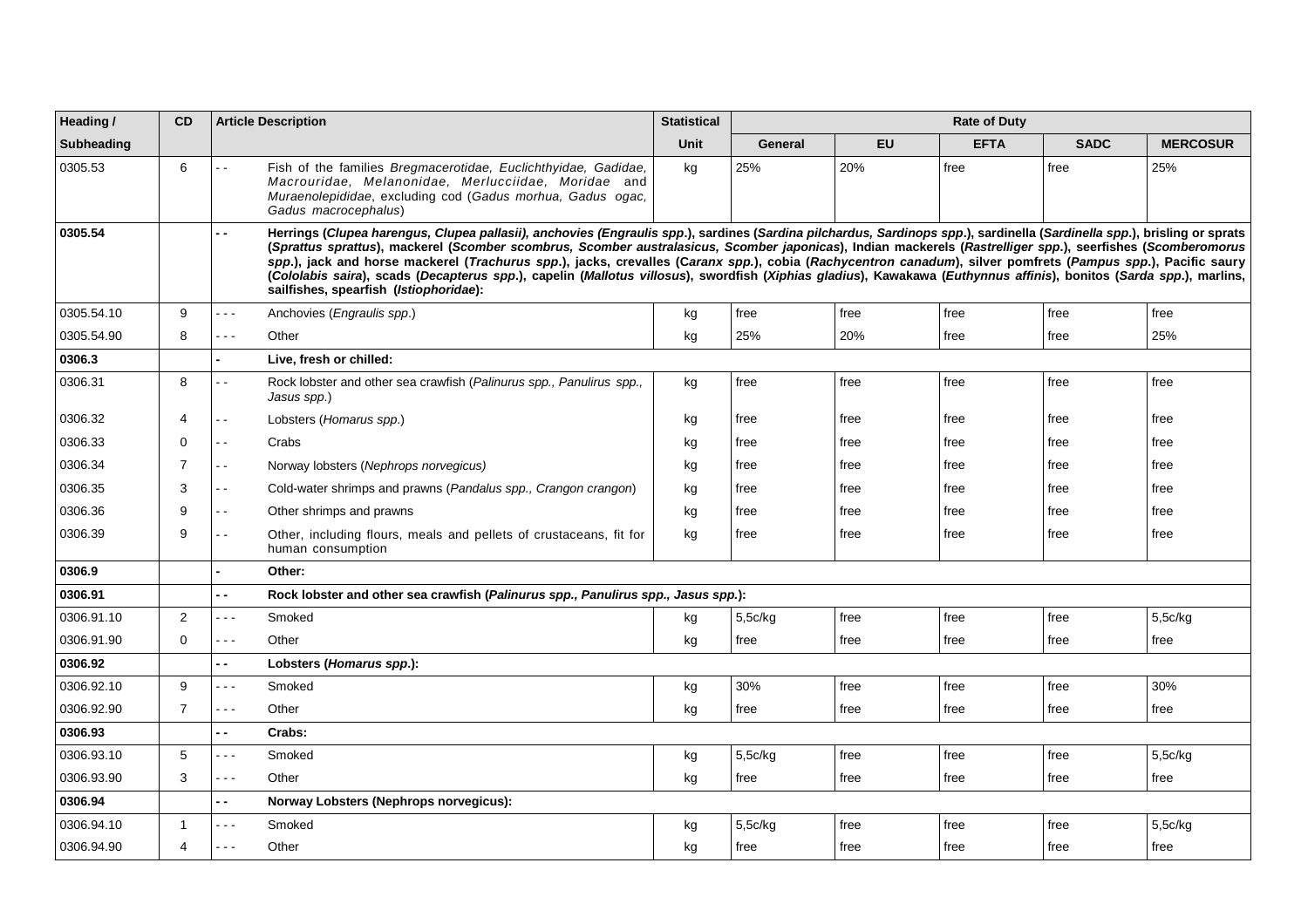| Heading / | CD | Article Description | | Statistical | Rate of Duty | | | | |
|---|---|---|---|---|---|---|---|---|---|
| Subheading | | | | Unit | General | EU | EFTA | SADC | MERCOSUR |
| 0305.53 | 6 | - - | Fish of the families *Bregmacerotidae, Euclichthyidae, Gadidae, Macrouridae, Melanonidae, Merlucciidae, Moridae* and *Muraenolepididae*, excluding cod (*Gadus morhua, Gadus ogac, Gadus macrocephalus*) | kg | 25% | 20% | free | free | 25% |
| **0305.54** | | **- -** | **Herrings (*Clupea harengus, Clupea pallasii), anchovies (Engraulis spp*.), sardines (*Sardina pilchardus, Sardinops spp*.), sardinella (*Sardinella spp*.), brisling or sprats (*Sprattus sprattus*), mackerel (*Scomber scombrus, Scomber australasicus, Scomber japonicas*), Indian mackerels (*Rastrelliger spp*.), seerfishes (*Scomberomorus spp*.), jack and horse mackerel (*Trachurus spp*.), jacks, crevalles (*Caranx spp*.), cobia (*Rachycentron canadum*), silver pomfrets (*Pampus spp*.), Pacific saury (*Cololabis saira*), scads (*Decapterus spp*.), capelin (*Mallotus villosus*), swordfish (*Xiphias gladius*), Kawakawa (*Euthynnus affinis*), bonitos (*Sarda spp*.), marlins, sailfishes, spearfish (*Istiophoridae*):** | | | | | | |
| 0305.54.10 | 9 | - - - | Anchovies (*Engraulis spp*.) | kg | free | free | free | free | free |
| 0305.54.90 | 8 | - - - | Other | kg | 25% | 20% | free | free | 25% |
| **0306.3** | | **-** | **Live, fresh or chilled:** | | | | | | |
| 0306.31 | 8 | - - | Rock lobster and other sea crawfish (*Palinurus spp., Panulirus spp., Jasus spp*.) | kg | free | free | free | free | free |
| 0306.32 | 4 | - - | Lobsters (*Homarus spp*.) | kg | free | free | free | free | free |
| 0306.33 | 0 | - - | Crabs | kg | free | free | free | free | free |
| 0306.34 | 7 | - - | Norway lobsters (*Nephrops norvegicus)* | kg | free | free | free | free | free |
| 0306.35 | 3 | - - | Cold-water shrimps and prawns (*Pandalus spp., Crangon crangon*) | kg | free | free | free | free | free |
| 0306.36 | 9 | - - | Other shrimps and prawns | kg | free | free | free | free | free |
| 0306.39 | 9 | - - | Other, including flours, meals and pellets of crustaceans, fit for human consumption | kg | free | free | free | free | free |
| **0306.9** | | **-** | **Other:** | | | | | | |
| **0306.91** | | **- -** | **Rock lobster and other sea crawfish (*Palinurus spp., Panulirus spp., Jasus spp*.):** | | | | | | |
| 0306.91.10 | 2 | - - - | Smoked | kg | 5,5c/kg | free | free | free | 5,5c/kg |
| 0306.91.90 | 0 | - - - | Other | kg | free | free | free | free | free |
| **0306.92** | | **- -** | **Lobsters (*Homarus spp*.):** | | | | | | |
| 0306.92.10 | 9 | - - - | Smoked | kg | 30% | free | free | free | 30% |
| 0306.92.90 | 7 | - - - | Other | kg | free | free | free | free | free |
| **0306.93** | | **- -** | **Crabs:** | | | | | | |
| 0306.93.10 | 5 | - - - | Smoked | kg | 5,5c/kg | free | free | free | 5,5c/kg |
| 0306.93.90 | 3 | - - - | Other | kg | free | free | free | free | free |
| **0306.94** | | **- -** | **Norway Lobsters (Nephrops norvegicus):** | | | | | | |
| 0306.94.10 | 1 | - - - | Smoked | kg | 5,5c/kg | free | free | free | 5,5c/kg |
| 0306.94.90 | 4 | - - - | Other | kg | free | free | free | free | free |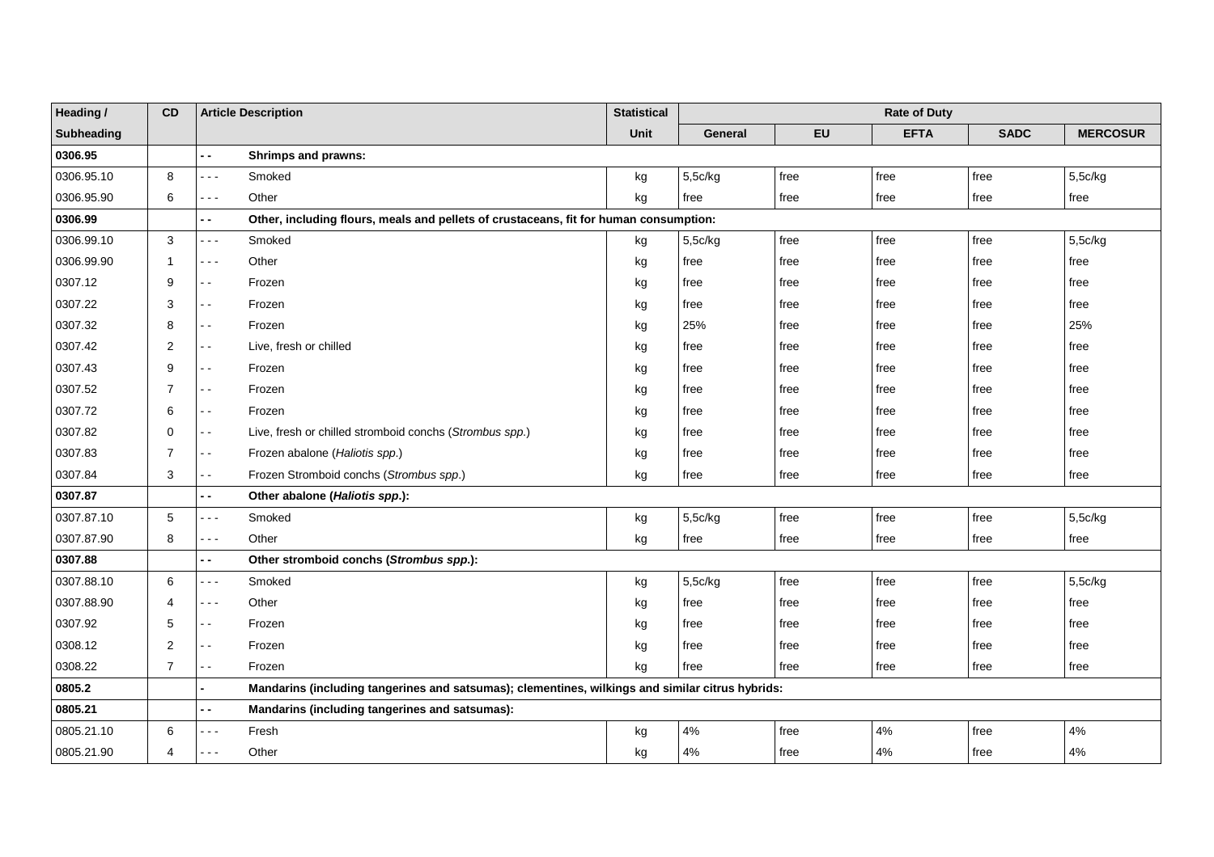| Heading / Subheading | CD | Article Description | | Statistical Unit | Rate of Duty | | | | |
|---|---|---|---|---|---|---|---|---|---|
| | | | | | General | EU | EFTA | SADC | MERCOSUR |
| **0306.95** | | **- -** | **Shrimps and prawns:** | | | | | | |
| 0306.95.10 | 8 | - - - | Smoked | kg | 5,5c/kg | free | free | free | 5,5c/kg |
| 0306.95.90 | 6 | - - - | Other | kg | free | free | free | free | free |
| **0306.99** | | **- -** | **Other, including flours, meals and pellets of crustaceans, fit for human consumption:** | | | | | | |
| 0306.99.10 | 3 | - - - | Smoked | kg | 5,5c/kg | free | free | free | 5,5c/kg |
| 0306.99.90 | 1 | - - - | Other | kg | free | free | free | free | free |
| 0307.12 | 9 | - - | Frozen | kg | free | free | free | free | free |
| 0307.22 | 3 | - - | Frozen | kg | free | free | free | free | free |
| 0307.32 | 8 | - - | Frozen | kg | 25% | free | free | free | 25% |
| 0307.42 | 2 | - - | Live, fresh or chilled | kg | free | free | free | free | free |
| 0307.43 | 9 | - - | Frozen | kg | free | free | free | free | free |
| 0307.52 | 7 | - - | Frozen | kg | free | free | free | free | free |
| 0307.72 | 6 | - - | Frozen | kg | free | free | free | free | free |
| 0307.82 | 0 | - - | Live, fresh or chilled stromboid conchs (*Strombus spp.*) | kg | free | free | free | free | free |
| 0307.83 | 7 | - - | Frozen abalone (*Haliotis spp.*) | kg | free | free | free | free | free |
| 0307.84 | 3 | - - | Frozen Stromboid conchs (*Strombus spp.*) | kg | free | free | free | free | free |
| **0307.87** | | **- -** | **Other abalone (*Haliotis spp.*):** | | | | | | |
| 0307.87.10 | 5 | - - - | Smoked | kg | 5,5c/kg | free | free | free | 5,5c/kg |
| 0307.87.90 | 8 | - - - | Other | kg | free | free | free | free | free |
| **0307.88** | | **- -** | **Other stromboid conchs (*Strombus spp.*):** | | | | | | |
| 0307.88.10 | 6 | - - - | Smoked | kg | 5,5c/kg | free | free | free | 5,5c/kg |
| 0307.88.90 | 4 | - - - | Other | kg | free | free | free | free | free |
| 0307.92 | 5 | - - | Frozen | kg | free | free | free | free | free |
| 0308.12 | 2 | - - | Frozen | kg | free | free | free | free | free |
| 0308.22 | 7 | - - | Frozen | kg | free | free | free | free | free |
| **0805.2** | | **-** | **Mandarins (including tangerines and satsumas); clementines, wilkings and similar citrus hybrids:** | | | | | | |
| **0805.21** | | **- -** | **Mandarins (including tangerines and satsumas):** | | | | | | |
| 0805.21.10 | 6 | - - - | Fresh | kg | 4% | free | 4% | free | 4% |
| 0805.21.90 | 4 | - - - | Other | kg | 4% | free | 4% | free | 4% |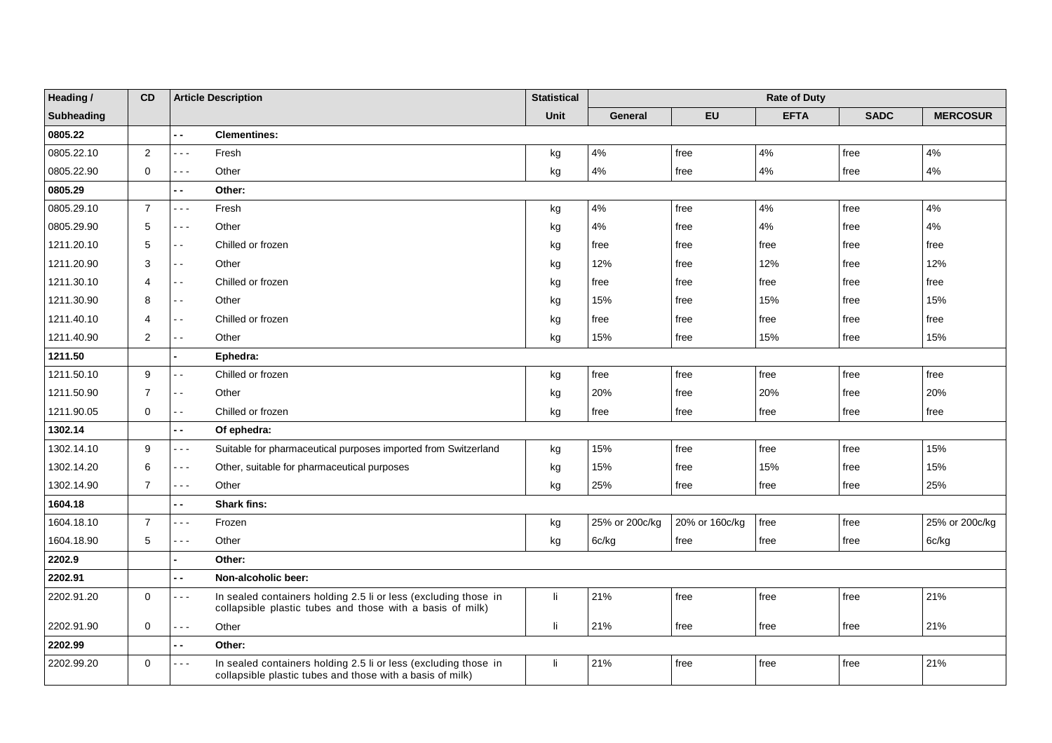| Heading / Subheading | CD | Article Description | | Statistical Unit | Rate of Duty | | | | |
|---|---|---|---|---|---|---|---|---|---|
| | | | | | General | EU | EFTA | SADC | MERCOSUR |
| **0805.22** | | **- -** | **Clementines:** | | | | | | |
| 0805.22.10 | 2 | - - - | Fresh | kg | 4% | free | 4% | free | 4% |
| 0805.22.90 | 0 | - - - | Other | kg | 4% | free | 4% | free | 4% |
| **0805.29** | | **- -** | **Other:** | | | | | | |
| 0805.29.10 | 7 | - - - | Fresh | kg | 4% | free | 4% | free | 4% |
| 0805.29.90 | 5 | - - - | Other | kg | 4% | free | 4% | free | 4% |
| 1211.20.10 | 5 | - - | Chilled or frozen | kg | free | free | free | free | free |
| 1211.20.90 | 3 | - - | Other | kg | 12% | free | 12% | free | 12% |
| 1211.30.10 | 4 | - - | Chilled or frozen | kg | free | free | free | free | free |
| 1211.30.90 | 8 | - - | Other | kg | 15% | free | 15% | free | 15% |
| 1211.40.10 | 4 | - - | Chilled or frozen | kg | free | free | free | free | free |
| 1211.40.90 | 2 | - - | Other | kg | 15% | free | 15% | free | 15% |
| **1211.50** | | **-** | **Ephedra:** | | | | | | |
| 1211.50.10 | 9 | - - | Chilled or frozen | kg | free | free | free | free | free |
| 1211.50.90 | 7 | - - | Other | kg | 20% | free | 20% | free | 20% |
| 1211.90.05 | 0 | - - | Chilled or frozen | kg | free | free | free | free | free |
| **1302.14** | | **- -** | **Of ephedra:** | | | | | | |
| 1302.14.10 | 9 | - - - | Suitable for pharmaceutical purposes imported from Switzerland | kg | 15% | free | free | free | 15% |
| 1302.14.20 | 6 | - - - | Other, suitable for pharmaceutical purposes | kg | 15% | free | 15% | free | 15% |
| 1302.14.90 | 7 | - - - | Other | kg | 25% | free | free | free | 25% |
| **1604.18** | | **- -** | **Shark fins:** | | | | | | |
| 1604.18.10 | 7 | - - - | Frozen | kg | 25% or 200c/kg | 20% or 160c/kg | free | free | 25% or 200c/kg |
| 1604.18.90 | 5 | - - - | Other | kg | 6c/kg | free | free | free | 6c/kg |
| **2202.9** | | **-** | **Other:** | | | | | | |
| **2202.91** | | **- -** | **Non-alcoholic beer:** | | | | | | |
| 2202.91.20 | 0 | - - - | In sealed containers holding 2.5 li or less (excluding those in collapsible plastic tubes and those with a basis of milk) | li | 21% | free | free | free | 21% |
| 2202.91.90 | 0 | - - - | Other | li | 21% | free | free | free | 21% |
| **2202.99** | | **- -** | **Other:** | | | | | | |
| 2202.99.20 | 0 | - - - | In sealed containers holding 2.5 li or less (excluding those in collapsible plastic tubes and those with a basis of milk) | li | 21% | free | free | free | 21% |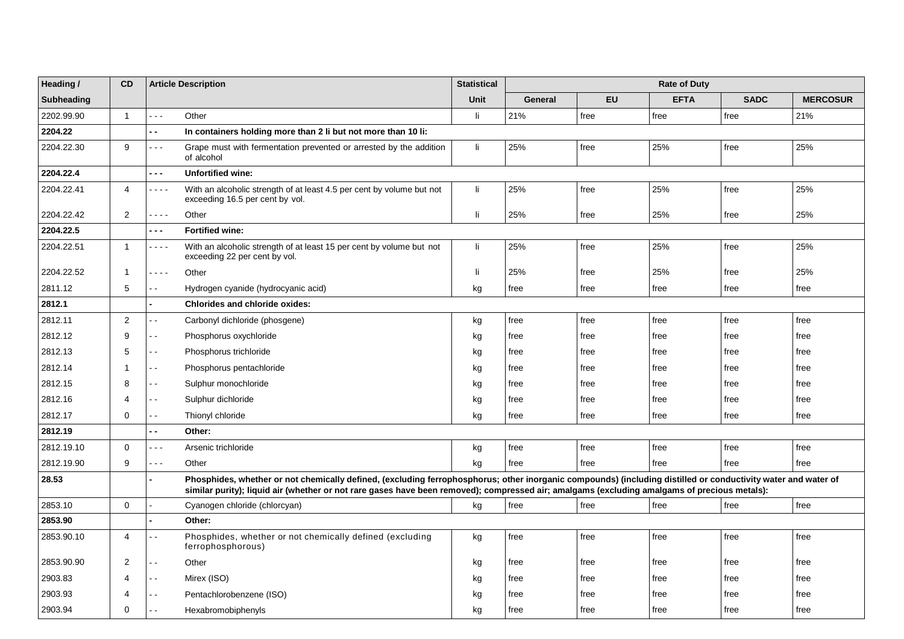| Heading / Subheading | CD | Article Description | | Statistical Unit | Rate of Duty | | | | |
|---|---|---|---|---|---|---|---|---|---|
| | | | | | General | EU | EFTA | SADC | MERCOSUR |
| 2202.99.90 | 1 | - - - | Other | li | 21% | free | free | free | 21% |
| **2204.22** | | **- -** | **In containers holding more than 2 li but not more than 10 li:** | | | | | | |
| 2204.22.30 | 9 | - - - | Grape must with fermentation prevented or arrested by the addition of alcohol | li | 25% | free | 25% | free | 25% |
| **2204.22.4** | | **- - -** | **Unfortified wine:** | | | | | | |
| 2204.22.41 | 4 | - - - - | With an alcoholic strength of at least 4.5 per cent by volume but not exceeding 16.5 per cent by vol. | li | 25% | free | 25% | free | 25% |
| 2204.22.42 | 2 | - - - - | Other | li | 25% | free | 25% | free | 25% |
| **2204.22.5** | | **- - -** | **Fortified wine:** | | | | | | |
| 2204.22.51 | 1 | - - - - | With an alcoholic strength of at least 15 per cent by volume but not exceeding 22 per cent by vol. | li | 25% | free | 25% | free | 25% |
| 2204.22.52 | 1 | - - - - | Other | li | 25% | free | 25% | free | 25% |
| 2811.12 | 5 | - - | Hydrogen cyanide (hydrocyanic acid) | kg | free | free | free | free | free |
| **2812.1** | | **-** | **Chlorides and chloride oxides:** | | | | | | |
| 2812.11 | 2 | - - | Carbonyl dichloride (phosgene) | kg | free | free | free | free | free |
| 2812.12 | 9 | - - | Phosphorus oxychloride | kg | free | free | free | free | free |
| 2812.13 | 5 | - - | Phosphorus trichloride | kg | free | free | free | free | free |
| 2812.14 | 1 | - - | Phosphorus pentachloride | kg | free | free | free | free | free |
| 2812.15 | 8 | - - | Sulphur monochloride | kg | free | free | free | free | free |
| 2812.16 | 4 | - - | Sulphur dichloride | kg | free | free | free | free | free |
| 2812.17 | 0 | - - | Thionyl chloride | kg | free | free | free | free | free |
| **2812.19** | | **- -** | **Other:** | | | | | | |
| 2812.19.10 | 0 | - - - | Arsenic trichloride | kg | free | free | free | free | free |
| 2812.19.90 | 9 | - - - | Other | kg | free | free | free | free | free |
| **28.53** | | **-** | **Phosphides, whether or not chemically defined, (excluding ferrophosphorus; other inorganic compounds) (including distilled or conductivity water and water of similar purity); liquid air (whether or not rare gases have been removed); compressed air; amalgams (excluding amalgams of precious metals):** | | | | | | |
| 2853.10 | 0 | - | Cyanogen chloride (chlorcyan) | kg | free | free | free | free | free |
| **2853.90** | | **-** | **Other:** | | | | | | |
| 2853.90.10 | 4 | - - | Phosphides, whether or not chemically defined (excluding ferrophosphorous) | kg | free | free | free | free | free |
| 2853.90.90 | 2 | - - | Other | kg | free | free | free | free | free |
| 2903.83 | 4 | - - | Mirex (ISO) | kg | free | free | free | free | free |
| 2903.93 | 4 | - - | Pentachlorobenzene (ISO) | kg | free | free | free | free | free |
| 2903.94 | 0 | - - | Hexabromobiphenyls | kg | free | free | free | free | free |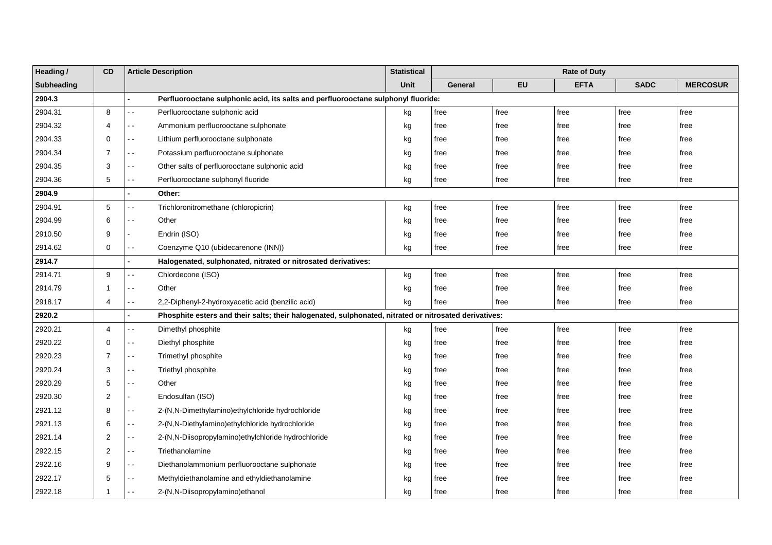| Heading / | CD | Article Description | | Statistical | Rate of Duty | | | | |
|---|---|---|---|---|---|---|---|---|---|
| Subheading | | | | Unit | General | EU | EFTA | SADC | MERCOSUR |
| **2904.3** | | **-** | **Perfluorooctane sulphonic acid, its salts and perfluorooctane sulphonyl fluoride:** | | | | | | |
| 2904.31 | 8 | - - | Perfluorooctane sulphonic acid | kg | free | free | free | free | free |
| 2904.32 | 4 | - - | Ammonium perfluorooctane sulphonate | kg | free | free | free | free | free |
| 2904.33 | 0 | - - | Lithium perfluorooctane sulphonate | kg | free | free | free | free | free |
| 2904.34 | 7 | - - | Potassium perfluorooctane sulphonate | kg | free | free | free | free | free |
| 2904.35 | 3 | - - | Other salts of perfluorooctane sulphonic acid | kg | free | free | free | free | free |
| 2904.36 | 5 | - - | Perfluorooctane sulphonyl fluoride | kg | free | free | free | free | free |
| **2904.9** | | **-** | **Other:** | | | | | | |
| 2904.91 | 5 | - - | Trichloronitromethane (chloropicrin) | kg | free | free | free | free | free |
| 2904.99 | 6 | - - | Other | kg | free | free | free | free | free |
| 2910.50 | 9 | - | Endrin (ISO) | kg | free | free | free | free | free |
| 2914.62 | 0 | - - | Coenzyme Q10 (ubidecarenone (INN)) | kg | free | free | free | free | free |
| **2914.7** | | **-** | **Halogenated, sulphonated, nitrated or nitrosated derivatives:** | | | | | | |
| 2914.71 | 9 | - - | Chlordecone (ISO) | kg | free | free | free | free | free |
| 2914.79 | 1 | - - | Other | kg | free | free | free | free | free |
| 2918.17 | 4 | - - | 2,2-Diphenyl-2-hydroxyacetic acid (benzilic acid) | kg | free | free | free | free | free |
| **2920.2** | | **-** | **Phosphite esters and their salts; their halogenated, sulphonated, nitrated or nitrosated derivatives:** | | | | | | |
| 2920.21 | 4 | - - | Dimethyl phosphite | kg | free | free | free | free | free |
| 2920.22 | 0 | - - | Diethyl phosphite | kg | free | free | free | free | free |
| 2920.23 | 7 | - - | Trimethyl phosphite | kg | free | free | free | free | free |
| 2920.24 | 3 | - - | Triethyl phosphite | kg | free | free | free | free | free |
| 2920.29 | 5 | - - | Other | kg | free | free | free | free | free |
| 2920.30 | 2 | - | Endosulfan (ISO) | kg | free | free | free | free | free |
| 2921.12 | 8 | - - | 2-(N,N-Dimethylamino)ethylchloride hydrochloride | kg | free | free | free | free | free |
| 2921.13 | 6 | - - | 2-(N,N-Diethylamino)ethylchloride hydrochloride | kg | free | free | free | free | free |
| 2921.14 | 2 | - - | 2-(N,N-Diisopropylamino)ethylchloride hydrochloride | kg | free | free | free | free | free |
| 2922.15 | 2 | - - | Triethanolamine | kg | free | free | free | free | free |
| 2922.16 | 9 | - - | Diethanolammonium perfluorooctane sulphonate | kg | free | free | free | free | free |
| 2922.17 | 5 | - - | Methyldiethanolamine and ethyldiethanolamine | kg | free | free | free | free | free |
| 2922.18 | 1 | - - | 2-(N,N-Diisopropylamino)ethanol | kg | free | free | free | free | free |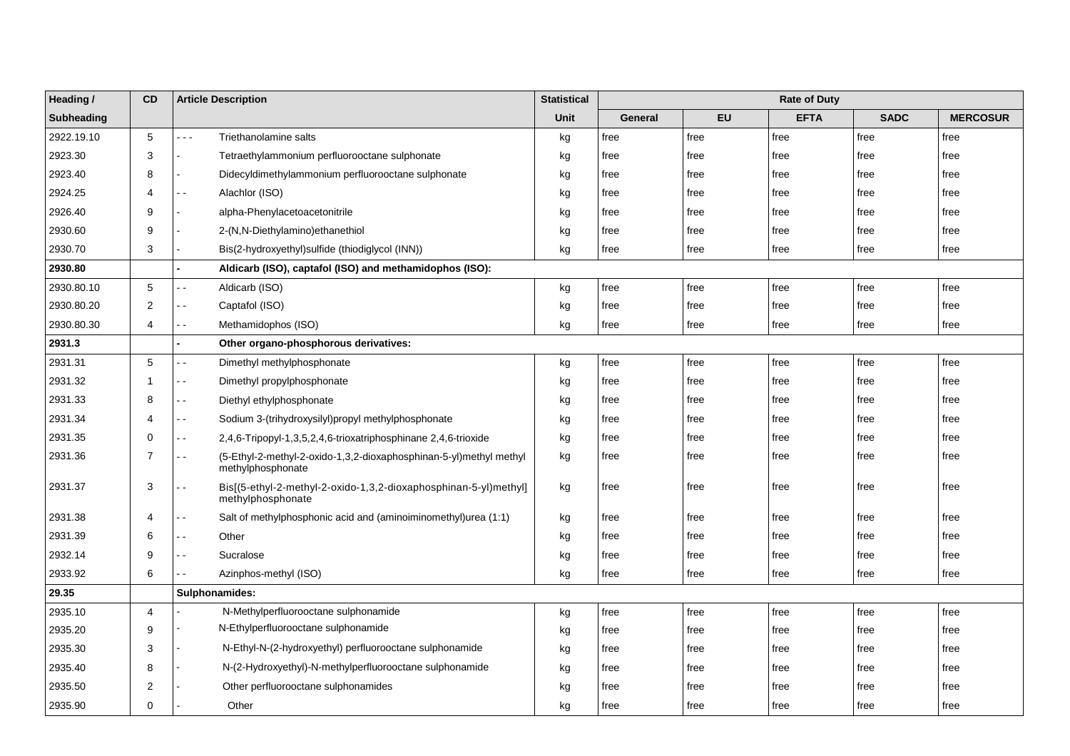| Heading / Subheading | CD | Article Description | | Statistical Unit | Rate of Duty | | | | |
|---|---|---|---|---|---|---|---|---|---|
| | | | | | General | EU | EFTA | SADC | MERCOSUR |
| 2922.19.10 | 5 | - - - | Triethanolamine salts | kg | free | free | free | free | free |
| 2923.30 | 3 | - | Tetraethylammonium perfluorooctane sulphonate | kg | free | free | free | free | free |
| 2923.40 | 8 | - | Didecyldimethylammonium perfluorooctane sulphonate | kg | free | free | free | free | free |
| 2924.25 | 4 | - - | Alachlor (ISO) | kg | free | free | free | free | free |
| 2926.40 | 9 | - | alpha-Phenylacetoacetonitrile | kg | free | free | free | free | free |
| 2930.60 | 9 | - | 2-(N,N-Diethylamino)ethanethiol | kg | free | free | free | free | free |
| 2930.70 | 3 | - | Bis(2-hydroxyethyl)sulfide (thiodiglycol (INN)) | kg | free | free | free | free | free |
| **2930.80** | | **-** | **Aldicarb (ISO), captafol (ISO) and methamidophos (ISO):** | | | | | | |
| 2930.80.10 | 5 | - - | Aldicarb (ISO) | kg | free | free | free | free | free |
| 2930.80.20 | 2 | - - | Captafol (ISO) | kg | free | free | free | free | free |
| 2930.80.30 | 4 | - - | Methamidophos (ISO) | kg | free | free | free | free | free |
| **2931.3** | | **-** | **Other organo-phosphorous derivatives:** | | | | | | |
| 2931.31 | 5 | - - | Dimethyl methylphosphonate | kg | free | free | free | free | free |
| 2931.32 | 1 | - - | Dimethyl propylphosphonate | kg | free | free | free | free | free |
| 2931.33 | 8 | - - | Diethyl ethylphosphonate | kg | free | free | free | free | free |
| 2931.34 | 4 | - - | Sodium 3-(trihydroxysilyl)propyl methylphosphonate | kg | free | free | free | free | free |
| 2931.35 | 0 | - - | 2,4,6-Tripopyl-1,3,5,2,4,6-trioxatriphosphinane 2,4,6-trioxide | kg | free | free | free | free | free |
| 2931.36 | 7 | - - | (5-Ethyl-2-methyl-2-oxido-1,3,2-dioxaphosphinan-5-yl)methyl methyl methylphosphonate | kg | free | free | free | free | free |
| 2931.37 | 3 | - - | Bis[(5-ethyl-2-methyl-2-oxido-1,3,2-dioxaphosphinan-5-yl)methyl] methylphosphonate | kg | free | free | free | free | free |
| 2931.38 | 4 | - - | Salt of methylphosphonic acid and (aminoiminomethyl)urea (1:1) | kg | free | free | free | free | free |
| 2931.39 | 6 | - - | Other | kg | free | free | free | free | free |
| 2932.14 | 9 | - - | Sucralose | kg | free | free | free | free | free |
| 2933.92 | 6 | - - | Azinphos-methyl (ISO) | kg | free | free | free | free | free |
| **29.35** | | **Sulphonamides:** | | | | | | | |
| 2935.10 | 4 | - | N-Methylperfluorooctane sulphonamide | kg | free | free | free | free | free |
| 2935.20 | 9 | - | N-Ethylperfluorooctane sulphonamide | kg | free | free | free | free | free |
| 2935.30 | 3 | - | N-Ethyl-N-(2-hydroxyethyl) perfluorooctane sulphonamide | kg | free | free | free | free | free |
| 2935.40 | 8 | - | N-(2-Hydroxyethyl)-N-methylperfluorooctane sulphonamide | kg | free | free | free | free | free |
| 2935.50 | 2 | - | Other perfluorooctane sulphonamides | kg | free | free | free | free | free |
| 2935.90 | 0 | - | Other | kg | free | free | free | free | free |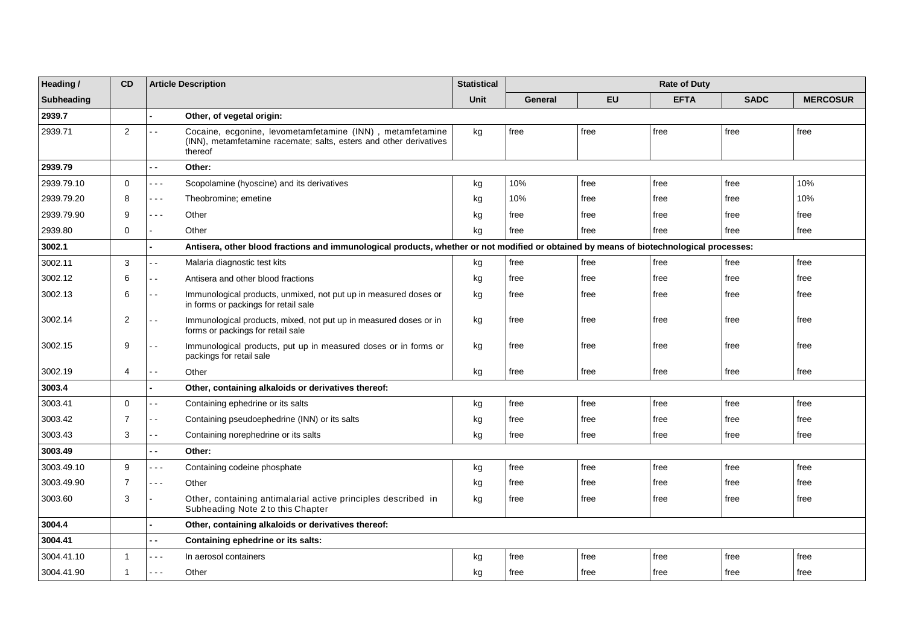| Heading / Subheading | CD | Article Description | | Statistical Unit | Rate of Duty | | | | |
|---|---|---|---|---|---|---|---|---|---|
| | | | | | General | EU | EFTA | SADC | MERCOSUR |
| **2939.7** | | - | **Other, of vegetal origin:** | | | | | | |
| 2939.71 | 2 | - - | Cocaine, ecgonine, levometamfetamine (INN) , metamfetamine (INN), metamfetamine racemate; salts, esters and other derivatives thereof | kg | free | free | free | free | free |
| **2939.79** | | - - | **Other:** | | | | | | |
| 2939.79.10 | 0 | - - - | Scopolamine (hyoscine) and its derivatives | kg | 10% | free | free | free | 10% |
| 2939.79.20 | 8 | - - - | Theobromine; emetine | kg | 10% | free | free | free | 10% |
| 2939.79.90 | 9 | - - - | Other | kg | free | free | free | free | free |
| 2939.80 | 0 | - | Other | kg | free | free | free | free | free |
| **3002.1** | | - | **Antisera, other blood fractions and immunological products, whether or not modified or obtained by means of biotechnological processes:** | | | | | | |
| 3002.11 | 3 | - - | Malaria diagnostic test kits | kg | free | free | free | free | free |
| 3002.12 | 6 | - - | Antisera and other blood fractions | kg | free | free | free | free | free |
| 3002.13 | 6 | - - | Immunological products, unmixed, not put up in measured doses or in forms or packings for retail sale | kg | free | free | free | free | free |
| 3002.14 | 2 | - - | Immunological products, mixed, not put up in measured doses or in forms or packings for retail sale | kg | free | free | free | free | free |
| 3002.15 | 9 | - - | Immunological products, put up in measured doses or in forms or packings for retail sale | kg | free | free | free | free | free |
| 3002.19 | 4 | - - | Other | kg | free | free | free | free | free |
| **3003.4** | | - | **Other, containing alkaloids or derivatives thereof:** | | | | | | |
| 3003.41 | 0 | - - | Containing ephedrine or its salts | kg | free | free | free | free | free |
| 3003.42 | 7 | - - | Containing pseudoephedrine (INN) or its salts | kg | free | free | free | free | free |
| 3003.43 | 3 | - - | Containing norephedrine or its salts | kg | free | free | free | free | free |
| **3003.49** | | - - | **Other:** | | | | | | |
| 3003.49.10 | 9 | - - - | Containing codeine phosphate | kg | free | free | free | free | free |
| 3003.49.90 | 7 | - - - | Other | kg | free | free | free | free | free |
| 3003.60 | 3 | - | Other, containing antimalarial active principles described in Subheading Note 2 to this Chapter | kg | free | free | free | free | free |
| **3004.4** | | - | **Other, containing alkaloids or derivatives thereof:** | | | | | | |
| **3004.41** | | - - | **Containing ephedrine or its salts:** | | | | | | |
| 3004.41.10 | 1 | - - - | In aerosol containers | kg | free | free | free | free | free |
| 3004.41.90 | 1 | - - - | Other | kg | free | free | free | free | free |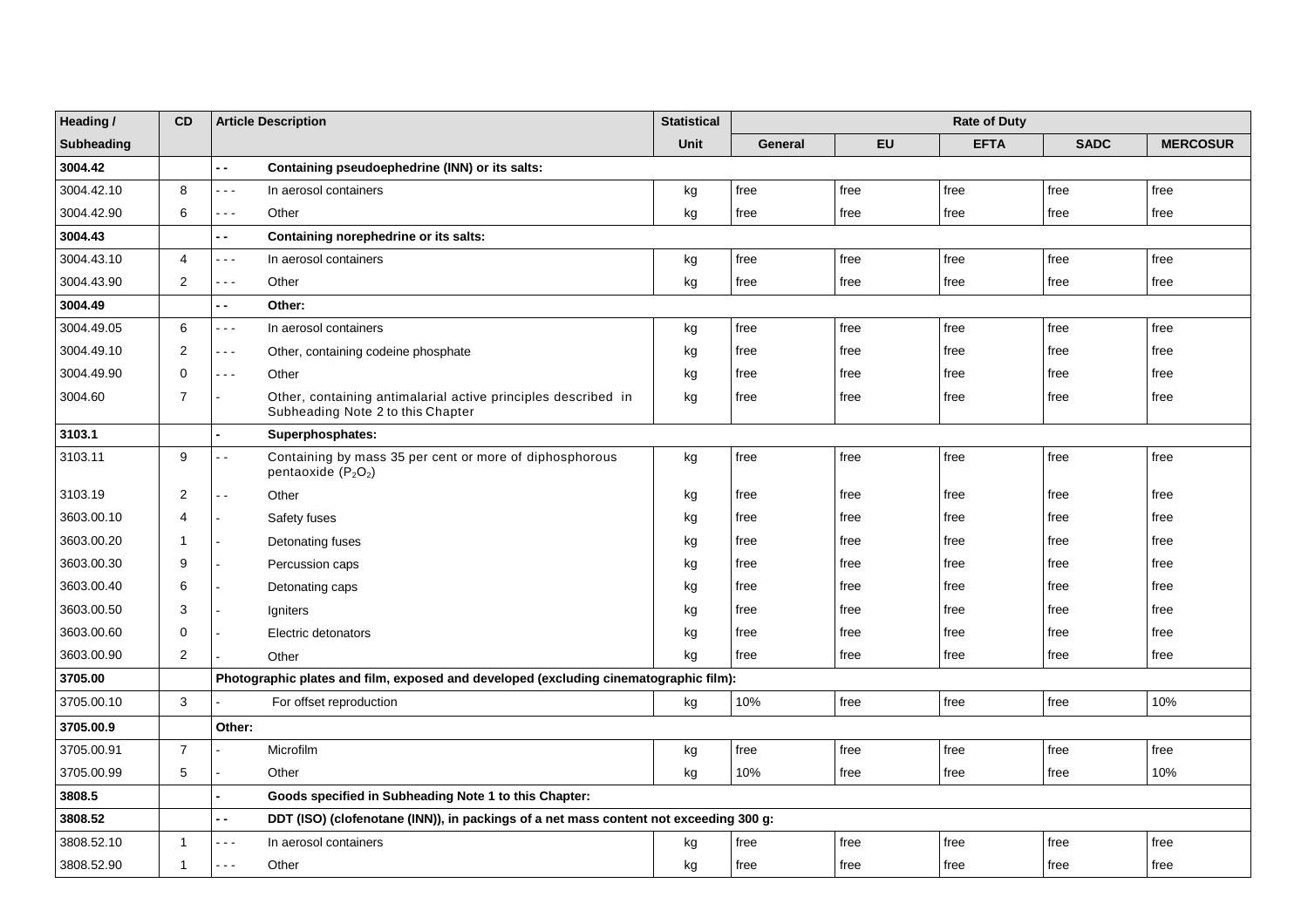| Heading / Subheading | CD | Article Description | | Statistical Unit | Rate of Duty | | | | |
|---|---|---|---|---|---|---|---|---|---|
| | | | | | General | EU | EFTA | SADC | MERCOSUR |
| **3004.42** | | **- -** | **Containing pseudoephedrine (INN) or its salts:** | | | | | | |
| 3004.42.10 | 8 | - - - | In aerosol containers | kg | free | free | free | free | free |
| 3004.42.90 | 6 | - - - | Other | kg | free | free | free | free | free |
| **3004.43** | | **- -** | **Containing norephedrine or its salts:** | | | | | | |
| 3004.43.10 | 4 | - - - | In aerosol containers | kg | free | free | free | free | free |
| 3004.43.90 | 2 | - - - | Other | kg | free | free | free | free | free |
| **3004.49** | | **- -** | **Other:** | | | | | | |
| 3004.49.05 | 6 | - - - | In aerosol containers | kg | free | free | free | free | free |
| 3004.49.10 | 2 | - - - | Other, containing codeine phosphate | kg | free | free | free | free | free |
| 3004.49.90 | 0 | - - - | Other | kg | free | free | free | free | free |
| 3004.60 | 7 | - | Other, containing antimalarial active principles described in Subheading Note 2 to this Chapter | kg | free | free | free | free | free |
| **3103.1** | | **-** | **Superphosphates:** | | | | | | |
| 3103.11 | 9 | - - | Containing by mass 35 per cent or more of diphosphorous pentaoxide ($P_2O_2$) | kg | free | free | free | free | free |
| 3103.19 | 2 | - - | Other | kg | free | free | free | free | free |
| 3603.00.10 | 4 | - | Safety fuses | kg | free | free | free | free | free |
| 3603.00.20 | 1 | - | Detonating fuses | kg | free | free | free | free | free |
| 3603.00.30 | 9 | - | Percussion caps | kg | free | free | free | free | free |
| 3603.00.40 | 6 | - | Detonating caps | kg | free | free | free | free | free |
| 3603.00.50 | 3 | - | Igniters | kg | free | free | free | free | free |
| 3603.00.60 | 0 | - | Electric detonators | kg | free | free | free | free | free |
| 3603.00.90 | 2 | - | Other | kg | free | free | free | free | free |
| **3705.00** | | **Photographic plates and film, exposed and developed (excluding cinematographic film):** | | | | | | | |
| 3705.00.10 | 3 | - | For offset reproduction | kg | 10% | free | free | free | 10% |
| **3705.00.9** | | **Other:** | | | | | | | |
| 3705.00.91 | 7 | - | Microfilm | kg | free | free | free | free | free |
| 3705.00.99 | 5 | - | Other | kg | 10% | free | free | free | 10% |
| **3808.5** | | **-** | **Goods specified in Subheading Note 1 to this Chapter:** | | | | | | |
| **3808.52** | | **- -** | **DDT (ISO) (clofenotane (INN)), in packings of a net mass content not exceeding 300 g:** | | | | | | |
| 3808.52.10 | 1 | - - - | In aerosol containers | kg | free | free | free | free | free |
| 3808.52.90 | 1 | - - - | Other | kg | free | free | free | free | free |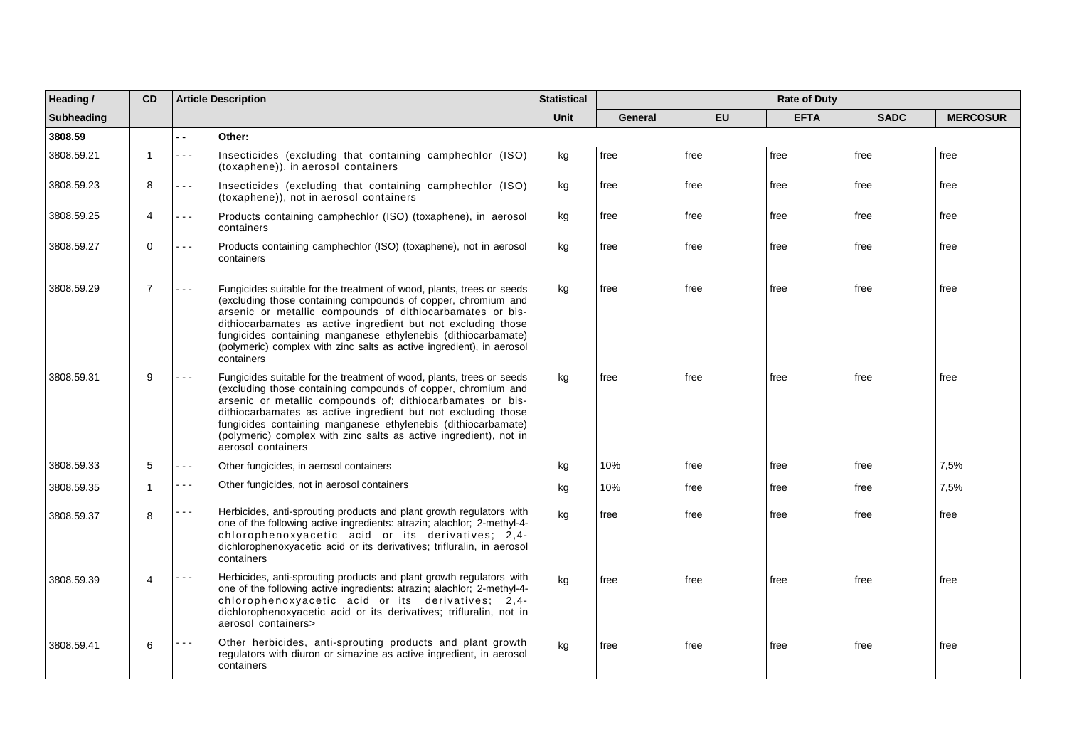| Heading / Subheading | CD | Article Description | | Statistical Unit | Rate of Duty | | | | |
|---|---|---|---|---|---|---|---|---|---|
| | | | | | General | EU | EFTA | SADC | MERCOSUR |
| 3808.59 | | - - | Other: | | | | | | |
| 3808.59.21 | 1 | - - - | Insecticides (excluding that containing camphechlor (ISO) (toxaphene)), in aerosol containers | kg | free | free | free | free | free |
| 3808.59.23 | 8 | - - - | Insecticides (excluding that containing camphechlor (ISO) (toxaphene)), not in aerosol containers | kg | free | free | free | free | free |
| 3808.59.25 | 4 | - - - | Products containing camphechlor (ISO) (toxaphene), in aerosol containers | kg | free | free | free | free | free |
| 3808.59.27 | 0 | - - - | Products containing camphechlor (ISO) (toxaphene), not in aerosol containers | kg | free | free | free | free | free |
| 3808.59.29 | 7 | - - - | Fungicides suitable for the treatment of wood, plants, trees or seeds (excluding those containing compounds of copper, chromium and arsenic or metallic compounds of dithiocarbamates or bis-dithiocarbamates as active ingredient but not excluding those fungicides containing manganese ethylenebis (dithiocarbamate) (polymeric) complex with zinc salts as active ingredient), in aerosol containers | kg | free | free | free | free | free |
| 3808.59.31 | 9 | - - - | Fungicides suitable for the treatment of wood, plants, trees or seeds (excluding those containing compounds of copper, chromium and arsenic or metallic compounds of; dithiocarbamates or bis-dithiocarbamates as active ingredient but not excluding those fungicides containing manganese ethylenebis (dithiocarbamate) (polymeric) complex with zinc salts as active ingredient), not in aerosol containers | kg | free | free | free | free | free |
| 3808.59.33 | 5 | - - - | Other fungicides, in aerosol containers | kg | 10% | free | free | free | 7,5% |
| 3808.59.35 | 1 | - - - | Other fungicides, not in aerosol containers | kg | 10% | free | free | free | 7,5% |
| 3808.59.37 | 8 | - - - | Herbicides, anti-sprouting products and plant growth regulators with one of the following active ingredients: atrazin; alachlor; 2-methyl-4-chlorophenoxyacetic acid or its derivatives; 2,4-dichlorophenoxyacetic acid or its derivatives; trifluralin, in aerosol containers | kg | free | free | free | free | free |
| 3808.59.39 | 4 | - - - | Herbicides, anti-sprouting products and plant growth regulators with one of the following active ingredients: atrazin; alachlor; 2-methyl-4-chlorophenoxyacetic acid or its derivatives; 2,4-dichlorophenoxyacetic acid or its derivatives; trifluralin, not in aerosol containers> | kg | free | free | free | free | free |
| 3808.59.41 | 6 | - - - | Other herbicides, anti-sprouting products and plant growth regulators with diuron or simazine as active ingredient, in aerosol containers | kg | free | free | free | free | free |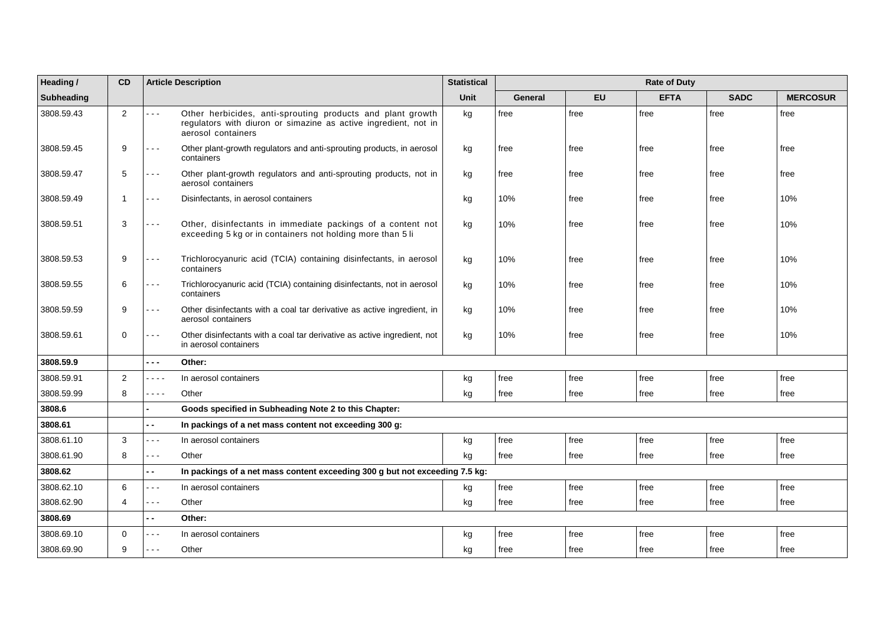| Heading / Subheading | CD | Article Description | | Statistical Unit | Rate of Duty | | | | |
|---|---|---|---|---|---|---|---|---|---|
| | | | | | General | EU | EFTA | SADC | MERCOSUR |
| 3808.59.43 | 2 | - - - | Other herbicides, anti-sprouting products and plant growth regulators with diuron or simazine as active ingredient, not in aerosol containers | kg | free | free | free | free | free |
| 3808.59.45 | 9 | - - - | Other plant-growth regulators and anti-sprouting products, in aerosol containers | kg | free | free | free | free | free |
| 3808.59.47 | 5 | - - - | Other plant-growth regulators and anti-sprouting products, not in aerosol containers | kg | free | free | free | free | free |
| 3808.59.49 | 1 | - - - | Disinfectants, in aerosol containers | kg | 10% | free | free | free | 10% |
| 3808.59.51 | 3 | - - - | Other, disinfectants in immediate packings of a content not exceeding 5 kg or in containers not holding more than 5 li | kg | 10% | free | free | free | 10% |
| 3808.59.53 | 9 | - - - | Trichlorocyanuric acid (TCIA) containing disinfectants, in aerosol containers | kg | 10% | free | free | free | 10% |
| 3808.59.55 | 6 | - - - | Trichlorocyanuric acid (TCIA) containing disinfectants, not in aerosol containers | kg | 10% | free | free | free | 10% |
| 3808.59.59 | 9 | - - - | Other disinfectants with a coal tar derivative as active ingredient, in aerosol containers | kg | 10% | free | free | free | 10% |
| 3808.59.61 | 0 | - - - | Other disinfectants with a coal tar derivative as active ingredient, not in aerosol containers | kg | 10% | free | free | free | 10% |
| **3808.59.9** | | **- - -** | **Other:** | | | | | | |
| 3808.59.91 | 2 | - - - - | In aerosol containers | kg | free | free | free | free | free |
| 3808.59.99 | 8 | - - - - | Other | kg | free | free | free | free | free |
| **3808.6** | | **-** | **Goods specified in Subheading Note 2 to this Chapter:** | | | | | | |
| **3808.61** | | **- -** | **In packings of a net mass content not exceeding 300 g:** | | | | | | |
| 3808.61.10 | 3 | - - - | In aerosol containers | kg | free | free | free | free | free |
| 3808.61.90 | 8 | - - - | Other | kg | free | free | free | free | free |
| **3808.62** | | **- -** | **In packings of a net mass content exceeding 300 g but not exceeding 7.5 kg:** | | | | | | |
| 3808.62.10 | 6 | - - - | In aerosol containers | kg | free | free | free | free | free |
| 3808.62.90 | 4 | - - - | Other | kg | free | free | free | free | free |
| **3808.69** | | **- -** | **Other:** | | | | | | |
| 3808.69.10 | 0 | - - - | In aerosol containers | kg | free | free | free | free | free |
| 3808.69.90 | 9 | - - - | Other | kg | free | free | free | free | free |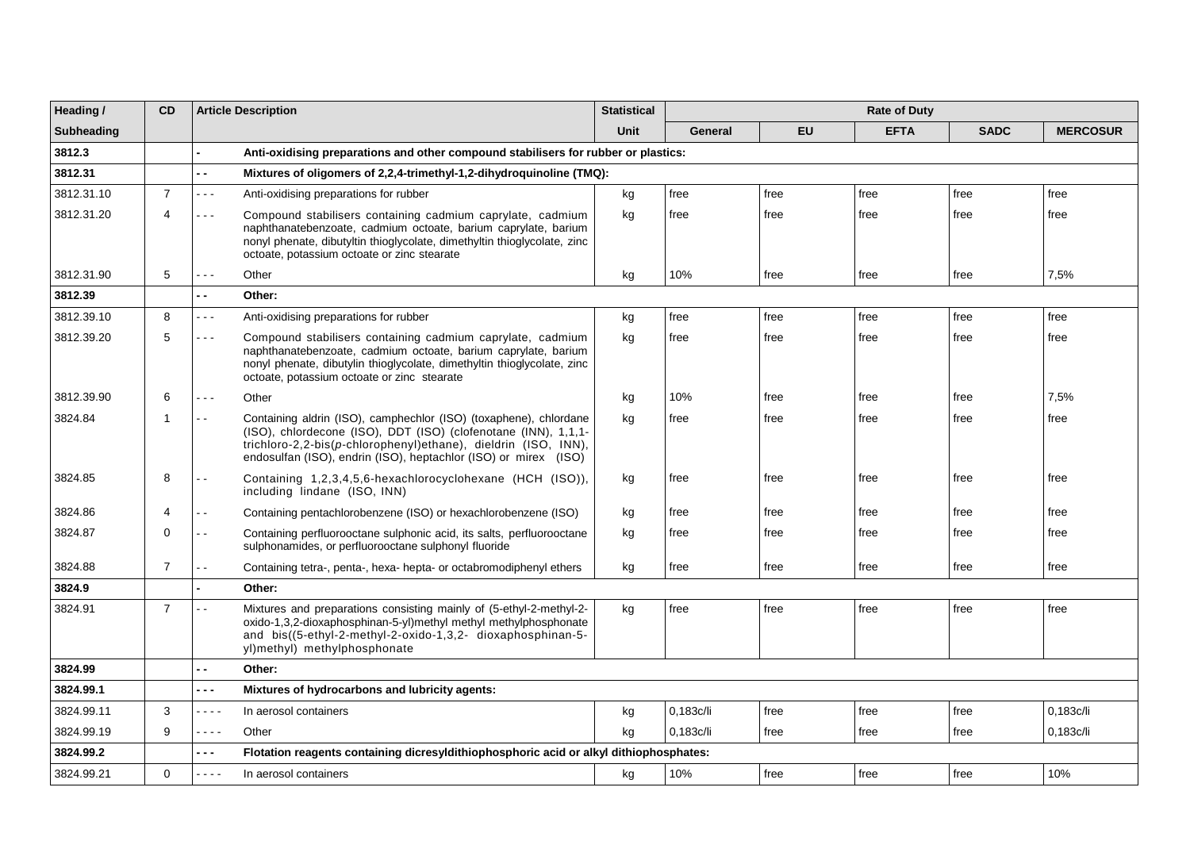| Heading / Subheading | CD | Article Description | | Statistical Unit | Rate of Duty | | | | |
|---|---|---|---|---|---|---|---|---|---|
| | | | | | General | EU | EFTA | SADC | MERCOSUR |
| **3812.3** | | **-** | **Anti-oxidising preparations and other compound stabilisers for rubber or plastics:** | | | | | | |
| **3812.31** | | **- -** | **Mixtures of oligomers of 2,2,4-trimethyl-1,2-dihydroquinoline (TMQ):** | | | | | | |
| 3812.31.10 | 7 | - - - | Anti-oxidising preparations for rubber | kg | free | free | free | free | free |
| 3812.31.20 | 4 | - - - | Compound stabilisers containing cadmium caprylate, cadmium naphthanatebenzoate, cadmium octoate, barium caprylate, barium nonyl phenate, dibutyltin thioglycolate, dimethyltin thioglycolate, zinc octoate, potassium octoate or zinc stearate | kg | free | free | free | free | free |
| 3812.31.90 | 5 | - - - | Other | kg | 10% | free | free | free | 7,5% |
| **3812.39** | | **- -** | **Other:** | | | | | | |
| 3812.39.10 | 8 | - - - | Anti-oxidising preparations for rubber | kg | free | free | free | free | free |
| 3812.39.20 | 5 | - - - | Compound stabilisers containing cadmium caprylate, cadmium naphthanatebenzoate, cadmium octoate, barium caprylate, barium nonyl phenate, dibutylin thioglycolate, dimethyltin thioglycolate, zinc octoate, potassium octoate or zinc stearate | kg | free | free | free | free | free |
| 3812.39.90 | 6 | - - - | Other | kg | 10% | free | free | free | 7,5% |
| 3824.84 | 1 | - - | Containing aldrin (ISO), camphechlor (ISO) (toxaphene), chlordane (ISO), chlordecone (ISO), DDT (ISO) (clofenotane (INN), 1,1,1-trichloro-2,2-bis(*p*-chlorophenyl)ethane), dieldrin (ISO, INN), endosulfan (ISO), endrin (ISO), heptachlor (ISO) or mirex (ISO) | kg | free | free | free | free | free |
| 3824.85 | 8 | - - | Containing 1,2,3,4,5,6-hexachlorocyclohexane (HCH (ISO)), including lindane (ISO, INN) | kg | free | free | free | free | free |
| 3824.86 | 4 | - - | Containing pentachlorobenzene (ISO) or hexachlorobenzene (ISO) | kg | free | free | free | free | free |
| 3824.87 | 0 | - - | Containing perfluorooctane sulphonic acid, its salts, perfluorooctane sulphonamides, or perfluorooctane sulphonyl fluoride | kg | free | free | free | free | free |
| 3824.88 | 7 | - - | Containing tetra-, penta-, hexa- hepta- or octabromodiphenyl ethers | kg | free | free | free | free | free |
| **3824.9** | | **-** | **Other:** | | | | | | |
| 3824.91 | 7 | - - | Mixtures and preparations consisting mainly of (5-ethyl-2-methyl-2-oxido-1,3,2-dioxaphosphinan-5-yl)methyl methyl methylphosphonate and bis((5-ethyl-2-methyl-2-oxido-1,3,2- dioxaphosphinan-5-yl)methyl) methylphosphonate | kg | free | free | free | free | free |
| **3824.99** | | **- -** | **Other:** | | | | | | |
| **3824.99.1** | | **- - -** | **Mixtures of hydrocarbons and lubricity agents:** | | | | | | |
| 3824.99.11 | 3 | - - - - | In aerosol containers | kg | 0,183c/li | free | free | free | 0,183c/li |
| 3824.99.19 | 9 | - - - - | Other | kg | 0,183c/li | free | free | free | 0,183c/li |
| **3824.99.2** | | **- - -** | **Flotation reagents containing dicresyldithiophosphoric acid or alkyl dithiophosphates:** | | | | | | |
| 3824.99.21 | 0 | - - - - | In aerosol containers | kg | 10% | free | free | free | 10% |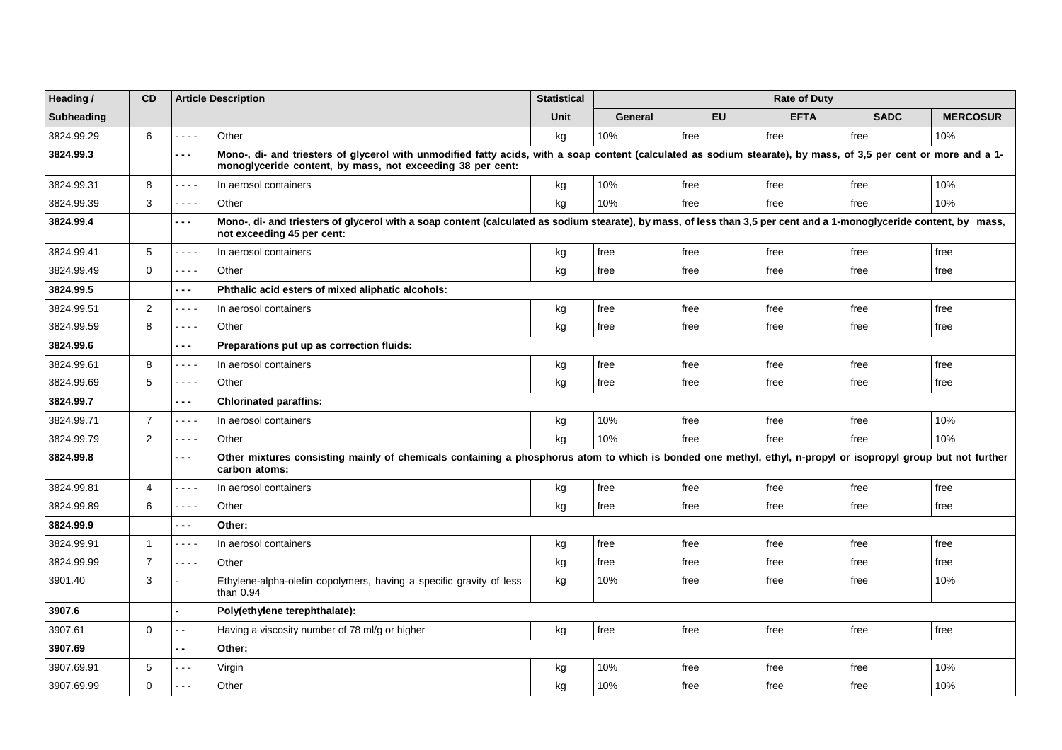| Heading / Subheading | CD | Article Description | | Statistical Unit | Rate of Duty | | | | |
|---|---|---|---|---|---|---|---|---|---|
| | | | | | General | EU | EFTA | SADC | MERCOSUR |
| 3824.99.29 | 6 | - - - - | Other | kg | 10% | free | free | free | 10% |
| **3824.99.3** | | **- - -** | **Mono-, di- and triesters of glycerol with unmodified fatty acids, with a soap content (calculated as sodium stearate), by mass, of 3,5 per cent or more and a 1-monoglyceride content, by mass, not exceeding 38 per cent:** | | | | | | |
| 3824.99.31 | 8 | - - - - | In aerosol containers | kg | 10% | free | free | free | 10% |
| 3824.99.39 | 3 | - - - - | Other | kg | 10% | free | free | free | 10% |
| **3824.99.4** | | **- - -** | **Mono-, di- and triesters of glycerol with a soap content (calculated as sodium stearate), by mass, of less than 3,5 per cent and a 1-monoglyceride content, by mass, not exceeding 45 per cent:** | | | | | | |
| 3824.99.41 | 5 | - - - - | In aerosol containers | kg | free | free | free | free | free |
| 3824.99.49 | 0 | - - - - | Other | kg | free | free | free | free | free |
| **3824.99.5** | | **- - -** | **Phthalic acid esters of mixed aliphatic alcohols:** | | | | | | |
| 3824.99.51 | 2 | - - - - | In aerosol containers | kg | free | free | free | free | free |
| 3824.99.59 | 8 | - - - - | Other | kg | free | free | free | free | free |
| **3824.99.6** | | **- - -** | **Preparations put up as correction fluids:** | | | | | | |
| 3824.99.61 | 8 | - - - - | In aerosol containers | kg | free | free | free | free | free |
| 3824.99.69 | 5 | - - - - | Other | kg | free | free | free | free | free |
| **3824.99.7** | | **- - -** | **Chlorinated paraffins:** | | | | | | |
| 3824.99.71 | 7 | - - - - | In aerosol containers | kg | 10% | free | free | free | 10% |
| 3824.99.79 | 2 | - - - - | Other | kg | 10% | free | free | free | 10% |
| **3824.99.8** | | **- - -** | **Other mixtures consisting mainly of chemicals containing a phosphorus atom to which is bonded one methyl, ethyl, n-propyl or isopropyl group but not further carbon atoms:** | | | | | | |
| 3824.99.81 | 4 | - - - - | In aerosol containers | kg | free | free | free | free | free |
| 3824.99.89 | 6 | - - - - | Other | kg | free | free | free | free | free |
| **3824.99.9** | | **- - -** | **Other:** | | | | | | |
| 3824.99.91 | 1 | - - - - | In aerosol containers | kg | free | free | free | free | free |
| 3824.99.99 | 7 | - - - - | Other | kg | free | free | free | free | free |
| 3901.40 | 3 | - | Ethylene-alpha-olefin copolymers, having a specific gravity of less than 0.94 | kg | 10% | free | free | free | 10% |
| **3907.6** | | **-** | **Poly(ethylene terephthalate):** | | | | | | |
| 3907.61 | 0 | - - | Having a viscosity number of 78 ml/g or higher | kg | free | free | free | free | free |
| **3907.69** | | **- -** | **Other:** | | | | | | |
| 3907.69.91 | 5 | - - - | Virgin | kg | 10% | free | free | free | 10% |
| 3907.69.99 | 0 | - - - | Other | kg | 10% | free | free | free | 10% |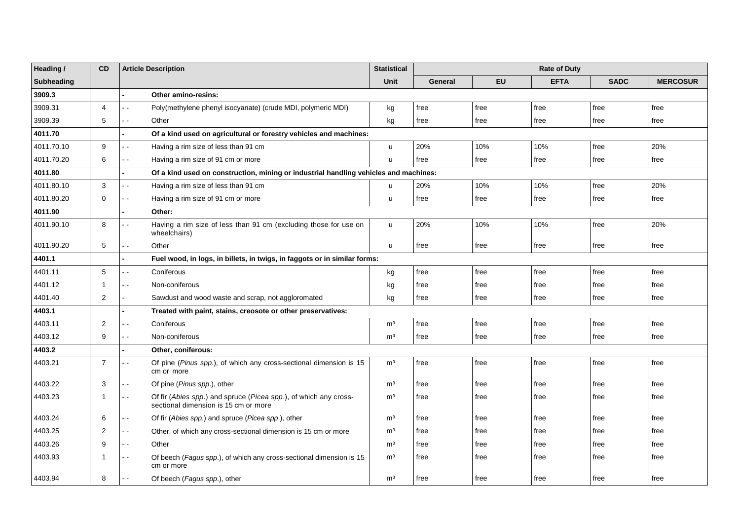| Heading / Subheading | CD | Article Description | | Statistical Unit | Rate of Duty | | | | |
|---|---|---|---|---|---|---|---|---|---|
| | | | | | General | EU | EFTA | SADC | MERCOSUR |
| **3909.3** | | **-** | **Other amino-resins:** | | | | | | |
| 3909.31 | 4 | - - | Poly(methylene phenyl isocyanate) (crude MDI, polymeric MDI) | kg | free | free | free | free | free |
| 3909.39 | 5 | - - | Other | kg | free | free | free | free | free |
| **4011.70** | | **-** | **Of a kind used on agricultural or forestry vehicles and machines:** | | | | | | |
| 4011.70.10 | 9 | - - | Having a rim size of less than 91 cm | u | 20% | 10% | 10% | free | 20% |
| 4011.70.20 | 6 | - - | Having a rim size of 91 cm or more | u | free | free | free | free | free |
| **4011.80** | | **-** | **Of a kind used on construction, mining or industrial handling vehicles and machines:** | | | | | | |
| 4011.80.10 | 3 | - - | Having a rim size of less than 91 cm | u | 20% | 10% | 10% | free | 20% |
| 4011.80.20 | 0 | - - | Having a rim size of 91 cm or more | u | free | free | free | free | free |
| **4011.90** | | **-** | **Other:** | | | | | | |
| 4011.90.10 | 8 | - - | Having a rim size of less than 91 cm (excluding those for use on wheelchairs) | u | 20% | 10% | 10% | free | 20% |
| 4011.90.20 | 5 | - - | Other | u | free | free | free | free | free |
| **4401.1** | | **-** | **Fuel wood, in logs, in billets, in twigs, in faggots or in similar forms:** | | | | | | |
| 4401.11 | 5 | - - | Coniferous | kg | free | free | free | free | free |
| 4401.12 | 1 | - - | Non-coniferous | kg | free | free | free | free | free |
| 4401.40 | 2 | - | Sawdust and wood waste and scrap, not aggloromated | kg | free | free | free | free | free |
| **4403.1** | | **-** | **Treated with paint, stains, creosote or other preservatives:** | | | | | | |
| 4403.11 | 2 | - - | Coniferous | m³ | free | free | free | free | free |
| 4403.12 | 9 | - - | Non-coniferous | m³ | free | free | free | free | free |
| **4403.2** | | **-** | **Other, coniferous:** | | | | | | |
| 4403.21 | 7 | - - | Of pine (*Pinus spp*.), of which any cross-sectional dimension is 15 cm or more | m³ | free | free | free | free | free |
| 4403.22 | 3 | - - | Of pine (*Pinus spp*.), other | m³ | free | free | free | free | free |
| 4403.23 | 1 | - - | Of fir (*Abies spp*.) and spruce (*Picea spp*.), of which any cross-sectional dimension is 15 cm or more | m³ | free | free | free | free | free |
| 4403.24 | 6 | - - | Of fir (*Abies spp*.) and spruce (*Picea spp*.), other | m³ | free | free | free | free | free |
| 4403.25 | 2 | - - | Other, of which any cross-sectional dimension is 15 cm or more | m³ | free | free | free | free | free |
| 4403.26 | 9 | - - | Other | m³ | free | free | free | free | free |
| 4403.93 | 1 | - - | Of beech (*Fagus spp*.), of which any cross-sectional dimension is 15 cm or more | m³ | free | free | free | free | free |
| 4403.94 | 8 | - - | Of beech (*Fagus spp*.), other | m³ | free | free | free | free | free |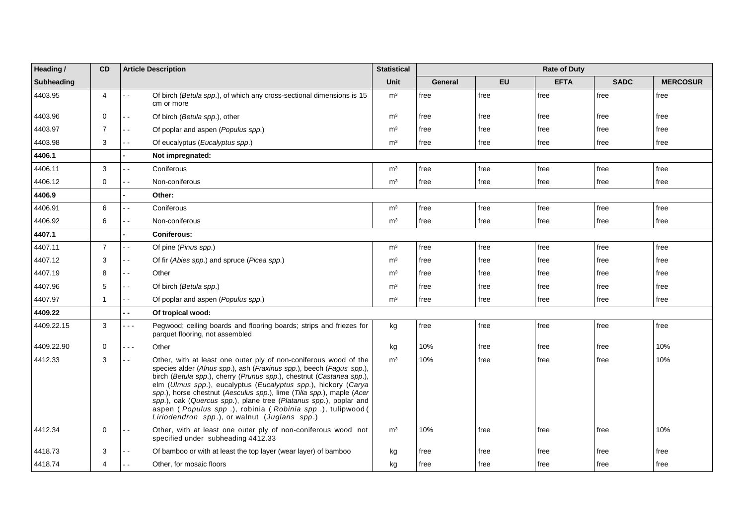| Heading / | CD | Article Description | | Statistical | Rate of Duty | | | | |
|---|---|---|---|---|---|---|---|---|---|
| Subheading | | | | Unit | General | EU | EFTA | SADC | MERCOSUR |
| 4403.95 | 4 | - - | Of birch (*Betula spp.*), of which any cross-sectional dimensions is 15 cm or more | m³ | free | free | free | free | free |
| 4403.96 | 0 | - - | Of birch (*Betula spp.*), other | m³ | free | free | free | free | free |
| 4403.97 | 7 | - - | Of poplar and aspen (*Populus spp.*) | m³ | free | free | free | free | free |
| 4403.98 | 3 | - - | Of eucalyptus (*Eucalyptus spp.*) | m³ | free | free | free | free | free |
| **4406.1** | | **-** | **Not impregnated:** | | | | | | |
| 4406.11 | 3 | - - | Coniferous | m³ | free | free | free | free | free |
| 4406.12 | 0 | - - | Non-coniferous | m³ | free | free | free | free | free |
| **4406.9** | | **-** | **Other:** | | | | | | |
| 4406.91 | 6 | - - | Coniferous | m³ | free | free | free | free | free |
| 4406.92 | 6 | - - | Non-coniferous | m³ | free | free | free | free | free |
| **4407.1** | | **-** | **Coniferous:** | | | | | | |
| 4407.11 | 7 | - - | Of pine (*Pinus spp.*) | m³ | free | free | free | free | free |
| 4407.12 | 3 | - - | Of fir (*Abies spp.*) and spruce (*Picea spp.*) | m³ | free | free | free | free | free |
| 4407.19 | 8 | - - | Other | m³ | free | free | free | free | free |
| 4407.96 | 5 | - - | Of birch (*Betula spp.*) | m³ | free | free | free | free | free |
| 4407.97 | 1 | - - | Of poplar and aspen (*Populus spp.*) | m³ | free | free | free | free | free |
| **4409.22** | | **- -** | **Of tropical wood:** | | | | | | |
| 4409.22.15 | 3 | - - - | Pegwood; ceiling boards and flooring boards; strips and friezes for parquet flooring, not assembled | kg | free | free | free | free | free |
| 4409.22.90 | 0 | - - - | Other | kg | 10% | free | free | free | 10% |
| 4412.33 | 3 | - - | Other, with at least one outer ply of non-coniferous wood of the species alder (*Alnus spp.*), ash (*Fraxinus spp.*), beech (*Fagus spp.*), birch (*Betula spp.*), cherry (*Prunus spp.*), chestnut (*Castanea spp.*), elm (*Ulmus spp.*), eucalyptus (*Eucalyptus spp.*), hickory (*Carya spp.*), horse chestnut (*Aesculus spp.*), lime (*Tilia spp.*), maple (*Acer spp.*), oak (*Quercus spp.*), plane tree (*Platanus spp.*), poplar and aspen (*Populus spp.*), robinia (*Robinia spp.*), tulipwood (*Liriodendron spp.*), or walnut (*Juglans spp.*) | m³ | 10% | free | free | free | 10% |
| 4412.34 | 0 | - - | Other, with at least one outer ply of non-coniferous wood not specified under subheading 4412.33 | m³ | 10% | free | free | free | 10% |
| 4418.73 | 3 | - - | Of bamboo or with at least the top layer (wear layer) of bamboo | kg | free | free | free | free | free |
| 4418.74 | 4 | - - | Other, for mosaic floors | kg | free | free | free | free | free |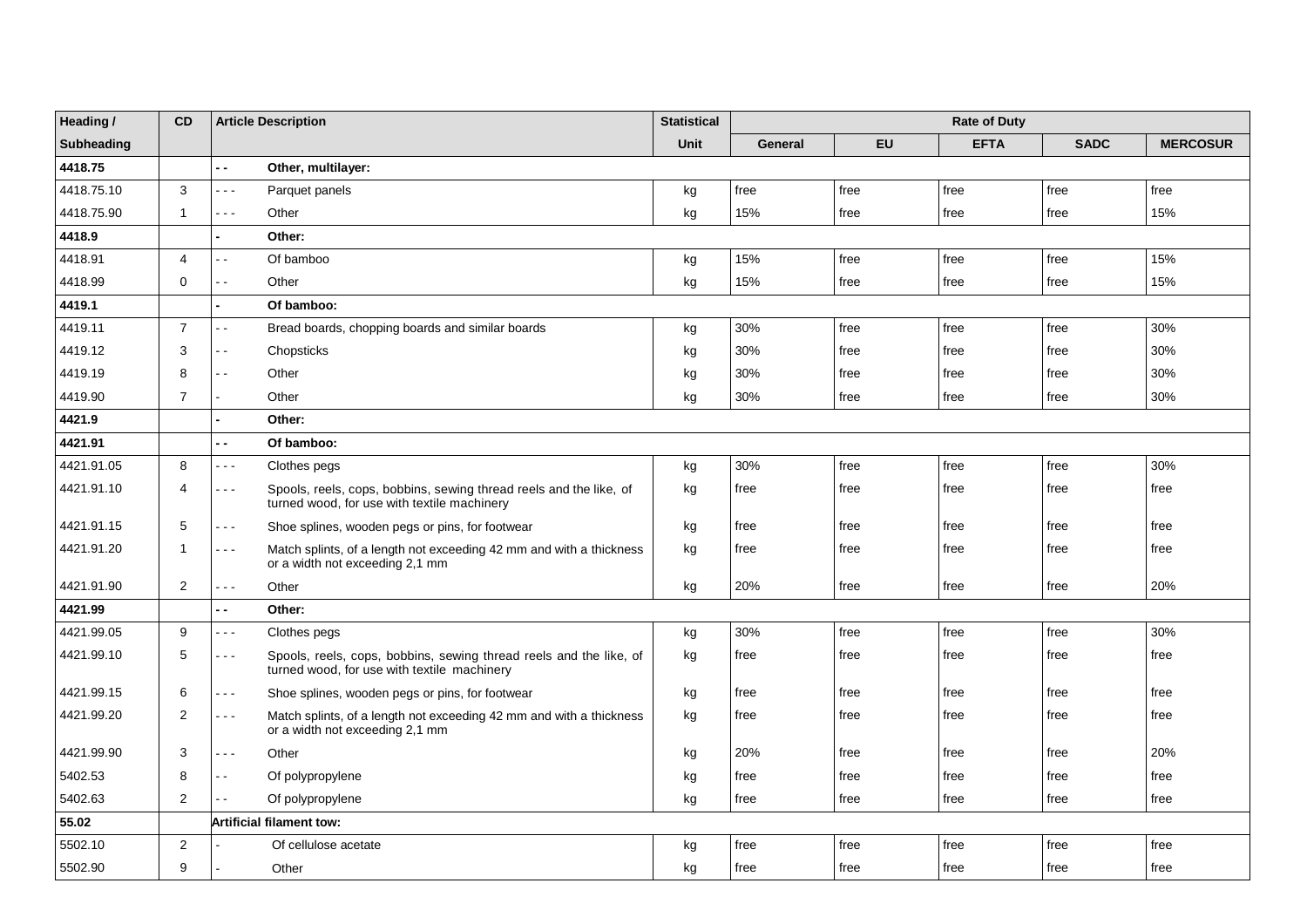| Heading / Subheading | CD | Article Description | | Statistical Unit | Rate of Duty | | | | |
|---|---|---|---|---|---|---|---|---|---|
| | | | | | General | EU | EFTA | SADC | MERCOSUR |
| **4418.75** | | **- -** | **Other, multilayer:** | | | | | | |
| 4418.75.10 | 3 | - - - | Parquet panels | kg | free | free | free | free | free |
| 4418.75.90 | 1 | - - - | Other | kg | 15% | free | free | free | 15% |
| **4418.9** | | **-** | **Other:** | | | | | | |
| 4418.91 | 4 | - - | Of bamboo | kg | 15% | free | free | free | 15% |
| 4418.99 | 0 | - - | Other | kg | 15% | free | free | free | 15% |
| **4419.1** | | **-** | **Of bamboo:** | | | | | | |
| 4419.11 | 7 | - - | Bread boards, chopping boards and similar boards | kg | 30% | free | free | free | 30% |
| 4419.12 | 3 | - - | Chopsticks | kg | 30% | free | free | free | 30% |
| 4419.19 | 8 | - - | Other | kg | 30% | free | free | free | 30% |
| 4419.90 | 7 | - | Other | kg | 30% | free | free | free | 30% |
| **4421.9** | | **-** | **Other:** | | | | | | |
| **4421.91** | | **- -** | **Of bamboo:** | | | | | | |
| 4421.91.05 | 8 | - - - | Clothes pegs | kg | 30% | free | free | free | 30% |
| 4421.91.10 | 4 | - - - | Spools, reels, cops, bobbins, sewing thread reels and the like, of turned wood, for use with textile machinery | kg | free | free | free | free | free |
| 4421.91.15 | 5 | - - - | Shoe splines, wooden pegs or pins, for footwear | kg | free | free | free | free | free |
| 4421.91.20 | 1 | - - - | Match splints, of a length not exceeding 42 mm and with a thickness or a width not exceeding 2,1 mm | kg | free | free | free | free | free |
| 4421.91.90 | 2 | - - - | Other | kg | 20% | free | free | free | 20% |
| **4421.99** | | **- -** | **Other:** | | | | | | |
| 4421.99.05 | 9 | - - - | Clothes pegs | kg | 30% | free | free | free | 30% |
| 4421.99.10 | 5 | - - - | Spools, reels, cops, bobbins, sewing thread reels and the like, of turned wood, for use with textile machinery | kg | free | free | free | free | free |
| 4421.99.15 | 6 | - - - | Shoe splines, wooden pegs or pins, for footwear | kg | free | free | free | free | free |
| 4421.99.20 | 2 | - - - | Match splints, of a length not exceeding 42 mm and with a thickness or a width not exceeding 2,1 mm | kg | free | free | free | free | free |
| 4421.99.90 | 3 | - - - | Other | kg | 20% | free | free | free | 20% |
| 5402.53 | 8 | - - | Of polypropylene | kg | free | free | free | free | free |
| 5402.63 | 2 | - - | Of polypropylene | kg | free | free | free | free | free |
| **55.02** | | **Artificial filament tow:** | | | | | | | |
| 5502.10 | 2 | - | Of cellulose acetate | kg | free | free | free | free | free |
| 5502.90 | 9 | - | Other | kg | free | free | free | free | free |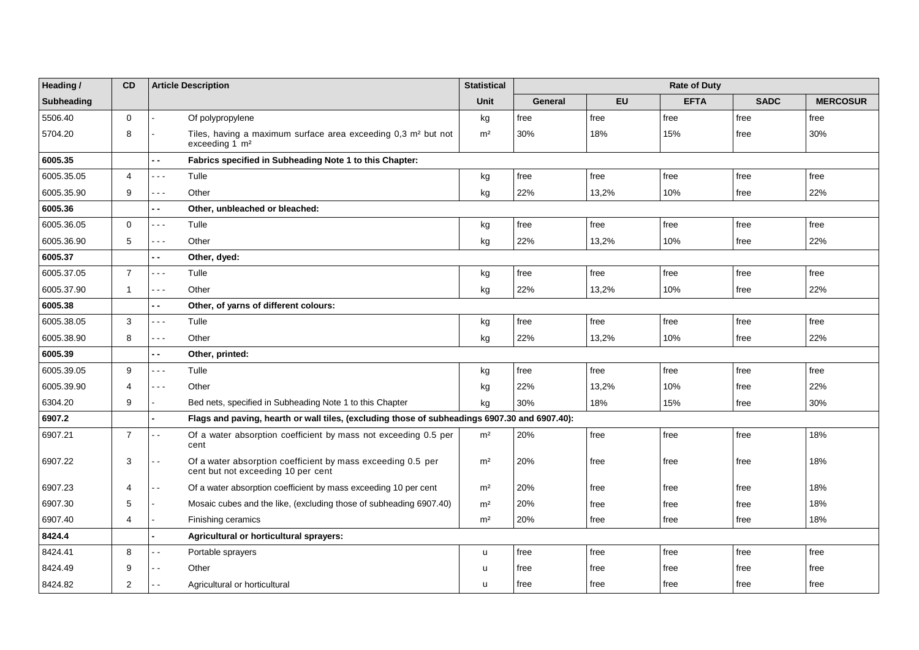| Heading / | CD | Article Description | | Statistical | Rate of Duty | | | | |
|---|---|---|---|---|---|---|---|---|---|
| Subheading | | | | Unit | General | EU | EFTA | SADC | MERCOSUR |
| 5506.40 | 0 | - | Of polypropylene | kg | free | free | free | free | free |
| 5704.20 | 8 | - | Tiles, having a maximum surface area exceeding 0,3 m² but not exceeding 1 m² | m² | 30% | 18% | 15% | free | 30% |
| **6005.35** | | **- -** | **Fabrics specified in Subheading Note 1 to this Chapter:** | | | | | | |
| 6005.35.05 | 4 | - - - | Tulle | kg | free | free | free | free | free |
| 6005.35.90 | 9 | - - - | Other | kg | 22% | 13,2% | 10% | free | 22% |
| **6005.36** | | **- -** | **Other, unbleached or bleached:** | | | | | | |
| 6005.36.05 | 0 | - - - | Tulle | kg | free | free | free | free | free |
| 6005.36.90 | 5 | - - - | Other | kg | 22% | 13,2% | 10% | free | 22% |
| **6005.37** | | **- -** | **Other, dyed:** | | | | | | |
| 6005.37.05 | 7 | - - - | Tulle | kg | free | free | free | free | free |
| 6005.37.90 | 1 | - - - | Other | kg | 22% | 13,2% | 10% | free | 22% |
| **6005.38** | | **- -** | **Other, of yarns of different colours:** | | | | | | |
| 6005.38.05 | 3 | - - - | Tulle | kg | free | free | free | free | free |
| 6005.38.90 | 8 | - - - | Other | kg | 22% | 13,2% | 10% | free | 22% |
| **6005.39** | | **- -** | **Other, printed:** | | | | | | |
| 6005.39.05 | 9 | - - - | Tulle | kg | free | free | free | free | free |
| 6005.39.90 | 4 | - - - | Other | kg | 22% | 13,2% | 10% | free | 22% |
| 6304.20 | 9 | - | Bed nets, specified in Subheading Note 1 to this Chapter | kg | 30% | 18% | 15% | free | 30% |
| **6907.2** | | **-** | **Flags and paving, hearth or wall tiles, (excluding those of subheadings 6907.30 and 6907.40):** | | | | | | |
| 6907.21 | 7 | - - | Of a water absorption coefficient by mass not exceeding 0.5 per cent | m² | 20% | free | free | free | 18% |
| 6907.22 | 3 | - - | Of a water absorption coefficient by mass exceeding 0.5 per cent but not exceeding 10 per cent | m² | 20% | free | free | free | 18% |
| 6907.23 | 4 | - - | Of a water absorption coefficient by mass exceeding 10 per cent | m² | 20% | free | free | free | 18% |
| 6907.30 | 5 | - | Mosaic cubes and the like, (excluding those of subheading 6907.40) | m² | 20% | free | free | free | 18% |
| 6907.40 | 4 | - | Finishing ceramics | m² | 20% | free | free | free | 18% |
| **8424.4** | | **-** | **Agricultural or horticultural sprayers:** | | | | | | |
| 8424.41 | 8 | - - | Portable sprayers | u | free | free | free | free | free |
| 8424.49 | 9 | - - | Other | u | free | free | free | free | free |
| 8424.82 | 2 | - - | Agricultural or horticultural | u | free | free | free | free | free |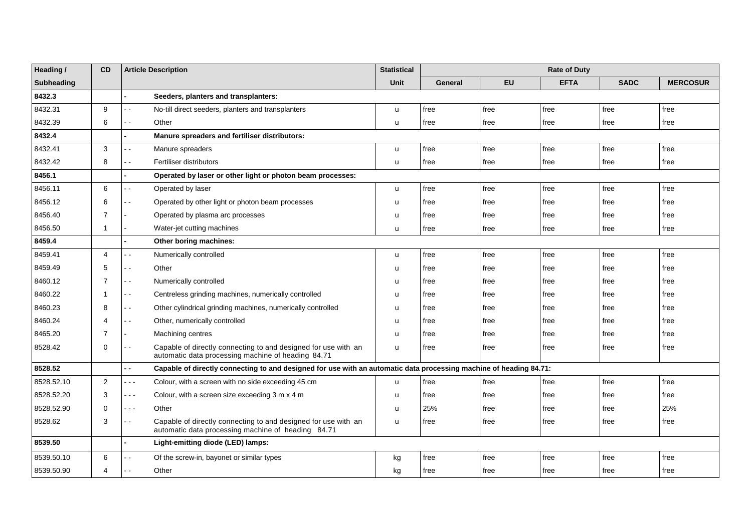| Heading / Subheading | CD | Article Description | | Statistical Unit | Rate of Duty | | | | |
|---|---|---|---|---|---|---|---|---|---|
| | | | | | General | EU | EFTA | SADC | MERCOSUR |
| **8432.3** | | **-** | **Seeders, planters and transplanters:** | | | | | | |
| 8432.31 | 9 | - - | No-till direct seeders, planters and transplanters | u | free | free | free | free | free |
| 8432.39 | 6 | - - | Other | u | free | free | free | free | free |
| **8432.4** | | **-** | **Manure spreaders and fertiliser distributors:** | | | | | | |
| 8432.41 | 3 | - - | Manure spreaders | u | free | free | free | free | free |
| 8432.42 | 8 | - - | Fertiliser distributors | u | free | free | free | free | free |
| **8456.1** | | **-** | **Operated by laser or other light or photon beam processes:** | | | | | | |
| 8456.11 | 6 | - - | Operated by laser | u | free | free | free | free | free |
| 8456.12 | 6 | - - | Operated by other light or photon beam processes | u | free | free | free | free | free |
| 8456.40 | 7 | - | Operated by plasma arc processes | u | free | free | free | free | free |
| 8456.50 | 1 | - | Water-jet cutting machines | u | free | free | free | free | free |
| **8459.4** | | **-** | **Other boring machines:** | | | | | | |
| 8459.41 | 4 | - - | Numerically controlled | u | free | free | free | free | free |
| 8459.49 | 5 | - - | Other | u | free | free | free | free | free |
| 8460.12 | 7 | - - | Numerically controlled | u | free | free | free | free | free |
| 8460.22 | 1 | - - | Centreless grinding machines, numerically controlled | u | free | free | free | free | free |
| 8460.23 | 8 | - - | Other cylindrical grinding machines, numerically controlled | u | free | free | free | free | free |
| 8460.24 | 4 | - - | Other, numerically controlled | u | free | free | free | free | free |
| 8465.20 | 7 | - | Machining centres | u | free | free | free | free | free |
| 8528.42 | 0 | - - | Capable of directly connecting to and designed for use with an automatic data processing machine of heading 84.71 | u | free | free | free | free | free |
| **8528.52** | | **- -** | **Capable of directly connecting to and designed for use with an automatic data processing machine of heading 84.71:** | | | | | | |
| 8528.52.10 | 2 | - - - | Colour, with a screen with no side exceeding 45 cm | u | free | free | free | free | free |
| 8528.52.20 | 3 | - - - | Colour, with a screen size exceeding 3 m x 4 m | u | free | free | free | free | free |
| 8528.52.90 | 0 | - - - | Other | u | 25% | free | free | free | 25% |
| 8528.62 | 3 | - - | Capable of directly connecting to and designed for use with an automatic data processing machine of heading 84.71 | u | free | free | free | free | free |
| **8539.50** | | **-** | **Light-emitting diode (LED) lamps:** | | | | | | |
| 8539.50.10 | 6 | - - | Of the screw-in, bayonet or similar types | kg | free | free | free | free | free |
| 8539.50.90 | 4 | - - | Other | kg | free | free | free | free | free |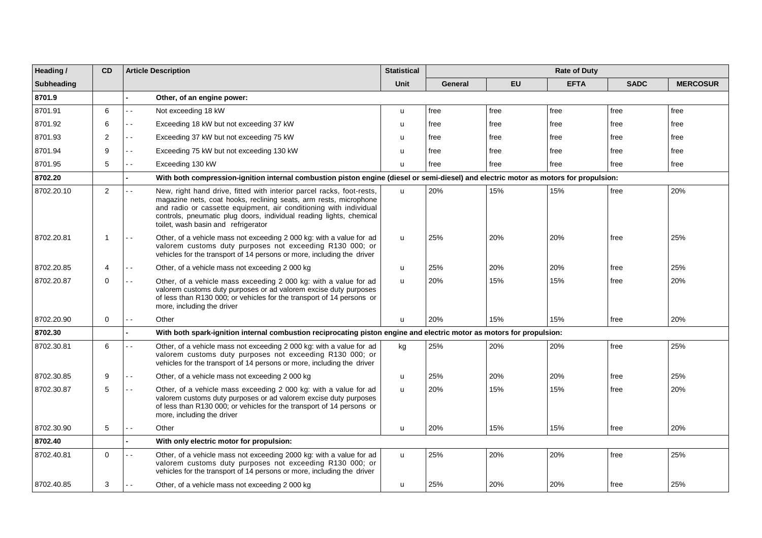| Heading / Subheading | CD | Article Description | | Statistical Unit | Rate of Duty | | | | |
|---|---|---|---|---|---|---|---|---|---|
| | | | | | General | EU | EFTA | SADC | MERCOSUR |
| **8701.9** | | **-** | **Other, of an engine power:** | | | | | | |
| 8701.91 | 6 | - - | Not exceeding 18 kW | u | free | free | free | free | free |
| 8701.92 | 6 | - - | Exceeding 18 kW but not exceeding 37 kW | u | free | free | free | free | free |
| 8701.93 | 2 | - - | Exceeding 37 kW but not exceeding 75 kW | u | free | free | free | free | free |
| 8701.94 | 9 | - - | Exceeding 75 kW but not exceeding 130 kW | u | free | free | free | free | free |
| 8701.95 | 5 | - - | Exceeding 130 kW | u | free | free | free | free | free |
| **8702.20** | | **-** | **With both compression-ignition internal combustion piston engine (diesel or semi-diesel) and electric motor as motors for propulsion:** | | | | | | |
| 8702.20.10 | 2 | - - | New, right hand drive, fitted with interior parcel racks, foot-rests, magazine nets, coat hooks, reclining seats, arm rests, microphone and radio or cassette equipment, air conditioning with individual controls, pneumatic plug doors, individual reading lights, chemical toilet, wash basin and refrigerator | u | 20% | 15% | 15% | free | 20% |
| 8702.20.81 | 1 | - - | Other, of a vehicle mass not exceeding 2 000 kg: with a value for ad valorem customs duty purposes not exceeding R130 000; or vehicles for the transport of 14 persons or more, including the driver | u | 25% | 20% | 20% | free | 25% |
| 8702.20.85 | 4 | - - | Other, of a vehicle mass not exceeding 2 000 kg | u | 25% | 20% | 20% | free | 25% |
| 8702.20.87 | 0 | - - | Other, of a vehicle mass exceeding 2 000 kg: with a value for ad valorem customs duty purposes or ad valorem excise duty purposes of less than R130 000; or vehicles for the transport of 14 persons or more, including the driver | u | 20% | 15% | 15% | free | 20% |
| 8702.20.90 | 0 | - - | Other | u | 20% | 15% | 15% | free | 20% |
| **8702.30** | | **-** | **With both spark-ignition internal combustion reciprocating piston engine and electric motor as motors for propulsion:** | | | | | | |
| 8702.30.81 | 6 | - - | Other, of a vehicle mass not exceeding 2 000 kg: with a value for ad valorem customs duty purposes not exceeding R130 000; or vehicles for the transport of 14 persons or more, including the driver | kg | 25% | 20% | 20% | free | 25% |
| 8702.30.85 | 9 | - - | Other, of a vehicle mass not exceeding 2 000 kg | u | 25% | 20% | 20% | free | 25% |
| 8702.30.87 | 5 | - - | Other, of a vehicle mass exceeding 2 000 kg: with a value for ad valorem customs duty purposes or ad valorem excise duty purposes of less than R130 000; or vehicles for the transport of 14 persons or more, including the driver | u | 20% | 15% | 15% | free | 20% |
| 8702.30.90 | 5 | - - | Other | u | 20% | 15% | 15% | free | 20% |
| **8702.40** | | **-** | **With only electric motor for propulsion:** | | | | | | |
| 8702.40.81 | 0 | - - | Other, of a vehicle mass not exceeding 2000 kg: with a value for ad valorem customs duty purposes not exceeding R130 000; or vehicles for the transport of 14 persons or more, including the driver | u | 25% | 20% | 20% | free | 25% |
| 8702.40.85 | 3 | - - | Other, of a vehicle mass not exceeding 2 000 kg | u | 25% | 20% | 20% | free | 25% |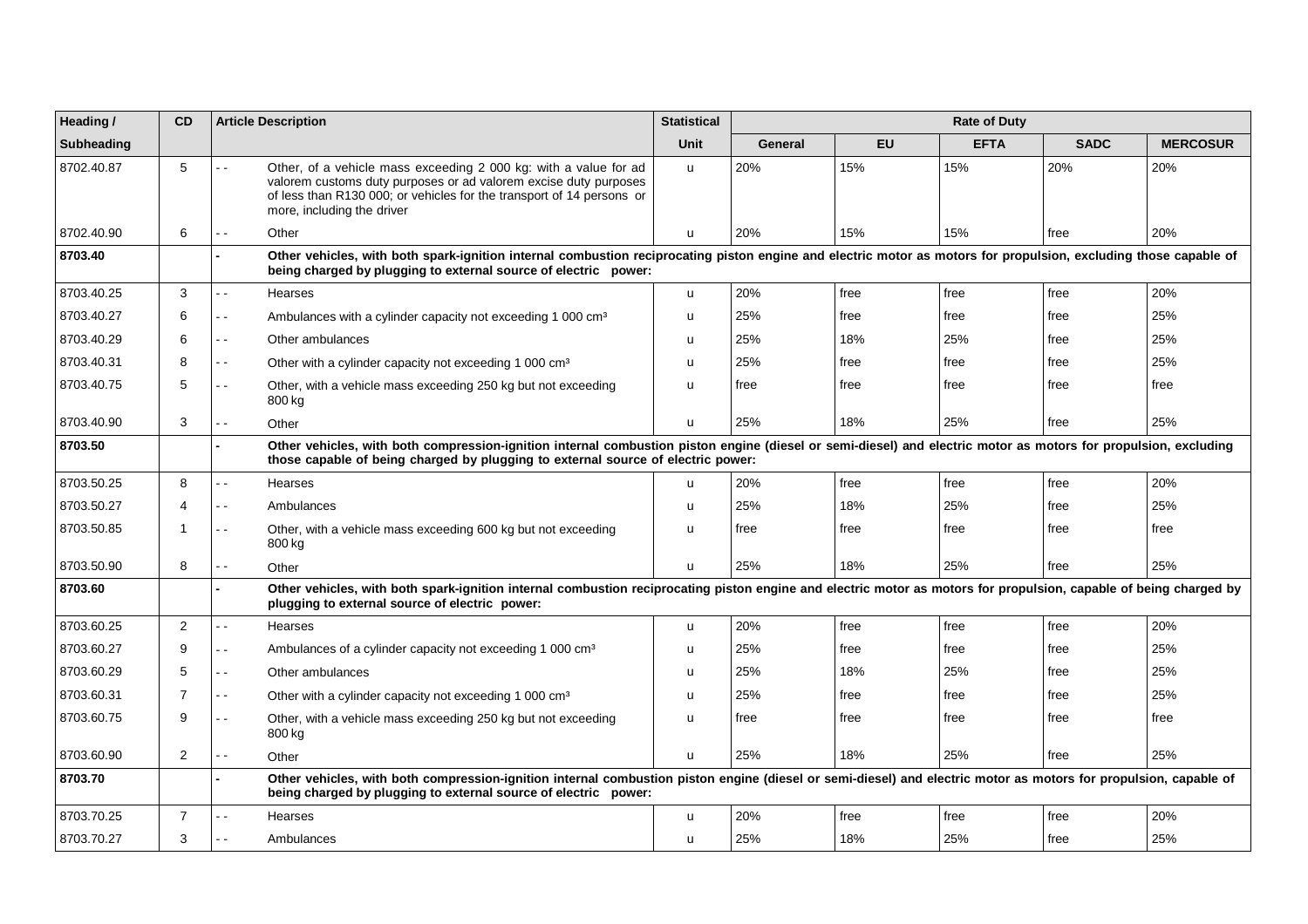| Heading / Subheading | CD | Article Description | | Statistical Unit | Rate of Duty | | | | |
|---|---|---|---|---|---|---|---|---|---|
| | | | | | General | EU | EFTA | SADC | MERCOSUR |
| 8702.40.87 | 5 | - - | Other, of a vehicle mass exceeding 2 000 kg: with a value for ad valorem customs duty purposes or ad valorem excise duty purposes of less than R130 000; or vehicles for the transport of 14 persons or more, including the driver | u | 20% | 15% | 15% | 20% | 20% |
| 8702.40.90 | 6 | - - | Other | u | 20% | 15% | 15% | free | 20% |
| **8703.40** | | **-** | **Other vehicles, with both spark-ignition internal combustion reciprocating piston engine and electric motor as motors for propulsion, excluding those capable of being charged by plugging to external source of electric power:** | | | | | | |
| 8703.40.25 | 3 | - - | Hearses | u | 20% | free | free | free | 20% |
| 8703.40.27 | 6 | - - | Ambulances with a cylinder capacity not exceeding 1 000 cm³ | u | 25% | free | free | free | 25% |
| 8703.40.29 | 6 | - - | Other ambulances | u | 25% | 18% | 25% | free | 25% |
| 8703.40.31 | 8 | - - | Other with a cylinder capacity not exceeding 1 000 cm³ | u | 25% | free | free | free | 25% |
| 8703.40.75 | 5 | - - | Other, with a vehicle mass exceeding 250 kg but not exceeding 800 kg | u | free | free | free | free | free |
| 8703.40.90 | 3 | - - | Other | u | 25% | 18% | 25% | free | 25% |
| **8703.50** | | **-** | **Other vehicles, with both compression-ignition internal combustion piston engine (diesel or semi-diesel) and electric motor as motors for propulsion, excluding those capable of being charged by plugging to external source of electric power:** | | | | | | |
| 8703.50.25 | 8 | - - | Hearses | u | 20% | free | free | free | 20% |
| 8703.50.27 | 4 | - - | Ambulances | u | 25% | 18% | 25% | free | 25% |
| 8703.50.85 | 1 | - - | Other, with a vehicle mass exceeding 600 kg but not exceeding 800 kg | u | free | free | free | free | free |
| 8703.50.90 | 8 | - - | Other | u | 25% | 18% | 25% | free | 25% |
| **8703.60** | | **-** | **Other vehicles, with both spark-ignition internal combustion reciprocating piston engine and electric motor as motors for propulsion, capable of being charged by plugging to external source of electric power:** | | | | | | |
| 8703.60.25 | 2 | - - | Hearses | u | 20% | free | free | free | 20% |
| 8703.60.27 | 9 | - - | Ambulances of a cylinder capacity not exceeding 1 000 cm³ | u | 25% | free | free | free | 25% |
| 8703.60.29 | 5 | - - | Other ambulances | u | 25% | 18% | 25% | free | 25% |
| 8703.60.31 | 7 | - - | Other with a cylinder capacity not exceeding 1 000 cm³ | u | 25% | free | free | free | 25% |
| 8703.60.75 | 9 | - - | Other, with a vehicle mass exceeding 250 kg but not exceeding 800 kg | u | free | free | free | free | free |
| 8703.60.90 | 2 | - - | Other | u | 25% | 18% | 25% | free | 25% |
| **8703.70** | | **-** | **Other vehicles, with both compression-ignition internal combustion piston engine (diesel or semi-diesel) and electric motor as motors for propulsion, capable of being charged by plugging to external source of electric power:** | | | | | | |
| 8703.70.25 | 7 | - - | Hearses | u | 20% | free | free | free | 20% |
| 8703.70.27 | 3 | - - | Ambulances | u | 25% | 18% | 25% | free | 25% |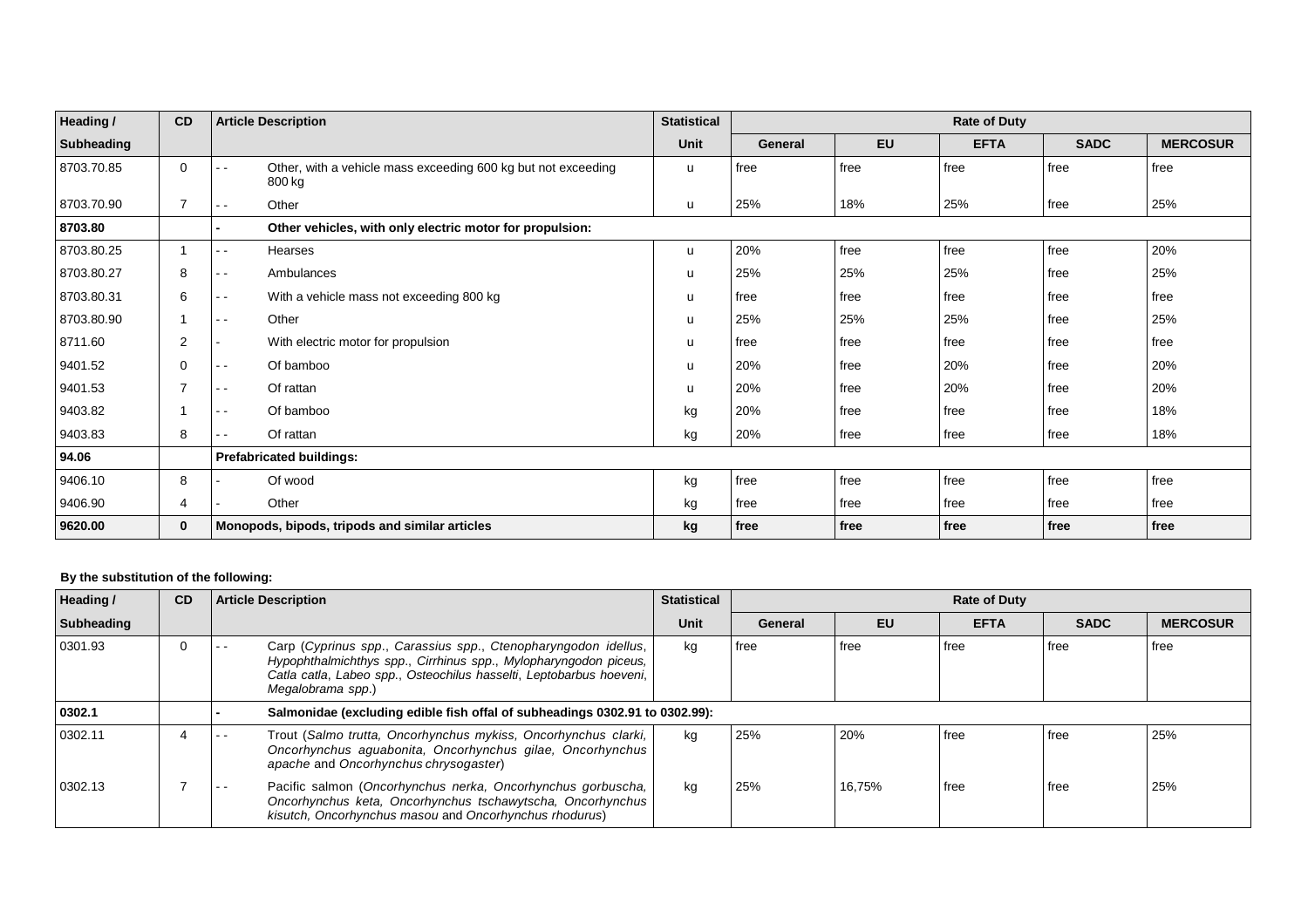| Heading / Subheading | CD | Article Description | Statistical Unit | Rate of Duty | | | | |
|---|---|---|---|---|---|---|---|---|
| | | | | General | EU | EFTA | SADC | MERCOSUR |
| 8703.70.85 | 0 | - - Other, with a vehicle mass exceeding 600 kg but not exceeding 800 kg | u | free | free | free | free | free |
| 8703.70.90 | 7 | - - Other | u | 25% | 18% | 25% | free | 25% |
| **8703.80** | | **- Other vehicles, with only electric motor for propulsion:** | | | | | | |
| 8703.80.25 | 1 | - - Hearses | u | 20% | free | free | free | 20% |
| 8703.80.27 | 8 | - - Ambulances | u | 25% | 25% | 25% | free | 25% |
| 8703.80.31 | 6 | - - With a vehicle mass not exceeding 800 kg | u | free | free | free | free | free |
| 8703.80.90 | 1 | - - Other | u | 25% | 25% | 25% | free | 25% |
| 8711.60 | 2 | - With electric motor for propulsion | u | free | free | free | free | free |
| 9401.52 | 0 | - - Of bamboo | u | 20% | free | 20% | free | 20% |
| 9401.53 | 7 | - - Of rattan | u | 20% | free | 20% | free | 20% |
| 9403.82 | 1 | - - Of bamboo | kg | 20% | free | free | free | 18% |
| 9403.83 | 8 | - - Of rattan | kg | 20% | free | free | free | 18% |
| **94.06** | | **Prefabricated buildings:** | | | | | | |
| 9406.10 | 8 | - Of wood | kg | free | free | free | free | free |
| 9406.90 | 4 | - Other | kg | free | free | free | free | free |
| **9620.00** | **0** | **Monopods, bipods, tripods and similar articles** | **kg** | **free** | **free** | **free** | **free** | **free** |

**By the substitution of the following:**

| Heading / Subheading | CD | Article Description | Statistical Unit | Rate of Duty | | | | |
|---|---|---|---|---|---|---|---|---|
| | | | | General | EU | EFTA | SADC | MERCOSUR |
| 0301.93 | 0 | - - Carp (*Cyprinus spp., Carassius spp., Ctenopharyngodon idellus, Hypophthalmichthys spp., Cirrhinus spp., Mylopharyngodon piceus, Catla catla, Labeo spp., Osteochilus hasselti, Leptobarbus hoeveni, Megalobrama spp.*) | kg | free | free | free | free | free |
| **0302.1** | | **- Salmonidae (excluding edible fish offal of subheadings 0302.91 to 0302.99):** | | | | | | |
| 0302.11 | 4 | - - Trout (*Salmo trutta, Oncorhynchus mykiss, Oncorhynchus clarki, Oncorhynchus aguabonita, Oncorhynchus gilae, Oncorhynchus apache* and *Oncorhynchus chrysogaster*) | kg | 25% | 20% | free | free | 25% |
| 0302.13 | 7 | - - Pacific salmon (*Oncorhynchus nerka, Oncorhynchus gorbuscha, Oncorhynchus keta, Oncorhynchus tschawytscha, Oncorhynchus kisutch, Oncorhynchus masou* and *Oncorhynchus rhodurus*) | kg | 25% | 16,75% | free | free | 25% |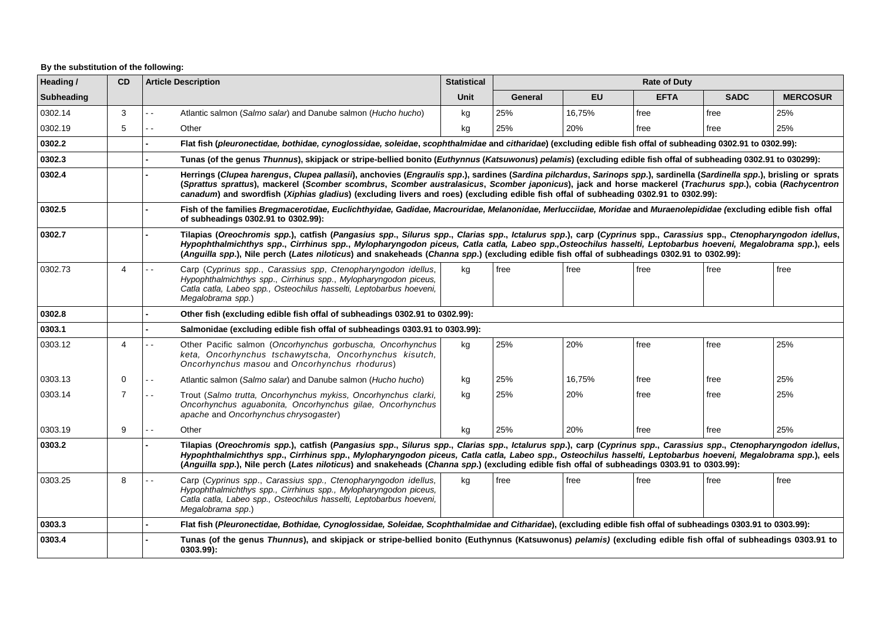**By the substitution of the following:**

| Heading / Subheading | CD | Article Description | | Statistical Unit | Rate of Duty | | | | |
|---|---|---|---|---|---|---|---|---|---|
| | | | | | General | EU | EFTA | SADC | MERCOSUR |
| 0302.14 | 3 | - - | Atlantic salmon (*Salmo salar*) and Danube salmon (*Hucho hucho*) | kg | 25% | 16,75% | free | free | 25% |
| 0302.19 | 5 | - - | Other | kg | 25% | 20% | free | free | 25% |
| **0302.2** | | **-** | **Flat fish (*pleuronectidae, bothidae, cynoglossidae, soleidae*, *scophthalmidae* and *citharidae*) (excluding edible fish offal of subheading 0302.91 to 0302.99):** | | | | | | |
| **0302.3** | | **-** | **Tunas (of the genus *Thunnus*), skipjack or stripe-bellied bonito (*Euthynnus* (*Katsuwonus*) *pelamis*) (excluding edible fish offal of subheading 0302.91 to 030299):** | | | | | | |
| **0302.4** | | **-** | **Herrings (*Clupea harengus*, *Clupea pallasii*), anchovies (*Engraulis spp.*), sardines (*Sardina pilchardus*, *Sarinops spp.*), sardinella (*Sardinella spp.*), brisling or sprats (*Sprattus sprattus*), mackerel (*Scomber scombrus*, *Scomber australasicus*, *Scomber japonicus*), jack and horse mackerel (*Trachurus spp.*), cobia (*Rachycentron canadum*) and swordfish (*Xiphias gladius*) (excluding livers and roes) (excluding edible fish offal of subheading 0302.91 to 0302.99):** | | | | | | |
| **0302.5** | | **-** | **Fish of the families *Bregmacerotidae, Euclichthyidae, Gadidae, Macrouridae, Melanonidae, Merlucciidae, Moridae* and *Muraenolepididae (*excluding edible fish offal of subheadings 0302.91 to 0302.99):** | | | | | | |
| **0302.7** | | **-** | **Tilapias (*Oreochromis spp.*), catfish (*Pangasius spp.*, *Silurus spp.*, *Clarias spp.*, *Ictalurus spp.*), carp (*Cyprinus* spp., *Carassius spp.*, *Ctenopharyngodon idellus*, *Hypophthalmichthys spp.*, *Cirrhinus spp.*, *Mylopharyngodon piceus, Catla catla, Labeo spp.,Osteochilus hasselti, Leptobarbus hoeveni, Megalobrama spp.*), eels (*Anguilla spp.*), Nile perch (*Lates niloticus*) and snakeheads (*Channa spp.*) (excluding edible fish offal of subheadings 0302.91 to 0302.99):** | | | | | | |
| 0302.73 | 4 | - - | Carp (*Cyprinus spp., Carassius spp, Ctenopharyngodon idellus, Hypophthalmichthys spp., Cirrhinus spp., Mylopharyngodon piceus, Catla catla, Labeo spp., Osteochilus hasselti, Leptobarbus hoeveni, Megalobrama spp.*) | kg | free | free | free | free | free |
| **0302.8** | | **-** | **Other fish (excluding edible fish offal of subheadings 0302.91 to 0302.99):** | | | | | | |
| **0303.1** | | **-** | **Salmonidae (excluding edible fish offal of subheadings 0303.91 to 0303.99):** | | | | | | |
| 0303.12 | 4 | - - | Other Pacific salmon (*Oncorhynchus gorbuscha, Oncorhynchus keta, Oncorhynchus tschawytscha, Oncorhynchus kisutch, Oncorhynchus masou* and *Oncorhynchus rhodurus*) | kg | 25% | 20% | free | free | 25% |
| 0303.13 | 0 | - - | Atlantic salmon (*Salmo salar*) and Danube salmon (*Hucho hucho*) | kg | 25% | 16,75% | free | free | 25% |
| 0303.14 | 7 | - - | Trout (*Salmo trutta, Oncorhynchus mykiss, Oncorhynchus clarki, Oncorhynchus aguabonita, Oncorhynchus gilae, Oncorhynchus apache* and *Oncorhynchus chrysogaster*) | kg | 25% | 20% | free | free | 25% |
| 0303.19 | 9 | - - | Other | kg | 25% | 20% | free | free | 25% |
| **0303.2** | | **-** | **Tilapias (*Oreochromis spp.*), catfish (*Pangasius spp.*, *Silurus spp.*, *Clarias spp.*, *Ictalurus spp.*), carp (*Cyprinus spp.*, *Carassius spp.*, *Ctenopharyngodon idellus*, *Hypophthalmichthys spp.*, *Cirrhinus spp.*, *Mylopharyngodon piceus, Catla catla, Labeo spp., Osteochilus hasselti, Leptobarbus hoeveni, Megalobrama spp.*), eels (*Anguilla spp.*), Nile perch (*Lates niloticus*) and snakeheads (*Channa spp.*) (excluding edible fish offal of subheadings 0303.91 to 0303.99):** | | | | | | |
| 0303.25 | 8 | - - | Carp (*Cyprinus spp., Carassius spp., Ctenopharyngodon idellus, Hypophthalmichthys spp., Cirrhinus spp., Mylopharyngodon piceus, Catla catla, Labeo spp., Osteochilus hasselti, Leptobarbus hoeveni, Megalobrama spp.*) | kg | free | free | free | free | free |
| **0303.3** | | **-** | **Flat fish (*Pleuronectidae, Bothidae, Cynoglossidae, Soleidae, Scophthalmidae and Citharidae*), (excluding edible fish offal of subheadings 0303.91 to 0303.99):** | | | | | | |
| **0303.4** | | **-** | **Tunas (of the genus *Thunnus*), and skipjack or stripe-bellied bonito (Euthynnus (Katsuwonus) *pelamis)* (excluding edible fish offal of subheadings 0303.91 to 0303.99):** | | | | | | |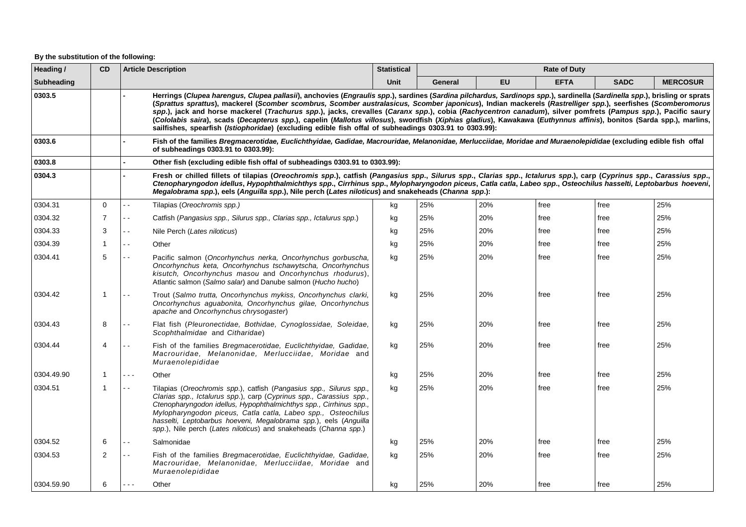**By the substitution of the following:**

| Heading / Subheading | CD | | Article Description | Statistical Unit | Rate of Duty | | | | |
|---|---|---|---|---|---|---|---|---|---|
| | | | | | General | EU | EFTA | SADC | MERCOSUR |
| 0303.5 | | - | **Herrings (*Clupea harengus, Clupea pallasii*), anchovies (*Engraulis spp.*), sardines (*Sardina pilchardus, Sardinops spp.*), sardinella (*Sardinella spp.*), brisling or sprats (*Sprattus sprattus*), mackerel (*Scomber scombrus, Scomber australasicus, Scomber japonicus*), Indian mackerels (*Rastrelliger spp.*), seerfishes (*Scomberomorus spp.*), jack and horse mackerel (*Trachurus spp.*), jacks, crevalles (*Caranx spp.*), cobia (*Rachycentron canadum*), silver pomfrets (*Pampus spp.*), Pacific saury (*Cololabis saira*), scads (*Decapterus spp.*), capelin (*Mallotus villosus*), swordfish (*Xiphias gladius*), Kawakawa (*Euthynnus affinis*), bonitos (Sarda spp.), marlins, sailfishes, spearfish (*Istiophoridae*) (excluding edible fish offal of subheadings 0303.91 to 0303.99):** | | | | | | |
| 0303.6 | | - | **Fish of the families *Bregmacerotidae, Euclichthyidae, Gadidae, Macrouridae, Melanonidae, Merlucciidae, Moridae and Muraenolepididae* (excluding edible fish offal of subheadings 0303.91 to 0303.99):** | | | | | | |
| 0303.8 | | - | **Other fish (excluding edible fish offal of subheadings 0303.91 to 0303.99):** | | | | | | |
| 0304.3 | | - | **Fresh or chilled fillets of tilapias (*Oreochromis spp.*), catfish (*Pangasius spp., Silurus spp., Clarias spp., Ictalurus spp.*), carp (*Cyprinus spp., Carassius spp., Ctenopharyngodon idellus, Hypophthalmichthys spp., Cirrhinus spp., Mylopharyngodon piceus, Catla catla, Labeo spp., Osteochilus hasselti, Leptobarbus hoeveni, Megalobrama spp.*), eels (*Anguilla spp.*), Nile perch (*Lates niloticus*) and snakeheads (*Channa spp.*):** | | | | | | |
| 0304.31 | 0 | - - | Tilapias (*Oreochromis spp.)* | kg | 25% | 20% | free | free | 25% |
| 0304.32 | 7 | - - | Catfish (*Pangasius spp., Silurus spp., Clarias spp., Ictalurus spp.*) | kg | 25% | 20% | free | free | 25% |
| 0304.33 | 3 | - - | Nile Perch (*Lates niloticus*) | kg | 25% | 20% | free | free | 25% |
| 0304.39 | 1 | - - | Other | kg | 25% | 20% | free | free | 25% |
| 0304.41 | 5 | - - | Pacific salmon (*Oncorhynchus nerka, Oncorhynchus gorbuscha, Oncorhynchus keta, Oncorhynchus tschawytscha, Oncorhynchus kisutch, Oncorhynchus masou* and *Oncorhynchus rhodurus*), Atlantic salmon (*Salmo salar*) and Danube salmon (*Hucho hucho*) | kg | 25% | 20% | free | free | 25% |
| 0304.42 | 1 | - - | Trout (*Salmo trutta, Oncorhynchus mykiss, Oncorhynchus clarki, Oncorhynchus aguabonita, Oncorhynchus gilae, Oncorhynchus apache* and *Oncorhynchus chrysogaster*) | kg | 25% | 20% | free | free | 25% |
| 0304.43 | 8 | - - | Flat fish (*Pleuronectidae, Bothidae, Cynoglossidae, Soleidae, Scophthalmidae* and *Citharidae*) | kg | 25% | 20% | free | free | 25% |
| 0304.44 | 4 | - - | Fish of the families *Bregmacerotidae, Euclichthyidae, Gadidae, Macrouridae, Melanonidae, Merlucciidae, Moridae* and *Muraenolepididae* | kg | 25% | 20% | free | free | 25% |
| 0304.49.90 | 1 | - - - | Other | kg | 25% | 20% | free | free | 25% |
| 0304.51 | 1 | - - | Tilapias (*Oreochromis spp.*), catfish (*Pangasius spp., Silurus spp., Clarias spp., Ictalurus spp.*), carp (*Cyprinus spp., Carassius spp., Ctenopharyngodon idellus, Hypophthalmichthys spp., Cirrhinus spp., Mylopharyngodon piceus, Catla catla, Labeo spp., Osteochilus hasselti, Leptobarbus hoeveni, Megalobrama spp.*), eels (*Anguilla spp.*), Nile perch (*Lates niloticus*) and snakeheads (*Channa spp.*) | kg | 25% | 20% | free | free | 25% |
| 0304.52 | 6 | - - | Salmonidae | kg | 25% | 20% | free | free | 25% |
| 0304.53 | 2 | - - | Fish of the families *Bregmacerotidae, Euclichthyidae, Gadidae, Macrouridae, Melanonidae, Merlucciidae, Moridae* and *Muraenolepididae* | kg | 25% | 20% | free | free | 25% |
| 0304.59.90 | 6 | - - - | Other | kg | 25% | 20% | free | free | 25% |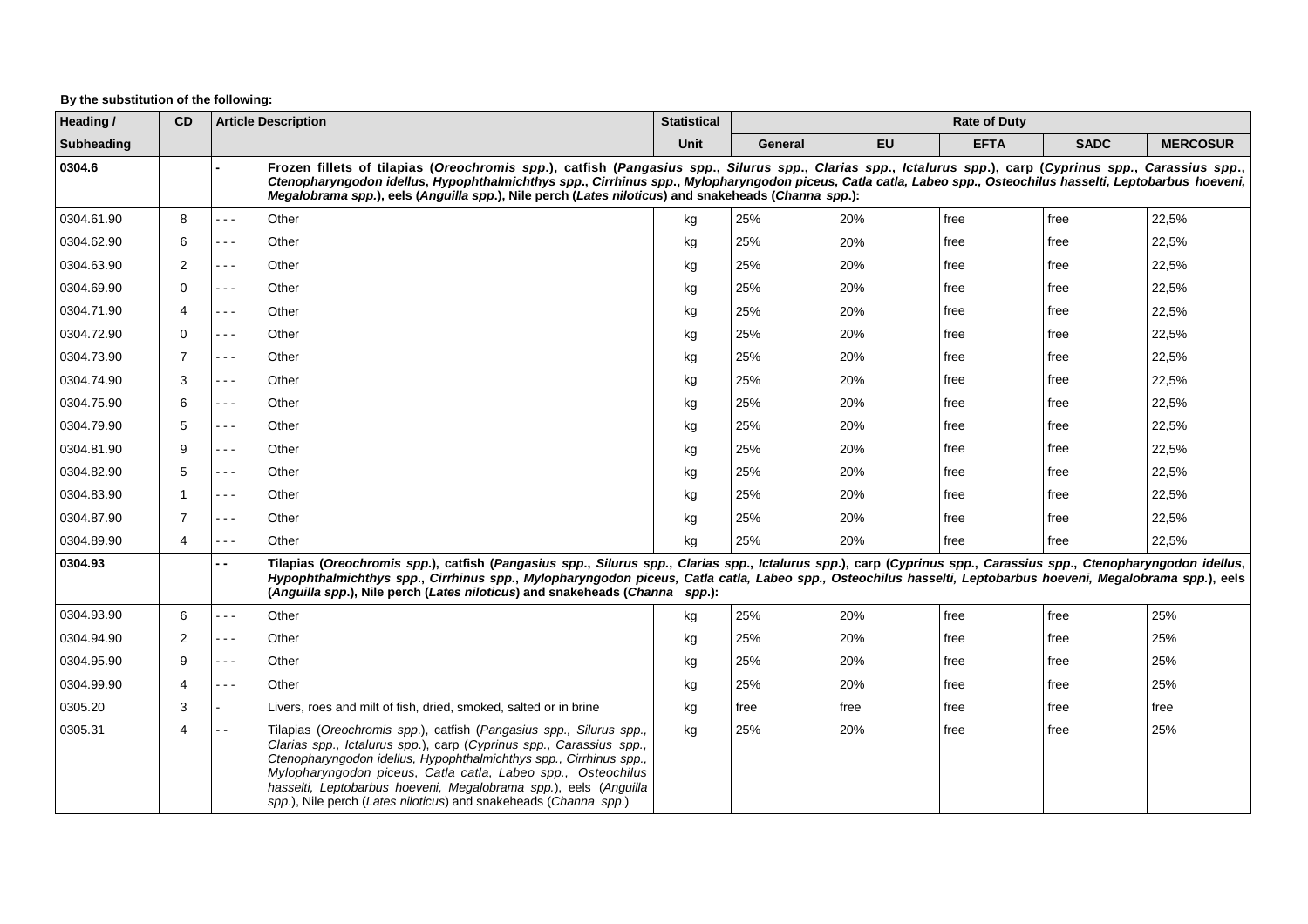**By the substitution of the following:**

| Heading / Subheading | CD | Article Description | | Statistical Unit | Rate of Duty | | | | |
|---|---|---|---|---|---|---|---|---|---|
| | | | | | General | EU | EFTA | SADC | MERCOSUR |
| **0304.6** | | **-** | **Frozen fillets of tilapias (*Oreochromis spp.*), catfish (*Pangasius spp., Silurus spp., Clarias spp., Ictalurus spp.*), carp (*Cyprinus spp., Carassius spp., Ctenopharyngodon idellus, Hypophthalmichthys spp., Cirrhinus spp., Mylopharyngodon piceus, Catla catla, Labeo spp., Osteochilus hasselti, Leptobarbus hoeveni, Megalobrama spp.*), eels (*Anguilla spp.*), Nile perch (*Lates niloticus*) and snakeheads (*Channa spp.*):** | | | | | | |
| 0304.61.90 | 8 | - - - | Other | kg | 25% | 20% | free | free | 22,5% |
| 0304.62.90 | 6 | - - - | Other | kg | 25% | 20% | free | free | 22,5% |
| 0304.63.90 | 2 | - - - | Other | kg | 25% | 20% | free | free | 22,5% |
| 0304.69.90 | 0 | - - - | Other | kg | 25% | 20% | free | free | 22,5% |
| 0304.71.90 | 4 | - - - | Other | kg | 25% | 20% | free | free | 22,5% |
| 0304.72.90 | 0 | - - - | Other | kg | 25% | 20% | free | free | 22,5% |
| 0304.73.90 | 7 | - - - | Other | kg | 25% | 20% | free | free | 22,5% |
| 0304.74.90 | 3 | - - - | Other | kg | 25% | 20% | free | free | 22,5% |
| 0304.75.90 | 6 | - - - | Other | kg | 25% | 20% | free | free | 22,5% |
| 0304.79.90 | 5 | - - - | Other | kg | 25% | 20% | free | free | 22,5% |
| 0304.81.90 | 9 | - - - | Other | kg | 25% | 20% | free | free | 22,5% |
| 0304.82.90 | 5 | - - - | Other | kg | 25% | 20% | free | free | 22,5% |
| 0304.83.90 | 1 | - - - | Other | kg | 25% | 20% | free | free | 22,5% |
| 0304.87.90 | 7 | - - - | Other | kg | 25% | 20% | free | free | 22,5% |
| 0304.89.90 | 4 | - - - | Other | kg | 25% | 20% | free | free | 22,5% |
| **0304.93** | | **- -** | **Tilapias (*Oreochromis spp.*), catfish (*Pangasius spp., Silurus spp., Clarias spp., Ictalurus spp.*), carp (*Cyprinus spp., Carassius spp., Ctenopharyngodon idellus, Hypophthalmichthys spp., Cirrhinus spp., Mylopharyngodon piceus, Catla catla, Labeo spp., Osteochilus hasselti, Leptobarbus hoeveni, Megalobrama spp.*), eels (*Anguilla spp.*), Nile perch (*Lates niloticus*) and snakeheads (*Channa spp.*):** | | | | | | |
| 0304.93.90 | 6 | - - - | Other | kg | 25% | 20% | free | free | 25% |
| 0304.94.90 | 2 | - - - | Other | kg | 25% | 20% | free | free | 25% |
| 0304.95.90 | 9 | - - - | Other | kg | 25% | 20% | free | free | 25% |
| 0304.99.90 | 4 | - - - | Other | kg | 25% | 20% | free | free | 25% |
| 0305.20 | 3 | - | Livers, roes and milt of fish, dried, smoked, salted or in brine | kg | free | free | free | free | free |
| 0305.31 | 4 | - - | Tilapias (*Oreochromis spp.*), catfish (*Pangasius spp., Silurus spp., Clarias spp., Ictalurus spp.*), carp (*Cyprinus spp., Carassius spp., Ctenopharyngodon idellus, Hypophthalmichthys spp., Cirrhinus spp., Mylopharyngodon piceus, Catla catla, Labeo spp., Osteochilus hasselti, Leptobarbus hoeveni, Megalobrama spp.*), eels (*Anguilla spp.*), Nile perch (*Lates niloticus*) and snakeheads (*Channa spp.*) | kg | 25% | 20% | free | free | 25% |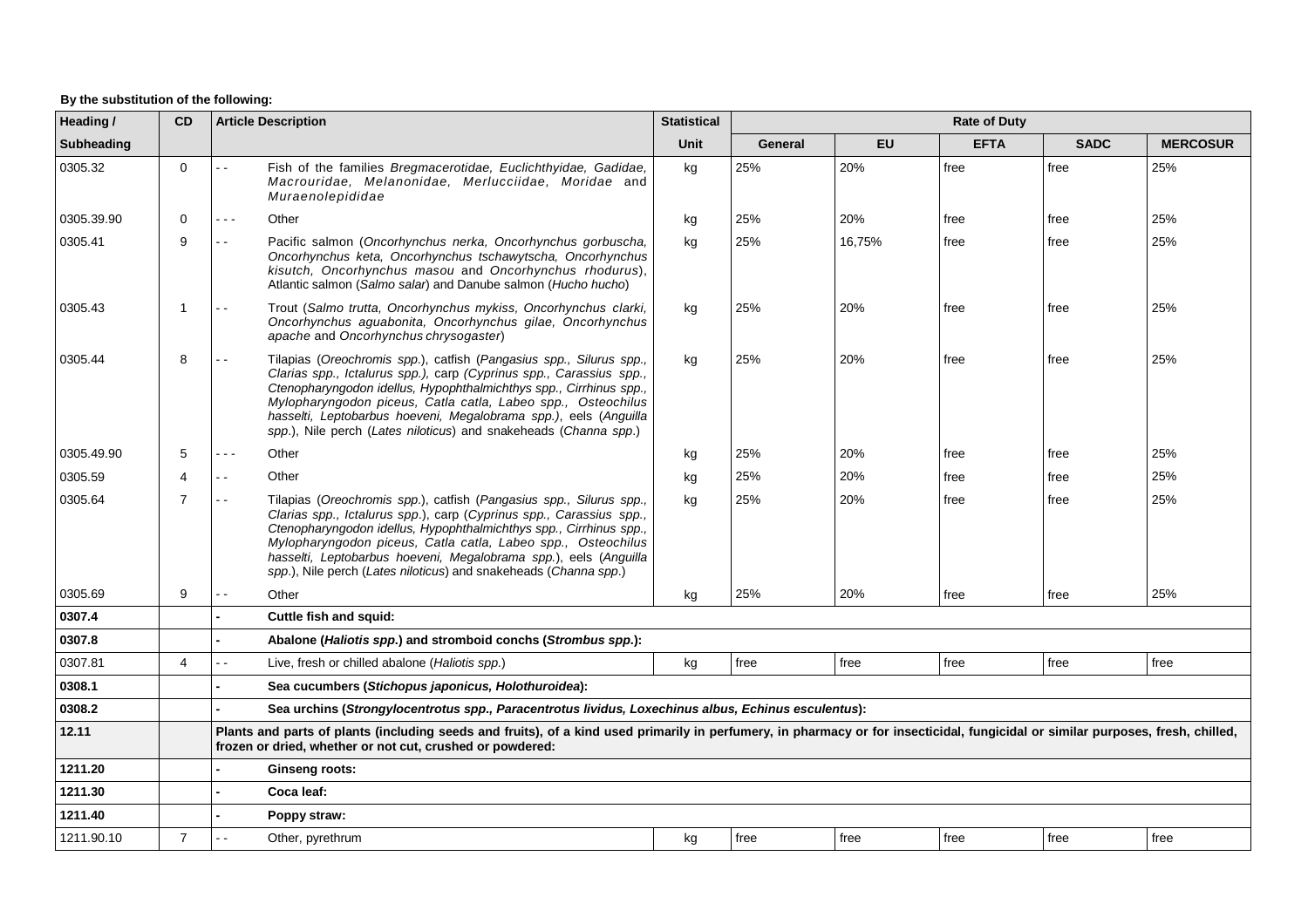**By the substitution of the following:**

| Heading / Subheading | CD | Article Description | | Statistical Unit | Rate of Duty | | | | |
|---|---|---|---|---|---|---|---|---|---|
| | | | | | General | EU | EFTA | SADC | MERCOSUR |
| 0305.32 | 0 | - - | Fish of the families *Bregmacerotidae, Euclichthyidae, Gadidae, Macrouridae, Melanonidae, Merlucciidae, Moridae* and *Muraenolepididae* | kg | 25% | 20% | free | free | 25% |
| 0305.39.90 | 0 | - - - | Other | kg | 25% | 20% | free | free | 25% |
| 0305.41 | 9 | - - | Pacific salmon (*Oncorhynchus nerka, Oncorhynchus gorbuscha, Oncorhynchus keta, Oncorhynchus tschawytscha, Oncorhynchus kisutch, Oncorhynchus masou* and *Oncorhynchus rhodurus*), Atlantic salmon (*Salmo salar*) and Danube salmon (*Hucho hucho*) | kg | 25% | 16,75% | free | free | 25% |
| 0305.43 | 1 | - - | Trout (*Salmo trutta, Oncorhynchus mykiss, Oncorhynchus clarki, Oncorhynchus aguabonita, Oncorhynchus gilae, Oncorhynchus apache* and *Oncorhynchus chrysogaster*) | kg | 25% | 20% | free | free | 25% |
| 0305.44 | 8 | - - | Tilapias (*Oreochromis spp.*), catfish (*Pangasius spp., Silurus spp., Clarias spp., Ictalurus spp.*), carp (*Cyprinus spp., Carassius spp., Ctenopharyngodon idellus, Hypophthalmichthys spp., Cirrhinus spp., Mylopharyngodon piceus, Catla catla, Labeo spp., Osteochilus hasselti, Leptobarbus hoeveni, Megalobrama spp.*), eels (*Anguilla spp.*), Nile perch (*Lates niloticus*) and snakeheads (*Channa spp.*) | kg | 25% | 20% | free | free | 25% |
| 0305.49.90 | 5 | - - - | Other | kg | 25% | 20% | free | free | 25% |
| 0305.59 | 4 | - - | Other | kg | 25% | 20% | free | free | 25% |
| 0305.64 | 7 | - - | Tilapias (*Oreochromis spp.*), catfish (*Pangasius spp., Silurus spp., Clarias spp., Ictalurus spp.*), carp (*Cyprinus spp., Carassius spp., Ctenopharyngodon idellus, Hypophthalmichthys spp., Cirrhinus spp., Mylopharyngodon piceus, Catla catla, Labeo spp., Osteochilus hasselti, Leptobarbus hoeveni, Megalobrama spp.*), eels (*Anguilla spp.*), Nile perch (*Lates niloticus*) and snakeheads (*Channa spp.*) | kg | 25% | 20% | free | free | 25% |
| 0305.69 | 9 | - - | Other | kg | 25% | 20% | free | free | 25% |
| **0307.4** | | **-** | **Cuttle fish and squid:** | | | | | | |
| **0307.8** | | **-** | **Abalone (*Haliotis spp.*) and stromboid conchs (*Strombus spp.*):** | | | | | | |
| 0307.81 | 4 | - - | Live, fresh or chilled abalone (*Haliotis spp.*) | kg | free | free | free | free | free |
| **0308.1** | | **-** | **Sea cucumbers (*Stichopus japonicus, Holothuroidea*):** | | | | | | |
| **0308.2** | | **-** | **Sea urchins (*Strongylocentrotus spp., Paracentrotus lividus, Loxechinus albus, Echinus esculentus*):** | | | | | | |
| **12.11** | | **Plants and parts of plants (including seeds and fruits), of a kind used primarily in perfumery, in pharmacy or for insecticidal, fungicidal or similar purposes, fresh, chilled, frozen or dried, whether or not cut, crushed or powdered:** | | | | | | | |
| **1211.20** | | **-** | **Ginseng roots:** | | | | | | |
| **1211.30** | | **-** | **Coca leaf:** | | | | | | |
| **1211.40** | | **-** | **Poppy straw:** | | | | | | |
| 1211.90.10 | 7 | - - | Other, pyrethrum | kg | free | free | free | free | free |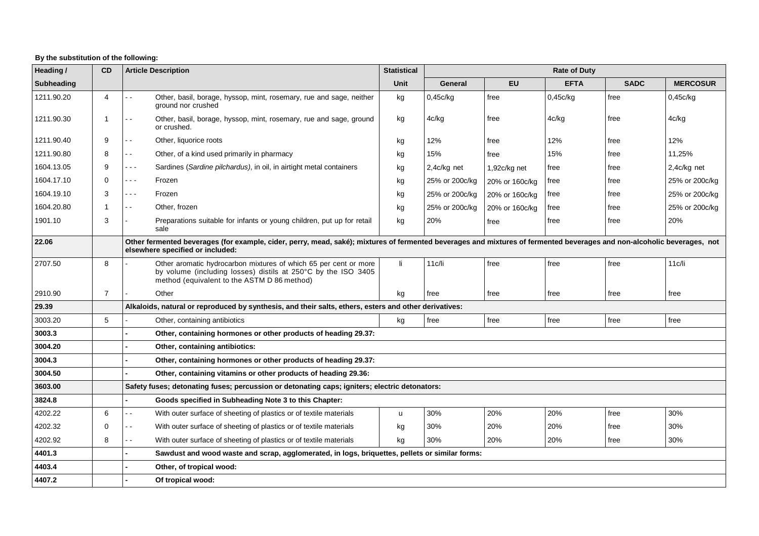**By the substitution of the following:**

| Heading / Subheading | CD | Article Description | | Statistical Unit | Rate of Duty | | | | |
|---|---|---|---|---|---|---|---|---|---|
| | | | | | General | EU | EFTA | SADC | MERCOSUR |
| 1211.90.20 | 4 | - - | Other, basil, borage, hyssop, mint, rosemary, rue and sage, neither ground nor crushed | kg | 0,45c/kg | free | 0,45c/kg | free | 0,45c/kg |
| 1211.90.30 | 1 | - - | Other, basil, borage, hyssop, mint, rosemary, rue and sage, ground or crushed. | kg | 4c/kg | free | 4c/kg | free | 4c/kg |
| 1211.90.40 | 9 | - - | Other, liquorice roots | kg | 12% | free | 12% | free | 12% |
| 1211.90.80 | 8 | - - | Other, of a kind used primarily in pharmacy | kg | 15% | free | 15% | free | 11,25% |
| 1604.13.05 | 9 | - - - | Sardines (*Sardine pilchardus*), in oil, in airtight metal containers | kg | 2,4c/kg net | 1,92c/kg net | free | free | 2,4c/kg net |
| 1604.17.10 | 0 | - - - | Frozen | kg | 25% or 200c/kg | 20% or 160c/kg | free | free | 25% or 200c/kg |
| 1604.19.10 | 3 | - - - | Frozen | kg | 25% or 200c/kg | 20% or 160c/kg | free | free | 25% or 200c/kg |
| 1604.20.80 | 1 | - - | Other, frozen | kg | 25% or 200c/kg | 20% or 160c/kg | free | free | 25% or 200c/kg |
| 1901.10 | 3 | - | Preparations suitable for infants or young children, put up for retail sale | kg | 20% | free | free | free | 20% |
| **22.06** | | **Other fermented beverages (for example, cider, perry, mead, saké); mixtures of fermented beverages and mixtures of fermented beverages and non-alcoholic beverages, not elsewhere specified or included:** | | | | | | | |
| 2707.50 | 8 | - | Other aromatic hydrocarbon mixtures of which 65 per cent or more by volume (including losses) distils at 250°C by the ISO 3405 method (equivalent to the ASTM D 86 method) | li | 11c/li | free | free | free | 11c/li |
| 2910.90 | 7 | - | Other | kg | free | free | free | free | free |
| **29.39** | | **Alkaloids, natural or reproduced by synthesis, and their salts, ethers, esters and other derivatives:** | | | | | | | |
| 3003.20 | 5 | - | Other, containing antibiotics | kg | free | free | free | free | free |
| **3003.3** | | **-** | **Other, containing hormones or other products of heading 29.37:** | | | | | | |
| **3004.20** | | **-** | **Other, containing antibiotics:** | | | | | | |
| **3004.3** | | **-** | **Other, containing hormones or other products of heading 29.37:** | | | | | | |
| **3004.50** | | **-** | **Other, containing vitamins or other products of heading 29.36:** | | | | | | |
| **3603.00** | | **Safety fuses; detonating fuses; percussion or detonating caps; igniters; electric detonators:** | | | | | | | |
| **3824.8** | | **-** | **Goods specified in Subheading Note 3 to this Chapter:** | | | | | | |
| 4202.22 | 6 | - - | With outer surface of sheeting of plastics or of textile materials | u | 30% | 20% | 20% | free | 30% |
| 4202.32 | 0 | - - | With outer surface of sheeting of plastics or of textile materials | kg | 30% | 20% | 20% | free | 30% |
| 4202.92 | 8 | - - | With outer surface of sheeting of plastics or of textile materials | kg | 30% | 20% | 20% | free | 30% |
| **4401.3** | | **-** | **Sawdust and wood waste and scrap, agglomerated, in logs, briquettes, pellets or similar forms:** | | | | | | |
| **4403.4** | | **-** | **Other, of tropical wood:** | | | | | | |
| **4407.2** | | **-** | **Of tropical wood:** | | | | | | |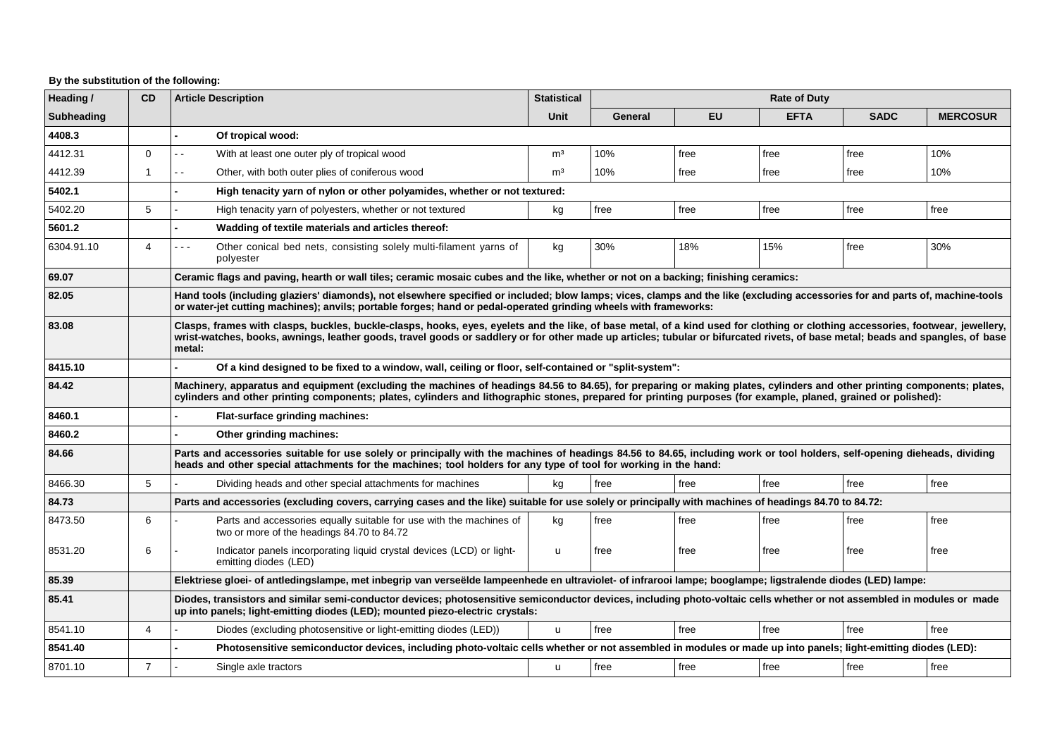**By the substitution of the following:**

| Heading / Subheading | CD | Article Description | | Statistical Unit | Rate of Duty | | | | |
|---|---|---|---|---|---|---|---|---|---|
| | | | | | General | EU | EFTA | SADC | MERCOSUR |
| **4408.3** | | **-** | **Of tropical wood:** | | | | | | |
| 4412.31 | 0 | - - | With at least one outer ply of tropical wood | m³ | 10% | free | free | free | 10% |
| 4412.39 | 1 | - - | Other, with both outer plies of coniferous wood | m³ | 10% | free | free | free | 10% |
| **5402.1** | | **-** | **High tenacity yarn of nylon or other polyamides, whether or not textured:** | | | | | | |
| 5402.20 | 5 | - | High tenacity yarn of polyesters, whether or not textured | kg | free | free | free | free | free |
| **5601.2** | | **-** | **Wadding of textile materials and articles thereof:** | | | | | | |
| 6304.91.10 | 4 | - - - | Other conical bed nets, consisting solely multi-filament yarns of polyester | kg | 30% | 18% | 15% | free | 30% |
| **69.07** | | **Ceramic flags and paving, hearth or wall tiles; ceramic mosaic cubes and the like, whether or not on a backing; finishing ceramics:** | | | | | | | |
| **82.05** | | **Hand tools (including glaziers' diamonds), not elsewhere specified or included; blow lamps; vices, clamps and the like (excluding accessories for and parts of, machine-tools or water-jet cutting machines); anvils; portable forges; hand or pedal-operated grinding wheels with frameworks:** | | | | | | | |
| **83.08** | | **Clasps, frames with clasps, buckles, buckle-clasps, hooks, eyes, eyelets and the like, of base metal, of a kind used for clothing or clothing accessories, footwear, jewellery, wrist-watches, books, awnings, leather goods, travel goods or saddlery or for other made up articles; tubular or bifurcated rivets, of base metal; beads and spangles, of base metal:** | | | | | | | |
| **8415.10** | | **-** | **Of a kind designed to be fixed to a window, wall, ceiling or floor, self-contained or "split-system":** | | | | | | |
| **84.42** | | **Machinery, apparatus and equipment (excluding the machines of headings 84.56 to 84.65), for preparing or making plates, cylinders and other printing components; plates, cylinders and other printing components; plates, cylinders and lithographic stones, prepared for printing purposes (for example, planed, grained or polished):** | | | | | | | |
| **8460.1** | | **-** | **Flat-surface grinding machines:** | | | | | | |
| **8460.2** | | **-** | **Other grinding machines:** | | | | | | |
| **84.66** | | **Parts and accessories suitable for use solely or principally with the machines of headings 84.56 to 84.65, including work or tool holders, self-opening dieheads, dividing heads and other special attachments for the machines; tool holders for any type of tool for working in the hand:** | | | | | | | |
| 8466.30 | 5 | - | Dividing heads and other special attachments for machines | kg | free | free | free | free | free |
| **84.73** | | **Parts and accessories (excluding covers, carrying cases and the like) suitable for use solely or principally with machines of headings 84.70 to 84.72:** | | | | | | | |
| 8473.50 | 6 | - | Parts and accessories equally suitable for use with the machines of two or more of the headings 84.70 to 84.72 | kg | free | free | free | free | free |
| 8531.20 | 6 | - | Indicator panels incorporating liquid crystal devices (LCD) or light-emitting diodes (LED) | u | free | free | free | free | free |
| **85.39** | | **Elektriese gloei- of antledingslampe, met inbegrip van verseëlde lampeenhede en ultraviolet- of infrarooi lampe; booglampe; ligstralende diodes (LED) lampe:** | | | | | | | |
| **85.41** | | **Diodes, transistors and similar semi-conductor devices; photosensitive semiconductor devices, including photo-voltaic cells whether or not assembled in modules or made up into panels; light-emitting diodes (LED); mounted piezo-electric crystals:** | | | | | | | |
| 8541.10 | 4 | - | Diodes (excluding photosensitive or light-emitting diodes (LED)) | u | free | free | free | free | free |
| **8541.40** | | **-** | **Photosensitive semiconductor devices, including photo-voltaic cells whether or not assembled in modules or made up into panels; light-emitting diodes (LED):** | | | | | | |
| 8701.10 | 7 | - | Single axle tractors | u | free | free | free | free | free |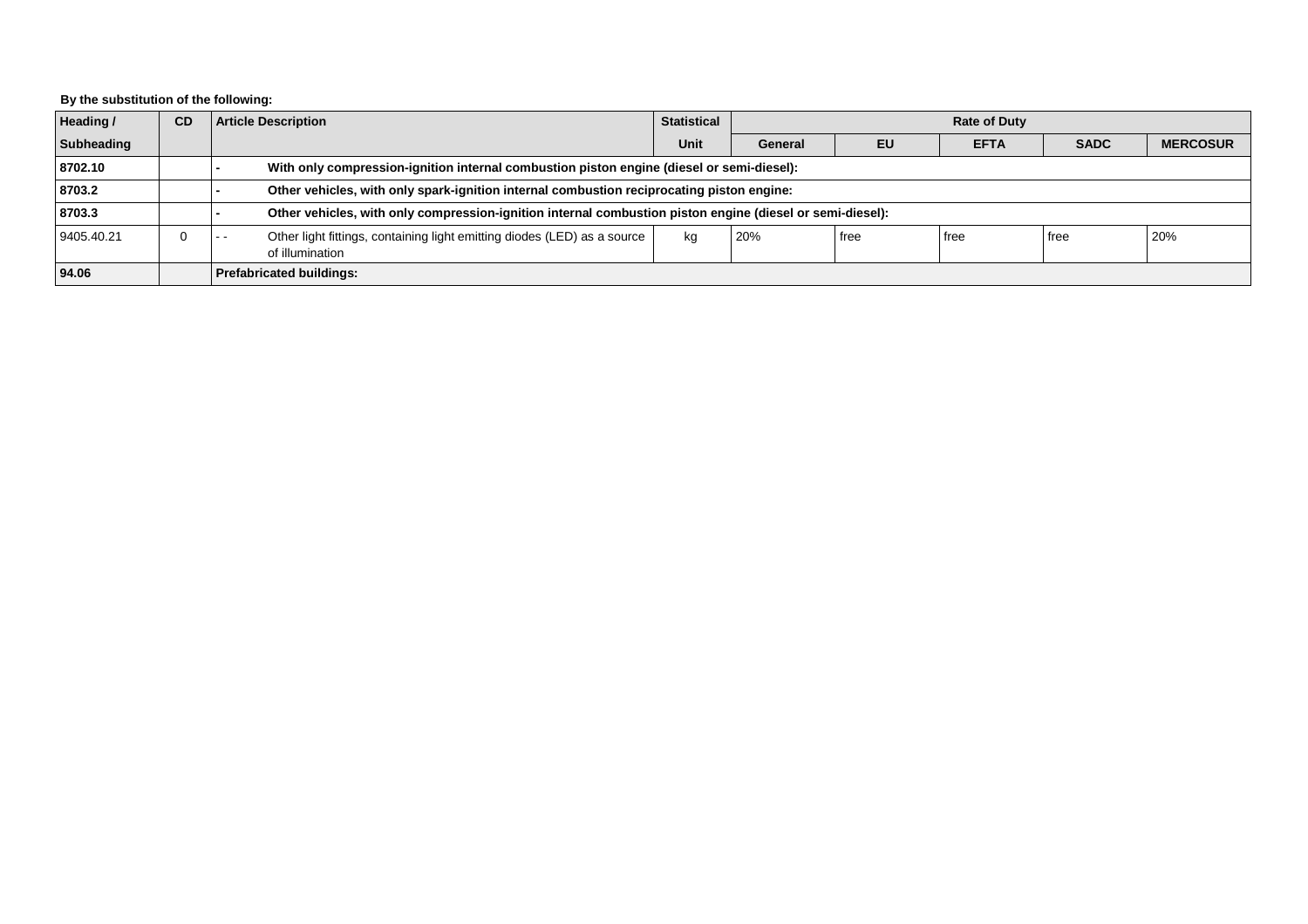**By the substitution of the following:**

| Heading / Subheading | CD | Article Description | | Statistical Unit | Rate of Duty | | | | |
|---|---|---|---|---|---|---|---|---|---|
| | | | | | General | EU | EFTA | SADC | MERCOSUR |
| **8702.10** | | **-** | **With only compression-ignition internal combustion piston engine (diesel or semi-diesel):** | | | | | | |
| **8703.2** | | **-** | **Other vehicles, with only spark-ignition internal combustion reciprocating piston engine:** | | | | | | |
| **8703.3** | | **-** | **Other vehicles, with only compression-ignition internal combustion piston engine (diesel or semi-diesel):** | | | | | | |
| 9405.40.21 | 0 | - - | Other light fittings, containing light emitting diodes (LED) as a source of illumination | kg | 20% | free | free | free | 20% |
| **94.06** | | **Prefabricated buildings:** | | | | | | | |